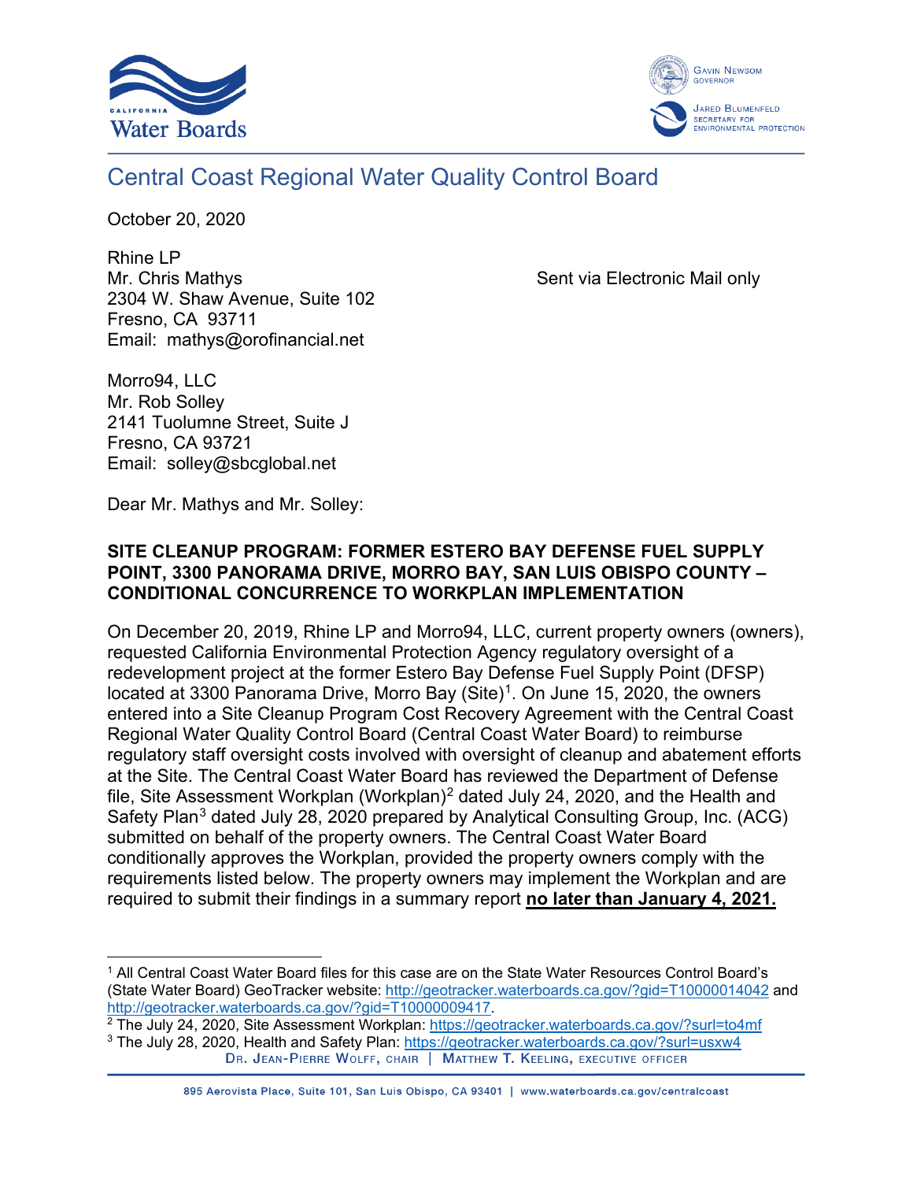# Central Coast Regional Water Quality Control Board

October 20, 2020

Rhine LP
Mr. Chris Mathys
2304 W. Shaw Avenue, Suite 102
Fresno, CA 93711
Email: mathys@orofinancial.net

Sent via Electronic Mail only

Morro94, LLC
Mr. Rob Solley
2141 Tuolumne Street, Suite J
Fresno, CA 93721
Email: solley@sbcglobal.net

Dear Mr. Mathys and Mr. Solley:

**SITE CLEANUP PROGRAM: FORMER ESTERO BAY DEFENSE FUEL SUPPLY POINT, 3300 PANORAMA DRIVE, MORRO BAY, SAN LUIS OBISPO COUNTY – CONDITIONAL CONCURRENCE TO WORKPLAN IMPLEMENTATION**

On December 20, 2019, Rhine LP and Morro94, LLC, current property owners (owners), requested California Environmental Protection Agency regulatory oversight of a redevelopment project at the former Estero Bay Defense Fuel Supply Point (DFSP) located at 3300 Panorama Drive, Morro Bay (Site)[1]. On June 15, 2020, the owners entered into a Site Cleanup Program Cost Recovery Agreement with the Central Coast Regional Water Quality Control Board (Central Coast Water Board) to reimburse regulatory staff oversight costs involved with oversight of cleanup and abatement efforts at the Site. The Central Coast Water Board has reviewed the Department of Defense file, Site Assessment Workplan (Workplan)[2] dated July 24, 2020, and the Health and Safety Plan[3] dated July 28, 2020 prepared by Analytical Consulting Group, Inc. (ACG) submitted on behalf of the property owners. The Central Coast Water Board conditionally approves the Workplan, provided the property owners comply with the requirements listed below. The property owners may implement the Workplan and are required to submit their findings in a summary report **no later than January 4, 2021.**

---

[1] All Central Coast Water Board files for this case are on the State Water Resources Control Board's (State Water Board) GeoTracker website: http://geotracker.waterboards.ca.gov/?gid=T10000014042 and http://geotracker.waterboards.ca.gov/?gid=T10000009417.

[2] The July 24, 2020, Site Assessment Workplan: https://geotracker.waterboards.ca.gov/?surl=to4mf

[3] The July 28, 2020, Health and Safety Plan: https://geotracker.waterboards.ca.gov/?surl=usxw4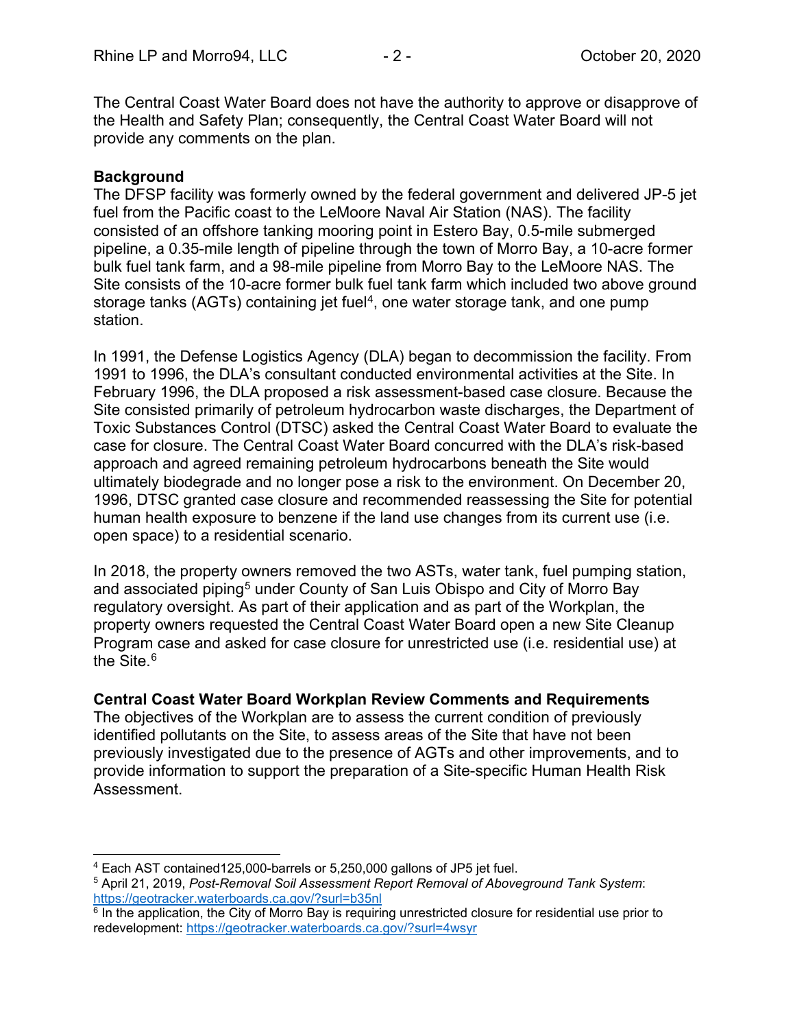The Central Coast Water Board does not have the authority to approve or disapprove of the Health and Safety Plan; consequently, the Central Coast Water Board will not provide any comments on the plan.

**Background**
The DFSP facility was formerly owned by the federal government and delivered JP-5 jet fuel from the Pacific coast to the LeMoore Naval Air Station (NAS). The facility consisted of an offshore tanking mooring point in Estero Bay, 0.5-mile submerged pipeline, a 0.35-mile length of pipeline through the town of Morro Bay, a 10-acre former bulk fuel tank farm, and a 98-mile pipeline from Morro Bay to the LeMoore NAS. The Site consists of the 10-acre former bulk fuel tank farm which included two above ground storage tanks (AGTs) containing jet fuel[4], one water storage tank, and one pump station.

In 1991, the Defense Logistics Agency (DLA) began to decommission the facility. From 1991 to 1996, the DLA's consultant conducted environmental activities at the Site. In February 1996, the DLA proposed a risk assessment-based case closure. Because the Site consisted primarily of petroleum hydrocarbon waste discharges, the Department of Toxic Substances Control (DTSC) asked the Central Coast Water Board to evaluate the case for closure. The Central Coast Water Board concurred with the DLA's risk-based approach and agreed remaining petroleum hydrocarbons beneath the Site would ultimately biodegrade and no longer pose a risk to the environment. On December 20, 1996, DTSC granted case closure and recommended reassessing the Site for potential human health exposure to benzene if the land use changes from its current use (i.e. open space) to a residential scenario.

In 2018, the property owners removed the two ASTs, water tank, fuel pumping station, and associated piping[5] under County of San Luis Obispo and City of Morro Bay regulatory oversight. As part of their application and as part of the Workplan, the property owners requested the Central Coast Water Board open a new Site Cleanup Program case and asked for case closure for unrestricted use (i.e. residential use) at the Site.[6]

**Central Coast Water Board Workplan Review Comments and Requirements**
The objectives of the Workplan are to assess the current condition of previously identified pollutants on the Site, to assess areas of the Site that have not been previously investigated due to the presence of AGTs and other improvements, and to provide information to support the preparation of a Site-specific Human Health Risk Assessment.

---

[4] Each AST contained125,000-barrels or 5,250,000 gallons of JP5 jet fuel.

[5] April 21, 2019, *Post-Removal Soil Assessment Report Removal of Aboveground Tank System*: https://geotracker.waterboards.ca.gov/?surl=b35nl

[6] In the application, the City of Morro Bay is requiring unrestricted closure for residential use prior to redevelopment: https://geotracker.waterboards.ca.gov/?surl=4wsyr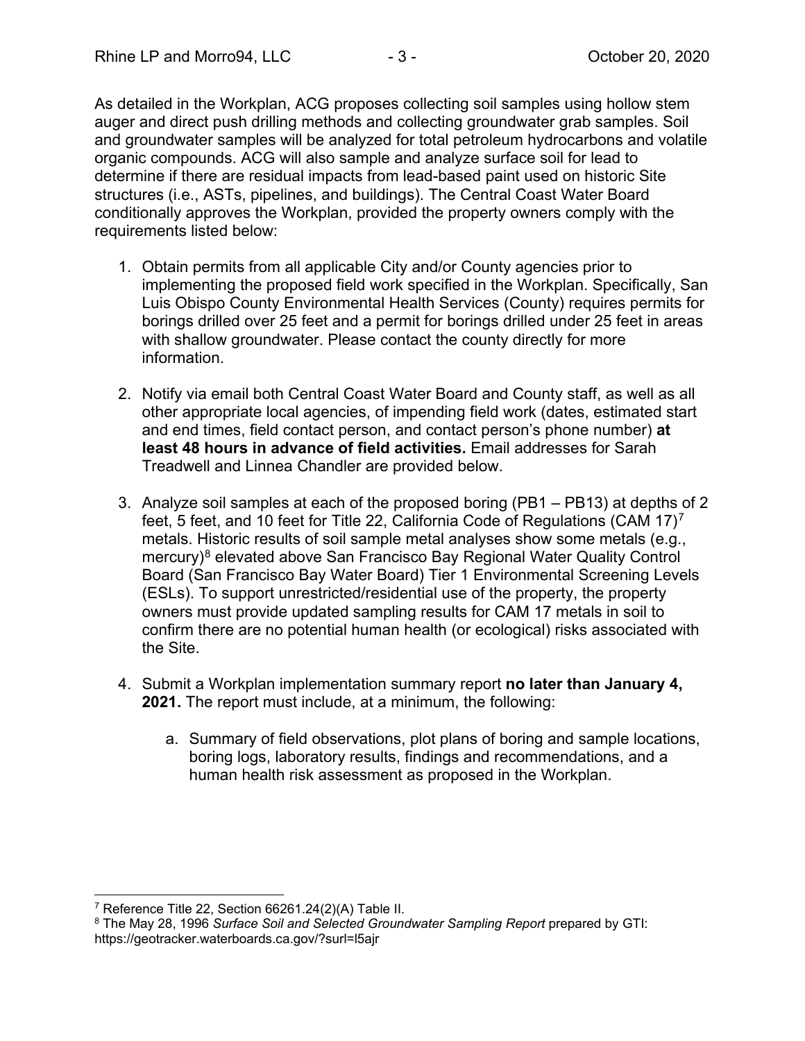As detailed in the Workplan, ACG proposes collecting soil samples using hollow stem auger and direct push drilling methods and collecting groundwater grab samples. Soil and groundwater samples will be analyzed for total petroleum hydrocarbons and volatile organic compounds. ACG will also sample and analyze surface soil for lead to determine if there are residual impacts from lead-based paint used on historic Site structures (i.e., ASTs, pipelines, and buildings). The Central Coast Water Board conditionally approves the Workplan, provided the property owners comply with the requirements listed below:

1. Obtain permits from all applicable City and/or County agencies prior to implementing the proposed field work specified in the Workplan. Specifically, San Luis Obispo County Environmental Health Services (County) requires permits for borings drilled over 25 feet and a permit for borings drilled under 25 feet in areas with shallow groundwater. Please contact the county directly for more information.

2. Notify via email both Central Coast Water Board and County staff, as well as all other appropriate local agencies, of impending field work (dates, estimated start and end times, field contact person, and contact person's phone number) **at least 48 hours in advance of field activities.** Email addresses for Sarah Treadwell and Linnea Chandler are provided below.

3. Analyze soil samples at each of the proposed boring (PB1 – PB13) at depths of 2 feet, 5 feet, and 10 feet for Title 22, California Code of Regulations (CAM 17)[7] metals. Historic results of soil sample metal analyses show some metals (e.g., mercury)[8] elevated above San Francisco Bay Regional Water Quality Control Board (San Francisco Bay Water Board) Tier 1 Environmental Screening Levels (ESLs). To support unrestricted/residential use of the property, the property owners must provide updated sampling results for CAM 17 metals in soil to confirm there are no potential human health (or ecological) risks associated with the Site.

4. Submit a Workplan implementation summary report **no later than January 4, 2021.** The report must include, at a minimum, the following:

    a. Summary of field observations, plot plans of boring and sample locations, boring logs, laboratory results, findings and recommendations, and a human health risk assessment as proposed in the Workplan.

---

[7] Reference Title 22, Section 66261.24(2)(A) Table II.

[8] The May 28, 1996 *Surface Soil and Selected Groundwater Sampling Report* prepared by GTI: https://geotracker.waterboards.ca.gov/?surl=l5ajr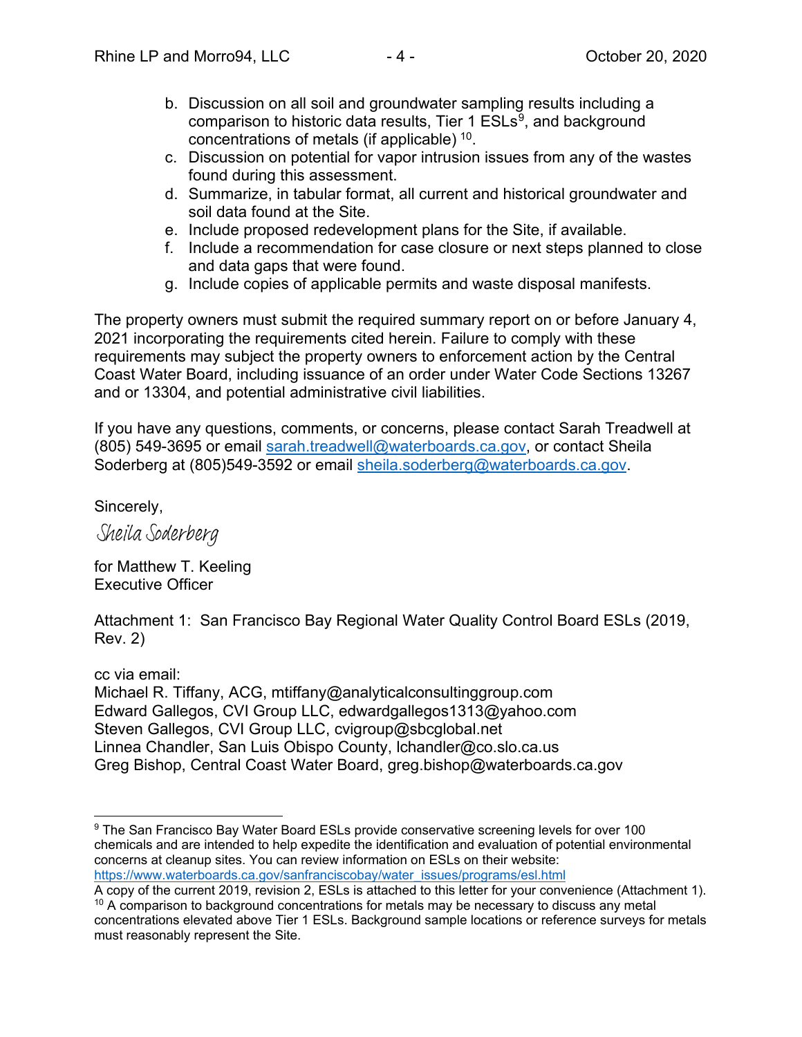b. Discussion on all soil and groundwater sampling results including a comparison to historic data results, Tier 1 ESLs[9], and background concentrations of metals (if applicable) [10].
c. Discussion on potential for vapor intrusion issues from any of the wastes found during this assessment.
d. Summarize, in tabular format, all current and historical groundwater and soil data found at the Site.
e. Include proposed redevelopment plans for the Site, if available.
f. Include a recommendation for case closure or next steps planned to close and data gaps that were found.
g. Include copies of applicable permits and waste disposal manifests.

The property owners must submit the required summary report on or before January 4, 2021 incorporating the requirements cited herein. Failure to comply with these requirements may subject the property owners to enforcement action by the Central Coast Water Board, including issuance of an order under Water Code Sections 13267 and or 13304, and potential administrative civil liabilities.

If you have any questions, comments, or concerns, please contact Sarah Treadwell at (805) 549-3695 or email sarah.treadwell@waterboards.ca.gov, or contact Sheila Soderberg at (805)549-3592 or email sheila.soderberg@waterboards.ca.gov.

Sincerely,

*Sheila Soderberg*

for Matthew T. Keeling
Executive Officer

Attachment 1: San Francisco Bay Regional Water Quality Control Board ESLs (2019, Rev. 2)

cc via email:
Michael R. Tiffany, ACG, mtiffany@analyticalconsultinggroup.com
Edward Gallegos, CVI Group LLC, edwardgallegos1313@yahoo.com
Steven Gallegos, CVI Group LLC, cvigroup@sbcglobal.net
Linnea Chandler, San Luis Obispo County, lchandler@co.slo.ca.us
Greg Bishop, Central Coast Water Board, greg.bishop@waterboards.ca.gov

---

[9] The San Francisco Bay Water Board ESLs provide conservative screening levels for over 100 chemicals and are intended to help expedite the identification and evaluation of potential environmental concerns at cleanup sites. You can review information on ESLs on their website: https://www.waterboards.ca.gov/sanfranciscobay/water_issues/programs/esl.html
A copy of the current 2019, revision 2, ESLs is attached to this letter for your convenience (Attachment 1).

[10] A comparison to background concentrations for metals may be necessary to discuss any metal concentrations elevated above Tier 1 ESLs. Background sample locations or reference surveys for metals must reasonably represent the Site.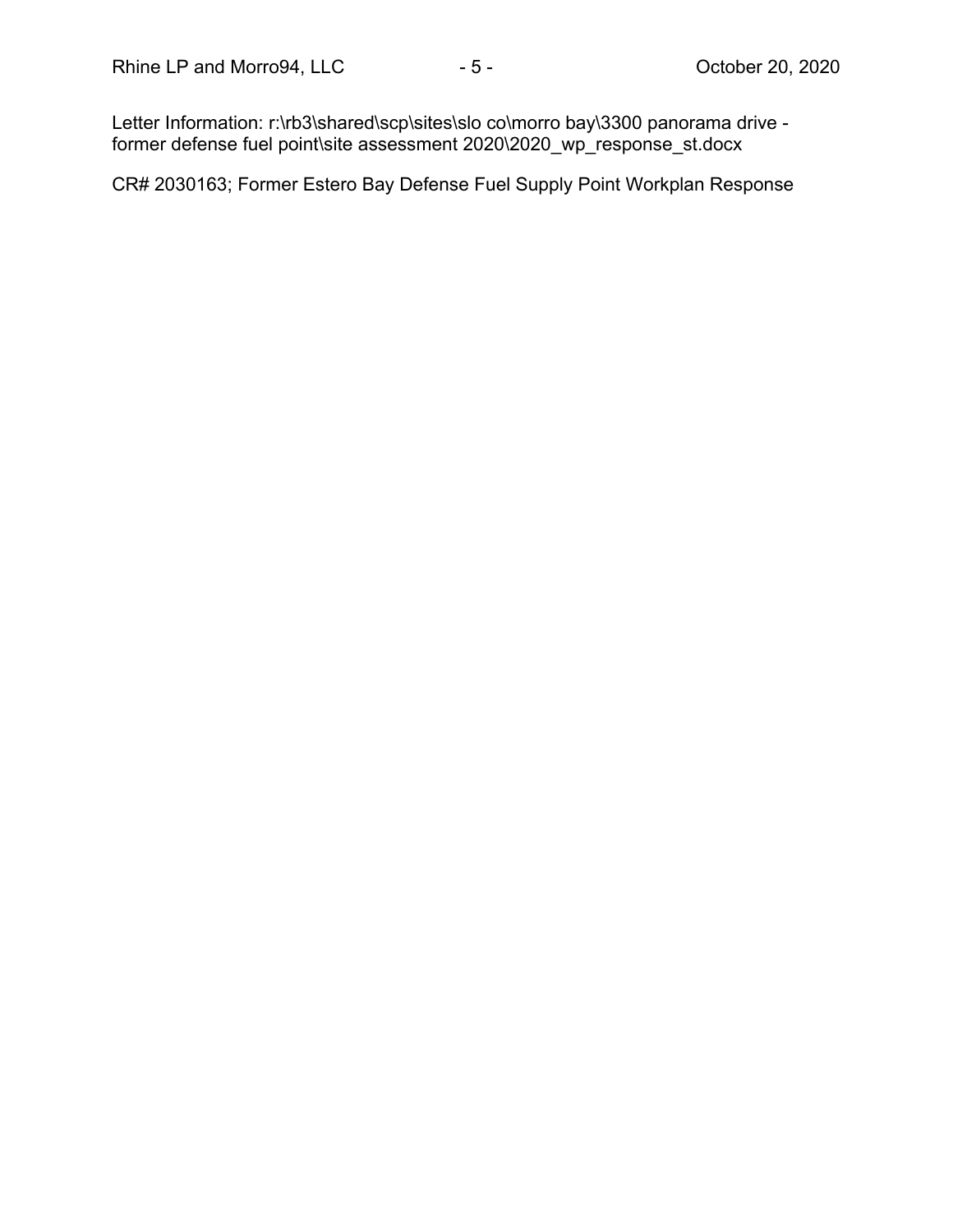Letter Information: r:\rb3\shared\scp\sites\slo co\morro bay\3300 panorama drive - former defense fuel point\site assessment 2020\2020_wp_response_st.docx

CR# 2030163; Former Estero Bay Defense Fuel Supply Point Workplan Response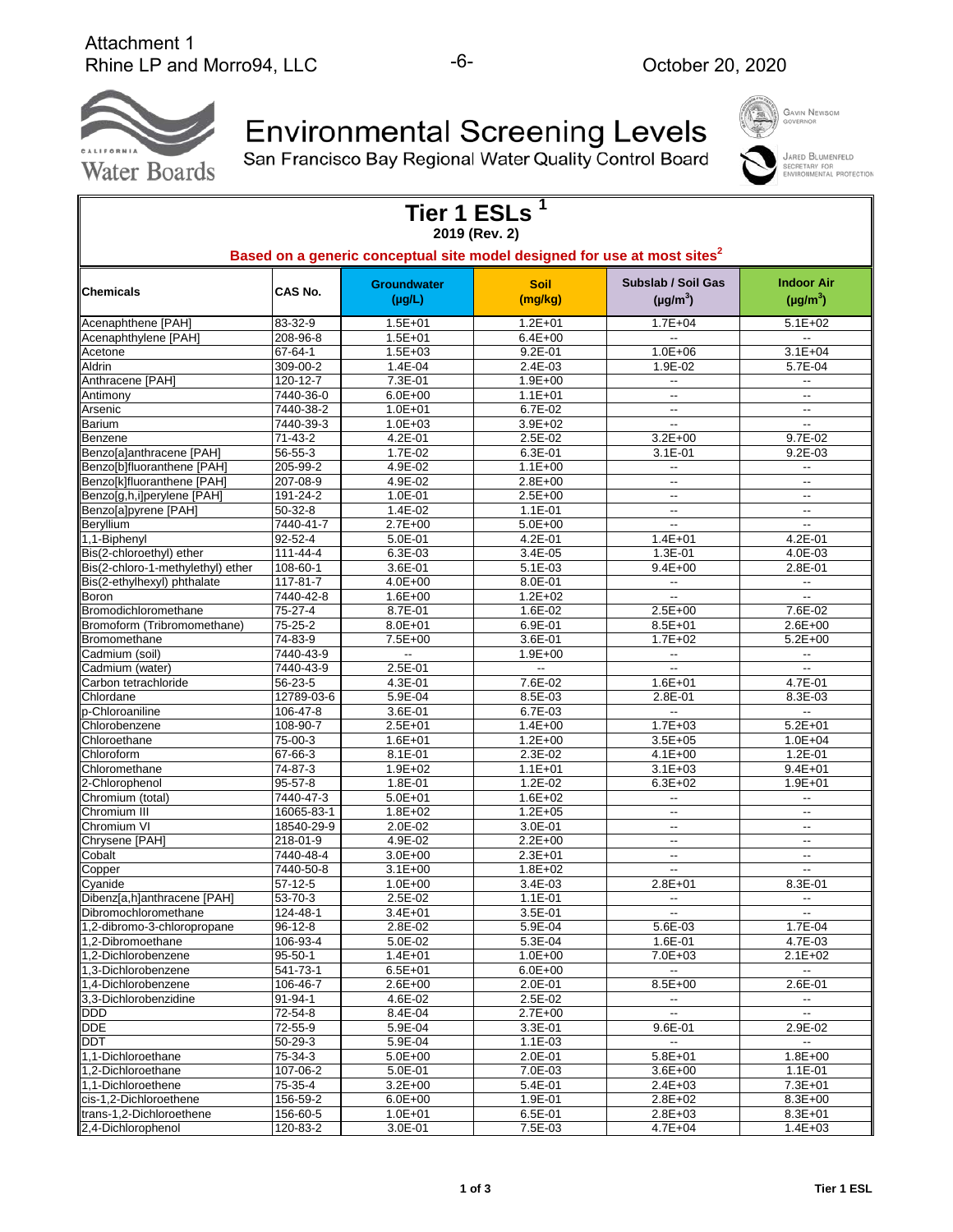Attachment 1
Rhine LP and Morro94, LLC

October 20, 2020

# Environmental Screening Levels

San Francisco Bay Regional Water Quality Control Board

GAVIN NEWSOM
GOVERNOR

JARED BLUMENFELD
SECRETARY FOR
ENVIRONMENTAL PROTECTION

## Tier 1 ESLs [1]

**2019 (Rev. 2)**

**Based on a generic conceptual site model designed for use at most sites[2]**

| Chemicals | CAS No. | Groundwater (µg/L) | Soil (mg/kg) | Subslab / Soil Gas (µg/m$^3$) | Indoor Air (µg/m$^3$) |
|---|---|---|---|---|---|
| Acenaphthene [PAH] | 83-32-9 | 1.5E+01 | 1.2E+01 | 1.7E+04 | 5.1E+02 |
| Acenaphthylene [PAH] | 208-96-8 | 1.5E+01 | 6.4E+00 | -- | -- |
| Acetone | 67-64-1 | 1.5E+03 | 9.2E-01 | 1.0E+06 | 3.1E+04 |
| Aldrin | 309-00-2 | 1.4E-04 | 2.4E-03 | 1.9E-02 | 5.7E-04 |
| Anthracene [PAH] | 120-12-7 | 7.3E-01 | 1.9E+00 | -- | -- |
| Antimony | 7440-36-0 | 6.0E+00 | 1.1E+01 | -- | -- |
| Arsenic | 7440-38-2 | 1.0E+01 | 6.7E-02 | -- | -- |
| Barium | 7440-39-3 | 1.0E+03 | 3.9E+02 | -- | -- |
| Benzene | 71-43-2 | 4.2E-01 | 2.5E-02 | 3.2E+00 | 9.7E-02 |
| Benzo[a]anthracene [PAH] | 56-55-3 | 1.7E-02 | 6.3E-01 | 3.1E-01 | 9.2E-03 |
| Benzo[b]fluoranthene [PAH] | 205-99-2 | 4.9E-02 | 1.1E+00 | -- | -- |
| Benzo[k]fluoranthene [PAH] | 207-08-9 | 4.9E-02 | 2.8E+00 | -- | -- |
| Benzo[g,h,i]perylene [PAH] | 191-24-2 | 1.0E-01 | 2.5E+00 | -- | -- |
| Benzo[a]pyrene [PAH] | 50-32-8 | 1.4E-02 | 1.1E-01 | -- | -- |
| Beryllium | 7440-41-7 | 2.7E+00 | 5.0E+00 | -- | -- |
| 1,1-Biphenyl | 92-52-4 | 5.0E-01 | 4.2E-01 | 1.4E+01 | 4.2E-01 |
| Bis(2-chloroethyl) ether | 111-44-4 | 6.3E-03 | 3.4E-05 | 1.3E-01 | 4.0E-03 |
| Bis(2-chloro-1-methylethyl) ether | 108-60-1 | 3.6E-01 | 5.1E-03 | 9.4E+00 | 2.8E-01 |
| Bis(2-ethylhexyl) phthalate | 117-81-7 | 4.0E+00 | 8.0E-01 | -- | -- |
| Boron | 7440-42-8 | 1.6E+00 | 1.2E+02 | -- | -- |
| Bromodichloromethane | 75-27-4 | 8.7E-01 | 1.6E-02 | 2.5E+00 | 7.6E-02 |
| Bromoform (Tribromomethane) | 75-25-2 | 8.0E+01 | 6.9E-01 | 8.5E+01 | 2.6E+00 |
| Bromomethane | 74-83-9 | 7.5E+00 | 3.6E-01 | 1.7E+02 | 5.2E+00 |
| Cadmium (soil) | 7440-43-9 | -- | 1.9E+00 | -- | -- |
| Cadmium (water) | 7440-43-9 | 2.5E-01 | -- | -- | -- |
| Carbon tetrachloride | 56-23-5 | 4.3E-01 | 7.6E-02 | 1.6E+01 | 4.7E-01 |
| Chlordane | 12789-03-6 | 5.9E-04 | 8.5E-03 | 2.8E-01 | 8.3E-03 |
| p-Chloroaniline | 106-47-8 | 3.6E-01 | 6.7E-03 | -- | -- |
| Chlorobenzene | 108-90-7 | 2.5E+01 | 1.4E+00 | 1.7E+03 | 5.2E+01 |
| Chloroethane | 75-00-3 | 1.6E+01 | 1.2E+00 | 3.5E+05 | 1.0E+04 |
| Chloroform | 67-66-3 | 8.1E-01 | 2.3E-02 | 4.1E+00 | 1.2E-01 |
| Chloromethane | 74-87-3 | 1.9E+02 | 1.1E+01 | 3.1E+03 | 9.4E+01 |
| 2-Chlorophenol | 95-57-8 | 1.8E-01 | 1.2E-02 | 6.3E+02 | 1.9E+01 |
| Chromium (total) | 7440-47-3 | 5.0E+01 | 1.6E+02 | -- | -- |
| Chromium III | 16065-83-1 | 1.8E+02 | 1.2E+05 | -- | -- |
| Chromium VI | 18540-29-9 | 2.0E-02 | 3.0E-01 | -- | -- |
| Chrysene [PAH] | 218-01-9 | 4.9E-02 | 2.2E+00 | -- | -- |
| Cobalt | 7440-48-4 | 3.0E+00 | 2.3E+01 | -- | -- |
| Copper | 7440-50-8 | 3.1E+00 | 1.8E+02 | -- | -- |
| Cyanide | 57-12-5 | 1.0E+00 | 3.4E-03 | 2.8E+01 | 8.3E-01 |
| Dibenz[a,h]anthracene [PAH] | 53-70-3 | 2.5E-02 | 1.1E-01 | -- | -- |
| Dibromochloromethane | 124-48-1 | 3.4E+01 | 3.5E-01 | -- | -- |
| 1,2-dibromo-3-chloropropane | 96-12-8 | 2.8E-02 | 5.9E-04 | 5.6E-03 | 1.7E-04 |
| 1,2-Dibromoethane | 106-93-4 | 5.0E-02 | 5.3E-04 | 1.6E-01 | 4.7E-03 |
| 1,2-Dichlorobenzene | 95-50-1 | 1.4E+01 | 1.0E+00 | 7.0E+03 | 2.1E+02 |
| 1,3-Dichlorobenzene | 541-73-1 | 6.5E+01 | 6.0E+00 | -- | -- |
| 1,4-Dichlorobenzene | 106-46-7 | 2.6E+00 | 2.0E-01 | 8.5E+00 | 2.6E-01 |
| 3,3-Dichlorobenzidine | 91-94-1 | 4.6E-02 | 2.5E-02 | -- | -- |
| DDD | 72-54-8 | 8.4E-04 | 2.7E+00 | -- | -- |
| DDE | 72-55-9 | 5.9E-04 | 3.3E-01 | 9.6E-01 | 2.9E-02 |
| DDT | 50-29-3 | 5.9E-04 | 1.1E-03 | -- | -- |
| 1,1-Dichloroethane | 75-34-3 | 5.0E+00 | 2.0E-01 | 5.8E+01 | 1.8E+00 |
| 1,2-Dichloroethane | 107-06-2 | 5.0E-01 | 7.0E-03 | 3.6E+00 | 1.1E-01 |
| 1,1-Dichloroethene | 75-35-4 | 3.2E+00 | 5.4E-01 | 2.4E+03 | 7.3E+01 |
| cis-1,2-Dichloroethene | 156-59-2 | 6.0E+00 | 1.9E-01 | 2.8E+02 | 8.3E+00 |
| trans-1,2-Dichloroethene | 156-60-5 | 1.0E+01 | 6.5E-01 | 2.8E+03 | 8.3E+01 |
| 2,4-Dichlorophenol | 120-83-2 | 3.0E-01 | 7.5E-03 | 4.7E+04 | 1.4E+03 |

Tier 1 ESL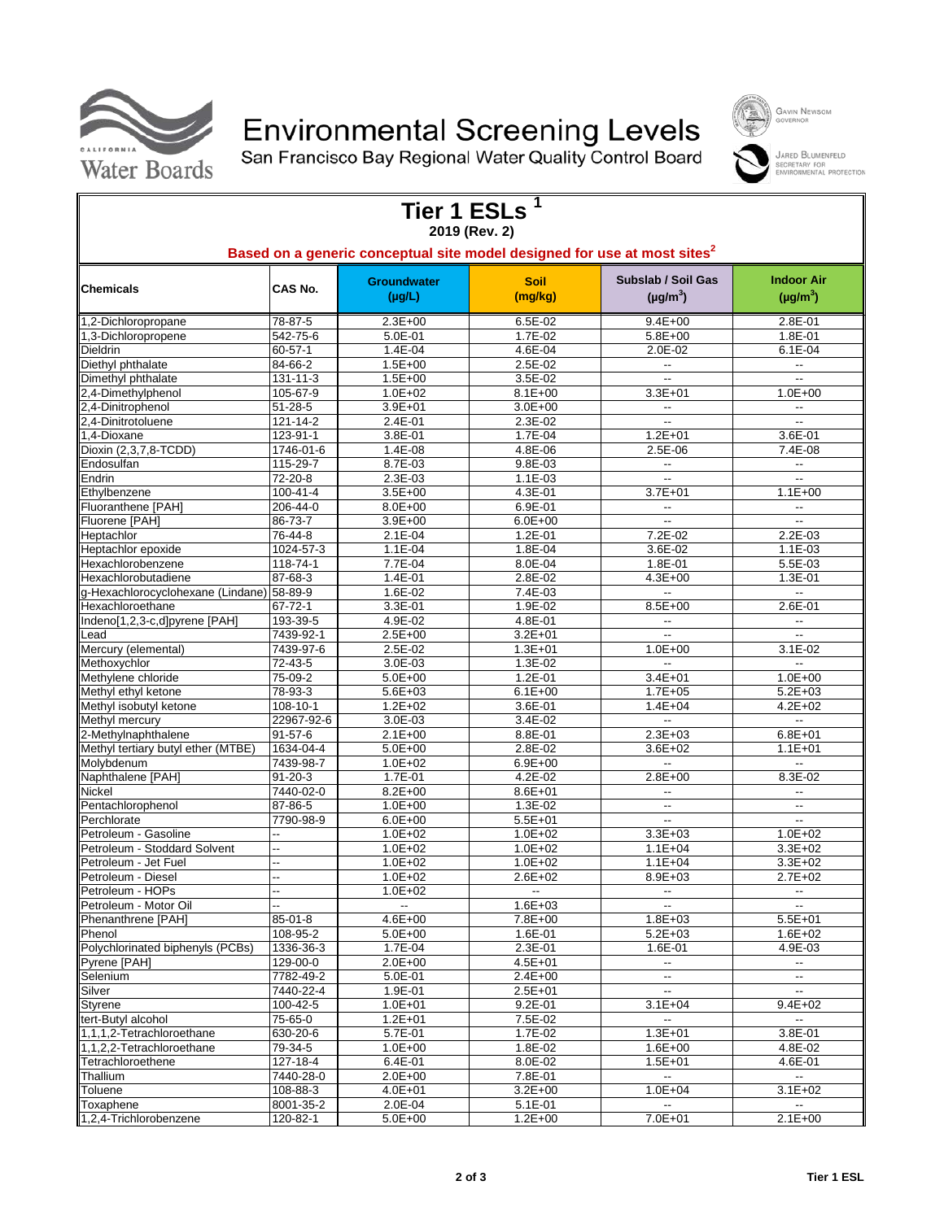# Environmental Screening Levels

San Francisco Bay Regional Water Quality Control Board

Gavin Newsom, Governor

Jared Blumenfeld, Secretary for Environmental Protection

## Tier 1 ESLs [1]

**2019 (Rev. 2)**

**Based on a generic conceptual site model designed for use at most sites[2]**

| Chemicals | CAS No. | Groundwater (µg/L) | Soil (mg/kg) | Subslab / Soil Gas (µg/m$^3$) | Indoor Air (µg/m$^3$) |
|---|---|---|---|---|---|
| 1,2-Dichloropropane | 78-87-5 | 2.3E+00 | 6.5E-02 | 9.4E+00 | 2.8E-01 |
| 1,3-Dichloropropene | 542-75-6 | 5.0E-01 | 1.7E-02 | 5.8E+00 | 1.8E-01 |
| Dieldrin | 60-57-1 | 1.4E-04 | 4.6E-04 | 2.0E-02 | 6.1E-04 |
| Diethyl phthalate | 84-66-2 | 1.5E+00 | 2.5E-02 | -- | -- |
| Dimethyl phthalate | 131-11-3 | 1.5E+00 | 3.5E-02 | -- | -- |
| 2,4-Dimethylphenol | 105-67-9 | 1.0E+02 | 8.1E+00 | 3.3E+01 | 1.0E+00 |
| 2,4-Dinitrophenol | 51-28-5 | 3.9E+01 | 3.0E+00 | -- | -- |
| 2,4-Dinitrotoluene | 121-14-2 | 2.4E-01 | 2.3E-02 | -- | -- |
| 1,4-Dioxane | 123-91-1 | 3.8E-01 | 1.7E-04 | 1.2E+01 | 3.6E-01 |
| Dioxin (2,3,7,8-TCDD) | 1746-01-6 | 1.4E-08 | 4.8E-06 | 2.5E-06 | 7.4E-08 |
| Endosulfan | 115-29-7 | 8.7E-03 | 9.8E-03 | -- | -- |
| Endrin | 72-20-8 | 2.3E-03 | 1.1E-03 | -- | -- |
| Ethylbenzene | 100-41-4 | 3.5E+00 | 4.3E-01 | 3.7E+01 | 1.1E+00 |
| Fluoranthene [PAH] | 206-44-0 | 8.0E+00 | 6.9E-01 | -- | -- |
| Fluorene [PAH] | 86-73-7 | 3.9E+00 | 6.0E+00 | -- | -- |
| Heptachlor | 76-44-8 | 2.1E-04 | 1.2E-01 | 7.2E-02 | 2.2E-03 |
| Heptachlor epoxide | 1024-57-3 | 1.1E-04 | 1.8E-04 | 3.6E-02 | 1.1E-03 |
| Hexachlorobenzene | 118-74-1 | 7.7E-04 | 8.0E-04 | 1.8E-01 | 5.5E-03 |
| Hexachlorobutadiene | 87-68-3 | 1.4E-01 | 2.8E-02 | 4.3E+00 | 1.3E-01 |
| g-Hexachlorocyclohexane (Lindane) | 58-89-9 | 1.6E-02 | 7.4E-03 | -- | -- |
| Hexachloroethane | 67-72-1 | 3.3E-01 | 1.9E-02 | 8.5E+00 | 2.6E-01 |
| Indeno[1,2,3-c,d]pyrene [PAH] | 193-39-5 | 4.9E-02 | 4.8E-01 | -- | -- |
| Lead | 7439-92-1 | 2.5E+00 | 3.2E+01 | -- | -- |
| Mercury (elemental) | 7439-97-6 | 2.5E-02 | 1.3E+01 | 1.0E+00 | 3.1E-02 |
| Methoxychlor | 72-43-5 | 3.0E-03 | 1.3E-02 | -- | -- |
| Methylene chloride | 75-09-2 | 5.0E+00 | 1.2E-01 | 3.4E+01 | 1.0E+00 |
| Methyl ethyl ketone | 78-93-3 | 5.6E+03 | 6.1E+00 | 1.7E+05 | 5.2E+03 |
| Methyl isobutyl ketone | 108-10-1 | 1.2E+02 | 3.6E-01 | 1.4E+04 | 4.2E+02 |
| Methyl mercury | 22967-92-6 | 3.0E-03 | 3.4E-02 | -- | -- |
| 2-Methylnaphthalene | 91-57-6 | 2.1E+00 | 8.8E-01 | 2.3E+03 | 6.8E+01 |
| Methyl tertiary butyl ether (MTBE) | 1634-04-4 | 5.0E+00 | 2.8E-02 | 3.6E+02 | 1.1E+01 |
| Molybdenum | 7439-98-7 | 1.0E+02 | 6.9E+00 | -- | -- |
| Naphthalene [PAH] | 91-20-3 | 1.7E-01 | 4.2E-02 | 2.8E+00 | 8.3E-02 |
| Nickel | 7440-02-0 | 8.2E+00 | 8.6E+01 | -- | -- |
| Pentachlorophenol | 87-86-5 | 1.0E+00 | 1.3E-02 | -- | -- |
| Perchlorate | 7790-98-9 | 6.0E+00 | 5.5E+01 | -- | -- |
| Petroleum - Gasoline | -- | 1.0E+02 | 1.0E+02 | 3.3E+03 | 1.0E+02 |
| Petroleum - Stoddard Solvent | -- | 1.0E+02 | 1.0E+02 | 1.1E+04 | 3.3E+02 |
| Petroleum - Jet Fuel | -- | 1.0E+02 | 1.0E+02 | 1.1E+04 | 3.3E+02 |
| Petroleum - Diesel | -- | 1.0E+02 | 2.6E+02 | 8.9E+03 | 2.7E+02 |
| Petroleum - HOPs | -- | 1.0E+02 | -- | -- | -- |
| Petroleum - Motor Oil | -- | -- | 1.6E+03 | -- | -- |
| Phenanthrene [PAH] | 85-01-8 | 4.6E+00 | 7.8E+00 | 1.8E+03 | 5.5E+01 |
| Phenol | 108-95-2 | 5.0E+00 | 1.6E-01 | 5.2E+03 | 1.6E+02 |
| Polychlorinated biphenyls (PCBs) | 1336-36-3 | 1.7E-04 | 2.3E-01 | 1.6E-01 | 4.9E-03 |
| Pyrene [PAH] | 129-00-0 | 2.0E+00 | 4.5E+01 | -- | -- |
| Selenium | 7782-49-2 | 5.0E-01 | 2.4E+00 | -- | -- |
| Silver | 7440-22-4 | 1.9E-01 | 2.5E+01 | -- | -- |
| Styrene | 100-42-5 | 1.0E+01 | 9.2E-01 | 3.1E+04 | 9.4E+02 |
| tert-Butyl alcohol | 75-65-0 | 1.2E+01 | 7.5E-02 | -- | -- |
| 1,1,1,2-Tetrachloroethane | 630-20-6 | 5.7E-01 | 1.7E-02 | 1.3E+01 | 3.8E-01 |
| 1,1,2,2-Tetrachloroethane | 79-34-5 | 1.0E+00 | 1.8E-02 | 1.6E+00 | 4.8E-02 |
| Tetrachloroethene | 127-18-4 | 6.4E-01 | 8.0E-02 | 1.5E+01 | 4.6E-01 |
| Thallium | 7440-28-0 | 2.0E+00 | 7.8E-01 | -- | -- |
| Toluene | 108-88-3 | 4.0E+01 | 3.2E+00 | 1.0E+04 | 3.1E+02 |
| Toxaphene | 8001-35-2 | 2.0E-04 | 5.1E-01 | -- | -- |
| 1,2,4-Trichlorobenzene | 120-82-1 | 5.0E+00 | 1.2E+00 | 7.0E+01 | 2.1E+00 |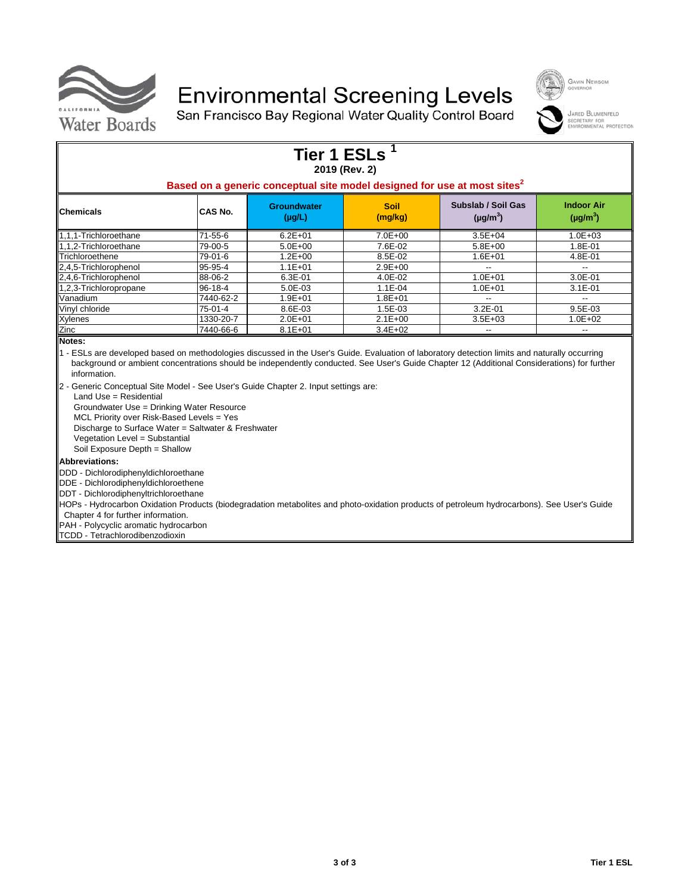# Environmental Screening Levels

San Francisco Bay Regional Water Quality Control Board

GAVIN NEWSOM
GOVERNOR

JARED BLUMENFELD
SECRETARY FOR ENVIRONMENTAL PROTECTION

## Tier 1 ESLs [1]

**2019 (Rev. 2)**

**Based on a generic conceptual site model designed for use at most sites[2]**

| Chemicals | CAS No. | Groundwater (µg/L) | Soil (mg/kg) | Subslab / Soil Gas ($\mu g/m^3$) | Indoor Air ($\mu g/m^3$) |
|---|---|---|---|---|---|
| 1,1,1-Trichloroethane | 71-55-6 | 6.2E+01 | 7.0E+00 | 3.5E+04 | 1.0E+03 |
| 1,1,2-Trichloroethane | 79-00-5 | 5.0E+00 | 7.6E-02 | 5.8E+00 | 1.8E-01 |
| Trichloroethene | 79-01-6 | 1.2E+00 | 8.5E-02 | 1.6E+01 | 4.8E-01 |
| 2,4,5-Trichlorophenol | 95-95-4 | 1.1E+01 | 2.9E+00 | -- | -- |
| 2,4,6-Trichlorophenol | 88-06-2 | 6.3E-01 | 4.0E-02 | 1.0E+01 | 3.0E-01 |
| 1,2,3-Trichloropropane | 96-18-4 | 5.0E-03 | 1.1E-04 | 1.0E+01 | 3.1E-01 |
| Vanadium | 7440-62-2 | 1.9E+01 | 1.8E+01 | -- | -- |
| Vinyl chloride | 75-01-4 | 8.6E-03 | 1.5E-03 | 3.2E-01 | 9.5E-03 |
| Xylenes | 1330-20-7 | 2.0E+01 | 2.1E+00 | 3.5E+03 | 1.0E+02 |
| Zinc | 7440-66-6 | 8.1E+01 | 3.4E+02 | -- | -- |

**Notes:**

1 - ESLs are developed based on methodologies discussed in the User's Guide. Evaluation of laboratory detection limits and naturally occurring background or ambient concentrations should be independently conducted. See User's Guide Chapter 12 (Additional Considerations) for further information.

2 - Generic Conceptual Site Model - See User's Guide Chapter 2. Input settings are:
- Land Use = Residential
- Groundwater Use = Drinking Water Resource
- MCL Priority over Risk-Based Levels = Yes
- Discharge to Surface Water = Saltwater & Freshwater
- Vegetation Level = Substantial
- Soil Exposure Depth = Shallow

**Abbreviations:**

DDD - Dichlorodiphenyldichloroethane
DDE - Dichlorodiphenyldichloroethene
DDT - Dichlorodiphenyltrichloroethane
HOPs - Hydrocarbon Oxidation Products (biodegradation metabolites and photo-oxidation products of petroleum hydrocarbons). See User's Guide Chapter 4 for further information.
PAH - Polycyclic aromatic hydrocarbon
TCDD - Tetrachlorodibenzodioxin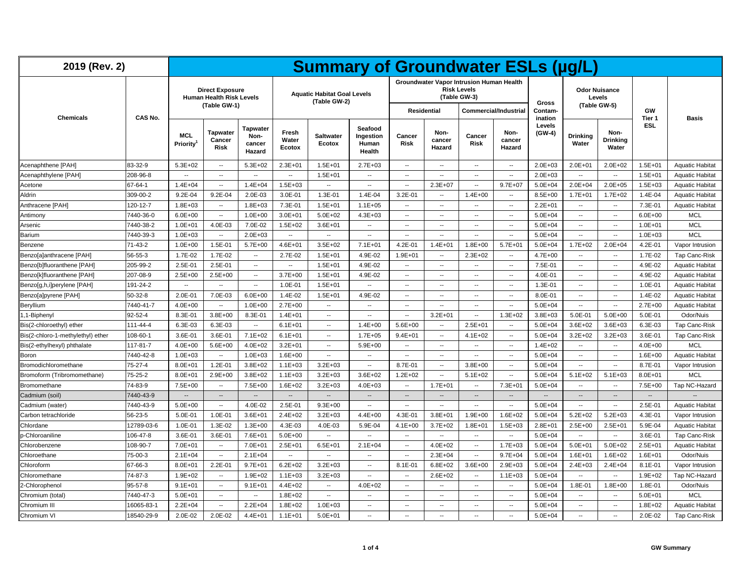# Summary of Groundwater ESLs (µg/L)

2019 (Rev. 2)

| Chemicals | CAS No. | Direct Exposure Human Health Risk Levels (Table GW-1) | | | Aquatic Habitat Goal Levels (Table GW-2) | | | Groundwater Vapor Intrusion Human Health Risk Levels (Table GW-3) | | | | Gross Contamination Levels (GW-4) | Odor Nuisance Levels (Table GW-5) | | GW Tier 1 ESL | Basis |
|---|---|---|---|---|---|---|---|---|---|---|---|---|---|---|---|---|
| | | | | | | | | Residential | | Commercial/Industrial | | | | | | |
| | | MCL Priority[1] | Tapwater Cancer Risk | Tapwater Non-cancer Hazard | Fresh Water Ecotox | Saltwater Ecotox | Seafood Ingestion Human Health | Cancer Risk | Non-cancer Hazard | Cancer Risk | Non-cancer Hazard | | Drinking Water | Non-Drinking Water | | |
| Acenaphthene [PAH] | 83-32-9 | 5.3E+02 | -- | 5.3E+02 | 2.3E+01 | 1.5E+01 | 2.7E+03 | -- | -- | -- | -- | 2.0E+03 | 2.0E+01 | 2.0E+02 | 1.5E+01 | Aquatic Habitat |
| Acenaphthylene [PAH] | 208-96-8 | -- | -- | -- | -- | 1.5E+01 | -- | -- | -- | -- | -- | 2.0E+03 | -- | -- | 1.5E+01 | Aquatic Habitat |
| Acetone | 67-64-1 | 1.4E+04 | -- | 1.4E+04 | 1.5E+03 | -- | -- | -- | 2.3E+07 | -- | 9.7E+07 | 5.0E+04 | 2.0E+04 | 2.0E+05 | 1.5E+03 | Aquatic Habitat |
| Aldrin | 309-00-2 | 9.2E-04 | 9.2E-04 | 2.0E-03 | 3.0E-01 | 1.3E-01 | 1.4E-04 | 3.2E-01 | -- | 1.4E+00 | -- | 8.5E+00 | 1.7E+01 | 1.7E+02 | 1.4E-04 | Aquatic Habitat |
| Anthracene [PAH] | 120-12-7 | 1.8E+03 | -- | 1.8E+03 | 7.3E-01 | 1.5E+01 | 1.1E+05 | -- | -- | -- | -- | 2.2E+01 | -- | -- | 7.3E-01 | Aquatic Habitat |
| Antimony | 7440-36-0 | 6.0E+00 | -- | 1.0E+00 | 3.0E+01 | 5.0E+02 | 4.3E+03 | -- | -- | -- | -- | 5.0E+04 | -- | -- | 6.0E+00 | MCL |
| Arsenic | 7440-38-2 | 1.0E+01 | 4.0E-03 | 7.0E-02 | 1.5E+02 | 3.6E+01 | -- | -- | -- | -- | -- | 5.0E+04 | -- | -- | 1.0E+01 | MCL |
| Barium | 7440-39-3 | 1.0E+03 | -- | 2.0E+03 | -- | -- | -- | -- | -- | -- | -- | 5.0E+04 | -- | -- | 1.0E+03 | MCL |
| Benzene | 71-43-2 | 1.0E+00 | 1.5E-01 | 5.7E+00 | 4.6E+01 | 3.5E+02 | 7.1E+01 | 4.2E-01 | 1.4E+01 | 1.8E+00 | 5.7E+01 | 5.0E+04 | 1.7E+02 | 2.0E+04 | 4.2E-01 | Vapor Intrusion |
| Benzo[a]anthracene [PAH] | 56-55-3 | 1.7E-02 | 1.7E-02 | -- | 2.7E-02 | 1.5E+01 | 4.9E-02 | 1.9E+01 | -- | 2.3E+02 | -- | 4.7E+00 | -- | -- | 1.7E-02 | Tap Canc-Risk |
| Benzo[b]fluoranthene [PAH] | 205-99-2 | 2.5E-01 | 2.5E-01 | -- | -- | 1.5E+01 | 4.9E-02 | -- | -- | -- | -- | 7.5E-01 | -- | -- | 4.9E-02 | Aquatic Habitat |
| Benzo[k]fluoranthene [PAH] | 207-08-9 | 2.5E+00 | 2.5E+00 | -- | 3.7E+00 | 1.5E+01 | 4.9E-02 | -- | -- | -- | -- | 4.0E-01 | -- | -- | 4.9E-02 | Aquatic Habitat |
| Benzo[g,h,i]perylene [PAH] | 191-24-2 | -- | -- | -- | 1.0E-01 | 1.5E+01 | -- | -- | -- | -- | -- | 1.3E-01 | -- | -- | 1.0E-01 | Aquatic Habitat |
| Benzo[a]pyrene [PAH] | 50-32-8 | 2.0E-01 | 7.0E-03 | 6.0E+00 | 1.4E-02 | 1.5E+01 | 4.9E-02 | -- | -- | -- | -- | 8.0E-01 | -- | -- | 1.4E-02 | Aquatic Habitat |
| Beryllium | 7440-41-7 | 4.0E+00 | -- | 1.0E+00 | 2.7E+00 | -- | -- | -- | -- | -- | -- | 5.0E+04 | -- | -- | 2.7E+00 | Aquatic Habitat |
| 1,1-Biphenyl | 92-52-4 | 8.3E-01 | 3.8E+00 | 8.3E-01 | 1.4E+01 | -- | -- | -- | 3.2E+01 | -- | 1.3E+02 | 3.8E+03 | 5.0E-01 | 5.0E+00 | 5.0E-01 | Odor/Nuis |
| Bis(2-chloroethyl) ether | 111-44-4 | 6.3E-03 | 6.3E-03 | -- | 6.1E+01 | -- | 1.4E+00 | 5.6E+00 | -- | 2.5E+01 | -- | 5.0E+04 | 3.6E+02 | 3.6E+03 | 6.3E-03 | Tap Canc-Risk |
| Bis(2-chloro-1-methylethyl) ether | 108-60-1 | 3.6E-01 | 3.6E-01 | 7.1E+02 | 6.1E+01 | -- | 1.7E+05 | 9.4E+01 | -- | 4.1E+02 | -- | 5.0E+04 | 3.2E+02 | 3.2E+03 | 3.6E-01 | Tap Canc-Risk |
| Bis(2-ethylhexyl) phthalate | 117-81-7 | 4.0E+00 | 5.6E+00 | 4.0E+02 | 3.2E+01 | -- | 5.9E+00 | -- | -- | -- | -- | 1.4E+02 | -- | -- | 4.0E+00 | MCL |
| Boron | 7440-42-8 | 1.0E+03 | -- | 1.0E+03 | 1.6E+00 | -- | -- | -- | -- | -- | -- | 5.0E+04 | -- | -- | 1.6E+00 | Aquatic Habitat |
| Bromodichloromethane | 75-27-4 | 8.0E+01 | 1.2E-01 | 3.8E+02 | 1.1E+03 | 3.2E+03 | -- | 8.7E-01 | -- | 3.8E+00 | -- | 5.0E+04 | -- | -- | 8.7E-01 | Vapor Intrusion |
| Bromoform (Tribromomethane) | 75-25-2 | 8.0E+01 | 2.9E+00 | 3.8E+02 | 1.1E+03 | 3.2E+03 | 3.6E+02 | 1.2E+02 | -- | 5.1E+02 | -- | 5.0E+04 | 5.1E+02 | 5.1E+03 | 8.0E+01 | MCL |
| Bromomethane | 74-83-9 | 7.5E+00 | -- | 7.5E+00 | 1.6E+02 | 3.2E+03 | 4.0E+03 | -- | 1.7E+01 | -- | 7.3E+01 | 5.0E+04 | -- | -- | 7.5E+00 | Tap NC-Hazard |
| Cadmium (soil) | 7440-43-9 | -- | -- | -- | -- | -- | -- | -- | -- | -- | -- | -- | -- | -- | -- | -- |
| Cadmium (water) | 7440-43-9 | 5.0E+00 | -- | 4.0E-02 | 2.5E-01 | 9.3E+00 | -- | -- | -- | -- | -- | 5.0E+04 | -- | -- | 2.5E-01 | Aquatic Habitat |
| Carbon tetrachloride | 56-23-5 | 5.0E-01 | 1.0E-01 | 3.6E+01 | 2.4E+02 | 3.2E+03 | 4.4E+00 | 4.3E-01 | 3.8E+01 | 1.9E+00 | 1.6E+02 | 5.0E+04 | 5.2E+02 | 5.2E+03 | 4.3E-01 | Vapor Intrusion |
| Chlordane | 12789-03-6 | 1.0E-01 | 1.3E-02 | 1.3E+00 | 4.3E-03 | 4.0E-03 | 5.9E-04 | 4.1E+00 | 3.7E+02 | 1.8E+01 | 1.5E+03 | 2.8E+01 | 2.5E+00 | 2.5E+01 | 5.9E-04 | Aquatic Habitat |
| p-Chloroaniline | 106-47-8 | 3.6E-01 | 3.6E-01 | 7.6E+01 | 5.0E+00 | -- | -- | -- | -- | -- | -- | 5.0E+04 | -- | -- | 3.6E-01 | Tap Canc-Risk |
| Chlorobenzene | 108-90-7 | 7.0E+01 | -- | 7.0E+01 | 2.5E+01 | 6.5E+01 | 2.1E+04 | -- | 4.0E+02 | -- | 1.7E+03 | 5.0E+04 | 5.0E+01 | 5.0E+02 | 2.5E+01 | Aquatic Habitat |
| Chloroethane | 75-00-3 | 2.1E+04 | -- | 2.1E+04 | -- | -- | -- | -- | 2.3E+04 | -- | 9.7E+04 | 5.0E+04 | 1.6E+01 | 1.6E+02 | 1.6E+01 | Odor/Nuis |
| Chloroform | 67-66-3 | 8.0E+01 | 2.2E-01 | 9.7E+01 | 6.2E+02 | 3.2E+03 | -- | 8.1E-01 | 6.8E+02 | 3.6E+00 | 2.9E+03 | 5.0E+04 | 2.4E+03 | 2.4E+04 | 8.1E-01 | Vapor Intrusion |
| Chloromethane | 74-87-3 | 1.9E+02 | -- | 1.9E+02 | 1.1E+03 | 3.2E+03 | -- | -- | 2.6E+02 | -- | 1.1E+03 | 5.0E+04 | -- | -- | 1.9E+02 | Tap NC-Hazard |
| 2-Chlorophenol | 95-57-8 | 9.1E+01 | -- | 9.1E+01 | 4.4E+02 | -- | 4.0E+02 | -- | -- | -- | -- | 5.0E+04 | 1.8E-01 | 1.8E+00 | 1.8E-01 | Odor/Nuis |
| Chromium (total) | 7440-47-3 | 5.0E+01 | -- | -- | 1.8E+02 | -- | -- | -- | -- | -- | -- | 5.0E+04 | -- | -- | 5.0E+01 | MCL |
| Chromium III | 16065-83-1 | 2.2E+04 | -- | 2.2E+04 | 1.8E+02 | 1.0E+03 | -- | -- | -- | -- | -- | 5.0E+04 | -- | -- | 1.8E+02 | Aquatic Habitat |
| Chromium VI | 18540-29-9 | 2.0E-02 | 2.0E-02 | 4.4E+01 | 1.1E+01 | 5.0E+01 | -- | -- | -- | -- | -- | 5.0E+04 | -- | -- | 2.0E-02 | Tap Canc-Risk |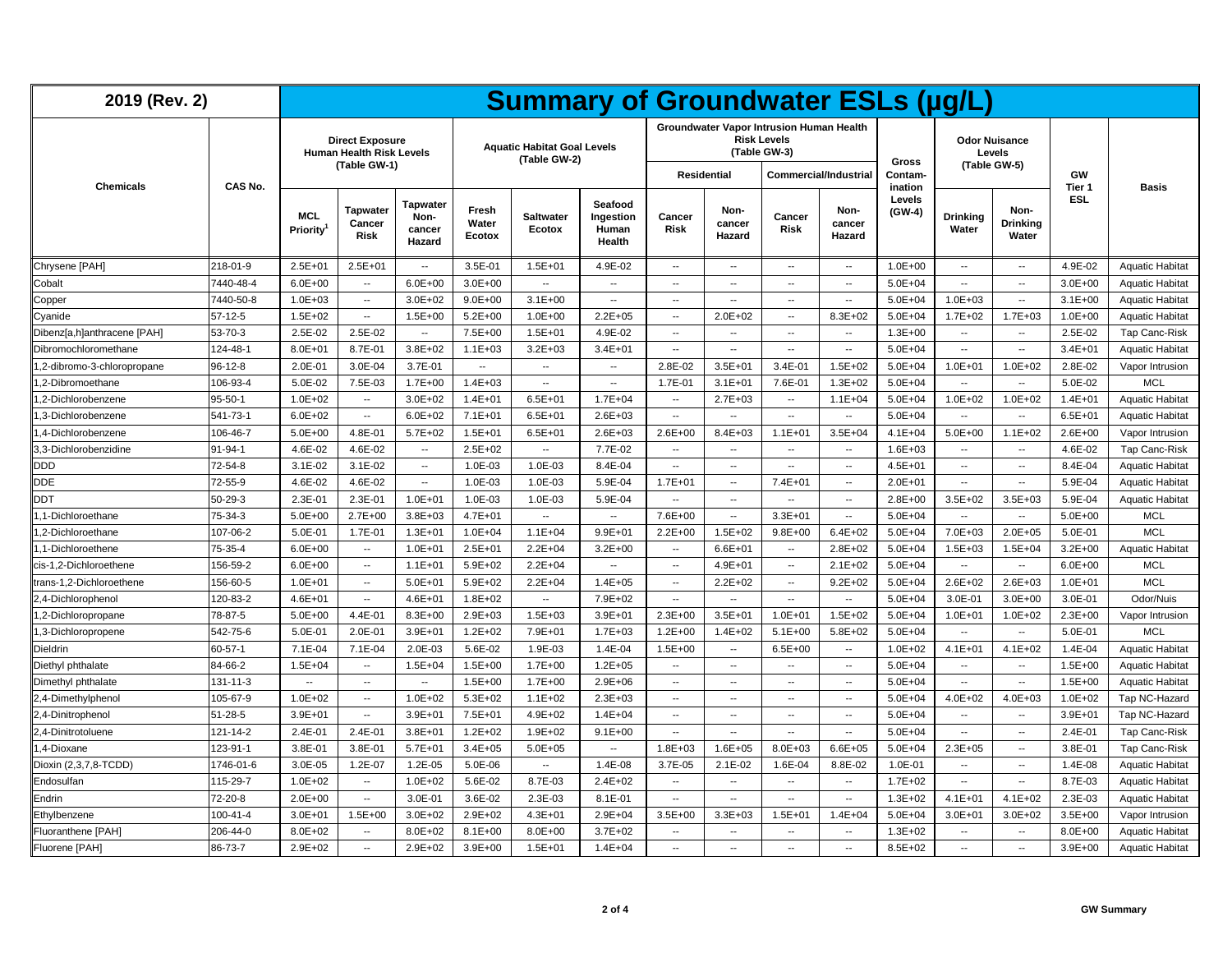# 2019 (Rev. 2) — Summary of Groundwater ESLs (µg/L)

| Chemicals | CAS No. | Direct Exposure Human Health Risk Levels (Table GW-1) | | | Aquatic Habitat Goal Levels (Table GW-2) | | | Groundwater Vapor Intrusion Human Health Risk Levels (Table GW-3) | | | | Gross Contamination Levels (GW-4) | Odor Nuisance Levels (Table GW-5) | | GW Tier 1 ESL | Basis |
|---|---|---|---|---|---|---|---|---|---|---|---|---|---|---|---|---|
| | | | | | | | | Residential | | Commercial/Industrial | | | | | | |
| | | MCL Priority[1] | Tapwater Cancer Risk | Tapwater Non-cancer Hazard | Fresh Water Ecotox | Saltwater Ecotox | Seafood Ingestion Human Health | Cancer Risk | Non-cancer Hazard | Cancer Risk | Non-cancer Hazard | | Drinking Water | Non-Drinking Water | | |
| Chrysene [PAH] | 218-01-9 | 2.5E+01 | 2.5E+01 | -- | 3.5E-01 | 1.5E+01 | 4.9E-02 | -- | -- | -- | -- | 1.0E+00 | -- | -- | 4.9E-02 | Aquatic Habitat |
| Cobalt | 7440-48-4 | 6.0E+00 | -- | 6.0E+00 | 3.0E+00 | -- | -- | -- | -- | -- | -- | 5.0E+04 | -- | -- | 3.0E+00 | Aquatic Habitat |
| Copper | 7440-50-8 | 1.0E+03 | -- | 3.0E+02 | 9.0E+00 | 3.1E+00 | -- | -- | -- | -- | -- | 5.0E+04 | 1.0E+03 | -- | 3.1E+00 | Aquatic Habitat |
| Cyanide | 57-12-5 | 1.5E+02 | -- | 1.5E+00 | 5.2E+00 | 1.0E+00 | 2.2E+05 | -- | 2.0E+02 | -- | 8.3E+02 | 5.0E+04 | 1.7E+02 | 1.7E+03 | 1.0E+00 | Aquatic Habitat |
| Dibenz[a,h]anthracene [PAH] | 53-70-3 | 2.5E-02 | 2.5E-02 | -- | 7.5E+00 | 1.5E+01 | 4.9E-02 | -- | -- | -- | -- | 1.3E+00 | -- | -- | 2.5E-02 | Tap Canc-Risk |
| Dibromochloromethane | 124-48-1 | 8.0E+01 | 8.7E-01 | 3.8E+02 | 1.1E+03 | 3.2E+03 | 3.4E+01 | -- | -- | -- | -- | 5.0E+04 | -- | -- | 3.4E+01 | Aquatic Habitat |
| 1,2-dibromo-3-chloropropane | 96-12-8 | 2.0E-01 | 3.0E-04 | 3.7E-01 | -- | -- | -- | 2.8E-02 | 3.5E+01 | 3.4E-01 | 1.5E+02 | 5.0E+04 | 1.0E+01 | 1.0E+02 | 2.8E-02 | Vapor Intrusion |
| 1,2-Dibromoethane | 106-93-4 | 5.0E-02 | 7.5E-03 | 1.7E+00 | 1.4E+03 | -- | -- | 1.7E-01 | 3.1E+01 | 7.6E-01 | 1.3E+02 | 5.0E+04 | -- | -- | 5.0E-02 | MCL |
| 1,2-Dichlorobenzene | 95-50-1 | 1.0E+02 | -- | 3.0E+02 | 1.4E+01 | 6.5E+01 | 1.7E+04 | -- | 2.7E+03 | -- | 1.1E+04 | 5.0E+04 | 1.0E+02 | 1.0E+02 | 1.4E+01 | Aquatic Habitat |
| 1,3-Dichlorobenzene | 541-73-1 | 6.0E+02 | -- | 6.0E+02 | 7.1E+01 | 6.5E+01 | 2.6E+03 | -- | -- | -- | -- | 5.0E+04 | -- | -- | 6.5E+01 | Aquatic Habitat |
| 1,4-Dichlorobenzene | 106-46-7 | 5.0E+00 | 4.8E-01 | 5.7E+02 | 1.5E+01 | 6.5E+01 | 2.6E+03 | 2.6E+00 | 8.4E+03 | 1.1E+01 | 3.5E+04 | 4.1E+04 | 5.0E+00 | 1.1E+02 | 2.6E+00 | Vapor Intrusion |
| 3,3-Dichlorobenzidine | 91-94-1 | 4.6E-02 | 4.6E-02 | -- | 2.5E+02 | -- | 7.7E-02 | -- | -- | -- | -- | 1.6E+03 | -- | -- | 4.6E-02 | Tap Canc-Risk |
| DDD | 72-54-8 | 3.1E-02 | 3.1E-02 | -- | 1.0E-03 | 1.0E-03 | 8.4E-04 | -- | -- | -- | -- | 4.5E+01 | -- | -- | 8.4E-04 | Aquatic Habitat |
| DDE | 72-55-9 | 4.6E-02 | 4.6E-02 | -- | 1.0E-03 | 1.0E-03 | 5.9E-04 | 1.7E+01 | -- | 7.4E+01 | -- | 2.0E+01 | -- | -- | 5.9E-04 | Aquatic Habitat |
| DDT | 50-29-3 | 2.3E-01 | 2.3E-01 | 1.0E+01 | 1.0E-03 | 1.0E-03 | 5.9E-04 | -- | -- | -- | -- | 2.8E+00 | 3.5E+02 | 3.5E+03 | 5.9E-04 | Aquatic Habitat |
| 1,1-Dichloroethane | 75-34-3 | 5.0E+00 | 2.7E+00 | 3.8E+03 | 4.7E+01 | -- | -- | 7.6E+00 | -- | 3.3E+01 | -- | 5.0E+04 | -- | -- | 5.0E+00 | MCL |
| 1,2-Dichloroethane | 107-06-2 | 5.0E-01 | 1.7E-01 | 1.3E+01 | 1.0E+04 | 1.1E+04 | 9.9E+01 | 2.2E+00 | 1.5E+02 | 9.8E+00 | 6.4E+02 | 5.0E+04 | 7.0E+03 | 2.0E+05 | 5.0E-01 | MCL |
| 1,1-Dichloroethene | 75-35-4 | 6.0E+00 | -- | 1.0E+01 | 2.5E+01 | 2.2E+04 | 3.2E+00 | -- | 6.6E+01 | -- | 2.8E+02 | 5.0E+04 | 1.5E+03 | 1.5E+04 | 3.2E+00 | Aquatic Habitat |
| cis-1,2-Dichloroethene | 156-59-2 | 6.0E+00 | -- | 1.1E+01 | 5.9E+02 | 2.2E+04 | -- | -- | 4.9E+01 | -- | 2.1E+02 | 5.0E+04 | -- | -- | 6.0E+00 | MCL |
| trans-1,2-Dichloroethene | 156-60-5 | 1.0E+01 | -- | 5.0E+01 | 5.9E+02 | 2.2E+04 | 1.4E+05 | -- | 2.2E+02 | -- | 9.2E+02 | 5.0E+04 | 2.6E+02 | 2.6E+03 | 1.0E+01 | MCL |
| 2,4-Dichlorophenol | 120-83-2 | 4.6E+01 | -- | 4.6E+01 | 1.8E+02 | -- | 7.9E+02 | -- | -- | -- | -- | 5.0E+04 | 3.0E-01 | 3.0E+00 | 3.0E-01 | Odor/Nuis |
| 1,2-Dichloropropane | 78-87-5 | 5.0E+00 | 4.4E-01 | 8.3E+00 | 2.9E+03 | 1.5E+03 | 3.9E+01 | 2.3E+00 | 3.5E+01 | 1.0E+01 | 1.5E+02 | 5.0E+04 | 1.0E+01 | 1.0E+02 | 2.3E+00 | Vapor Intrusion |
| 1,3-Dichloropropene | 542-75-6 | 5.0E-01 | 2.0E-01 | 3.9E+01 | 1.2E+02 | 7.9E+01 | 1.7E+03 | 1.2E+00 | 1.4E+02 | 5.1E+00 | 5.8E+02 | 5.0E+04 | -- | -- | 5.0E-01 | MCL |
| Dieldrin | 60-57-1 | 7.1E-04 | 7.1E-04 | 2.0E-03 | 5.6E-02 | 1.9E-03 | 1.4E-04 | 1.5E+00 | -- | 6.5E+00 | -- | 1.0E+02 | 4.1E+01 | 4.1E+02 | 1.4E-04 | Aquatic Habitat |
| Diethyl phthalate | 84-66-2 | 1.5E+04 | -- | 1.5E+04 | 1.5E+00 | 1.7E+00 | 1.2E+05 | -- | -- | -- | -- | 5.0E+04 | -- | -- | 1.5E+00 | Aquatic Habitat |
| Dimethyl phthalate | 131-11-3 | -- | -- | -- | 1.5E+00 | 1.7E+00 | 2.9E+06 | -- | -- | -- | -- | 5.0E+04 | -- | -- | 1.5E+00 | Aquatic Habitat |
| 2,4-Dimethylphenol | 105-67-9 | 1.0E+02 | -- | 1.0E+02 | 5.3E+02 | 1.1E+02 | 2.3E+03 | -- | -- | -- | -- | 5.0E+04 | 4.0E+02 | 4.0E+03 | 1.0E+02 | Tap NC-Hazard |
| 2,4-Dinitrophenol | 51-28-5 | 3.9E+01 | -- | 3.9E+01 | 7.5E+01 | 4.9E+02 | 1.4E+04 | -- | -- | -- | -- | 5.0E+04 | -- | -- | 3.9E+01 | Tap NC-Hazard |
| 2,4-Dinitrotoluene | 121-14-2 | 2.4E-01 | 2.4E-01 | 3.8E+01 | 1.2E+02 | 1.9E+02 | 9.1E+00 | -- | -- | -- | -- | 5.0E+04 | -- | -- | 2.4E-01 | Tap Canc-Risk |
| 1,4-Dioxane | 123-91-1 | 3.8E-01 | 3.8E-01 | 5.7E+01 | 3.4E+05 | 5.0E+05 | -- | 1.8E+03 | 1.6E+05 | 8.0E+03 | 6.6E+05 | 5.0E+04 | 2.3E+05 | -- | 3.8E-01 | Tap Canc-Risk |
| Dioxin (2,3,7,8-TCDD) | 1746-01-6 | 3.0E-05 | 1.2E-07 | 1.2E-05 | 5.0E-06 | -- | 1.4E-08 | 3.7E-05 | 2.1E-02 | 1.6E-04 | 8.8E-02 | 1.0E-01 | -- | -- | 1.4E-08 | Aquatic Habitat |
| Endosulfan | 115-29-7 | 1.0E+02 | -- | 1.0E+02 | 5.6E-02 | 8.7E-03 | 2.4E+02 | -- | -- | -- | -- | 1.7E+02 | -- | -- | 8.7E-03 | Aquatic Habitat |
| Endrin | 72-20-8 | 2.0E+00 | -- | 3.0E-01 | 3.6E-02 | 2.3E-03 | 8.1E-01 | -- | -- | -- | -- | 1.3E+02 | 4.1E+01 | 4.1E+02 | 2.3E-03 | Aquatic Habitat |
| Ethylbenzene | 100-41-4 | 3.0E+01 | 1.5E+00 | 3.0E+02 | 2.9E+02 | 4.3E+01 | 2.9E+04 | 3.5E+00 | 3.3E+03 | 1.5E+01 | 1.4E+04 | 5.0E+04 | 3.0E+01 | 3.0E+02 | 3.5E+00 | Vapor Intrusion |
| Fluoranthene [PAH] | 206-44-0 | 8.0E+02 | -- | 8.0E+02 | 8.1E+00 | 8.0E+00 | 3.7E+02 | -- | -- | -- | -- | 1.3E+02 | -- | -- | 8.0E+00 | Aquatic Habitat |
| Fluorene [PAH] | 86-73-7 | 2.9E+02 | -- | 2.9E+02 | 3.9E+00 | 1.5E+01 | 1.4E+04 | -- | -- | -- | -- | 8.5E+02 | -- | -- | 3.9E+00 | Aquatic Habitat |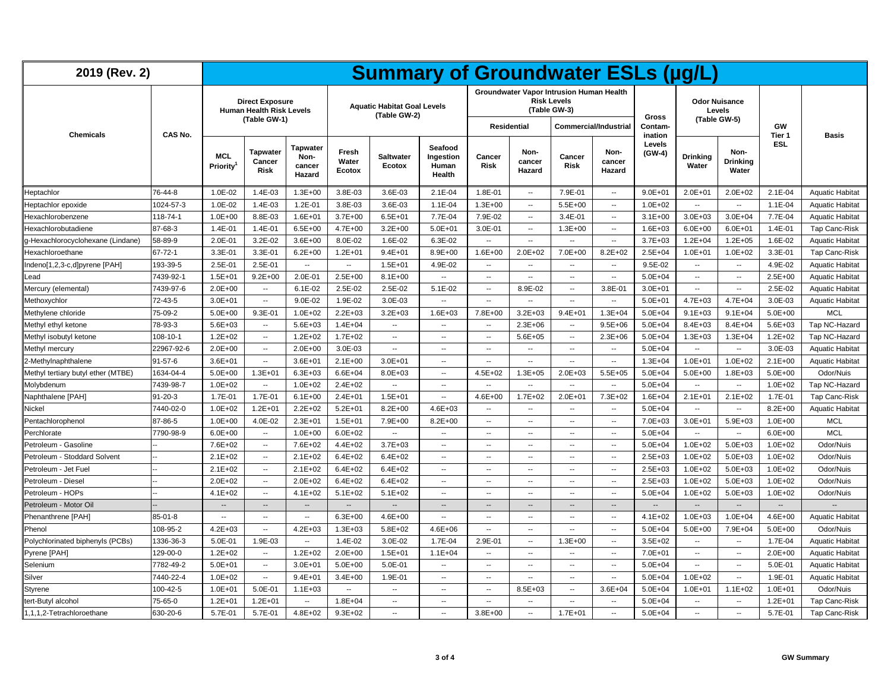| 2019 (Rev. 2) | | Summary of Groundwater ESLs (µg/L) | | | | | | | | | | | | | | |
|---|---|---|---|---|---|---|---|---|---|---|---|---|---|---|---|---|
| Chemicals | CAS No. | Direct Exposure Human Health Risk Levels (Table GW-1) | | | Aquatic Habitat Goal Levels (Table GW-2) | | | Groundwater Vapor Intrusion Human Health Risk Levels (Table GW-3) | | | | Gross Contamination Levels (GW-4) | Odor Nuisance Levels (Table GW-5) | | GW Tier 1 ESL | Basis |
| | | | | | | | | Residential | | Commercial/Industrial | | | | | | |
| | | MCL Priority[1] | Tapwater Cancer Risk | Tapwater Non-cancer Hazard | Fresh Water Ecotox | Saltwater Ecotox | Seafood Ingestion Human Health | Cancer Risk | Non-cancer Hazard | Cancer Risk | Non-cancer Hazard | | Drinking Water | Non-Drinking Water | | |
| Heptachlor | 76-44-8 | 1.0E-02 | 1.4E-03 | 1.3E+00 | 3.8E-03 | 3.6E-03 | 2.1E-04 | 1.8E-01 | -- | 7.9E-01 | -- | 9.0E+01 | 2.0E+01 | 2.0E+02 | 2.1E-04 | Aquatic Habitat |
| Heptachlor epoxide | 1024-57-3 | 1.0E-02 | 1.4E-03 | 1.2E-01 | 3.8E-03 | 3.6E-03 | 1.1E-04 | 1.3E+00 | -- | 5.5E+00 | -- | 1.0E+02 | -- | -- | 1.1E-04 | Aquatic Habitat |
| Hexachlorobenzene | 118-74-1 | 1.0E+00 | 8.8E-03 | 1.6E+01 | 3.7E+00 | 6.5E+01 | 7.7E-04 | 7.9E-02 | -- | 3.4E-01 | -- | 3.1E+00 | 3.0E+03 | 3.0E+04 | 7.7E-04 | Aquatic Habitat |
| Hexachlorobutadiene | 87-68-3 | 1.4E-01 | 1.4E-01 | 6.5E+00 | 4.7E+00 | 3.2E+00 | 5.0E+01 | 3.0E-01 | -- | 1.3E+00 | -- | 1.6E+03 | 6.0E+00 | 6.0E+01 | 1.4E-01 | Tap Canc-Risk |
| g-Hexachlorocyclohexane (Lindane) | 58-89-9 | 2.0E-01 | 3.2E-02 | 3.6E+00 | 8.0E-02 | 1.6E-02 | 6.3E-02 | -- | -- | -- | -- | 3.7E+03 | 1.2E+04 | 1.2E+05 | 1.6E-02 | Aquatic Habitat |
| Hexachloroethane | 67-72-1 | 3.3E-01 | 3.3E-01 | 6.2E+00 | 1.2E+01 | 9.4E+01 | 8.9E+00 | 1.6E+00 | 2.0E+02 | 7.0E+00 | 8.2E+02 | 2.5E+04 | 1.0E+01 | 1.0E+02 | 3.3E-01 | Tap Canc-Risk |
| Indeno[1,2,3-c,d]pyrene [PAH] | 193-39-5 | 2.5E-01 | 2.5E-01 | -- | -- | 1.5E+01 | 4.9E-02 | -- | -- | -- | -- | 9.5E-02 | -- | -- | 4.9E-02 | Aquatic Habitat |
| Lead | 7439-92-1 | 1.5E+01 | 9.2E+00 | 2.0E-01 | 2.5E+00 | 8.1E+00 | -- | -- | -- | -- | -- | 5.0E+04 | -- | -- | 2.5E+00 | Aquatic Habitat |
| Mercury (elemental) | 7439-97-6 | 2.0E+00 | -- | 6.1E-02 | 2.5E-02 | 2.5E-02 | 5.1E-02 | -- | 8.9E-02 | -- | 3.8E-01 | 3.0E+01 | -- | -- | 2.5E-02 | Aquatic Habitat |
| Methoxychlor | 72-43-5 | 3.0E+01 | -- | 9.0E-02 | 1.9E-02 | 3.0E-03 | -- | -- | -- | -- | -- | 5.0E+01 | 4.7E+03 | 4.7E+04 | 3.0E-03 | Aquatic Habitat |
| Methylene chloride | 75-09-2 | 5.0E+00 | 9.3E-01 | 1.0E+02 | 2.2E+03 | 3.2E+03 | 1.6E+03 | 7.8E+00 | 3.2E+03 | 9.4E+01 | 1.3E+04 | 5.0E+04 | 9.1E+03 | 9.1E+04 | 5.0E+00 | MCL |
| Methyl ethyl ketone | 78-93-3 | 5.6E+03 | -- | 5.6E+03 | 1.4E+04 | -- | -- | -- | 2.3E+06 | -- | 9.5E+06 | 5.0E+04 | 8.4E+03 | 8.4E+04 | 5.6E+03 | Tap NC-Hazard |
| Methyl isobutyl ketone | 108-10-1 | 1.2E+02 | -- | 1.2E+02 | 1.7E+02 | -- | -- | -- | 5.6E+05 | -- | 2.3E+06 | 5.0E+04 | 1.3E+03 | 1.3E+04 | 1.2E+02 | Tap NC-Hazard |
| Methyl mercury | 22967-92-6 | 2.0E+00 | -- | 2.0E+00 | 3.0E-03 | -- | -- | -- | -- | -- | -- | 5.0E+04 | -- | -- | 3.0E-03 | Aquatic Habitat |
| 2-Methylnaphthalene | 91-57-6 | 3.6E+01 | -- | 3.6E+01 | 2.1E+00 | 3.0E+01 | -- | -- | -- | -- | -- | 1.3E+04 | 1.0E+01 | 1.0E+02 | 2.1E+00 | Aquatic Habitat |
| Methyl tertiary butyl ether (MTBE) | 1634-04-4 | 5.0E+00 | 1.3E+01 | 6.3E+03 | 6.6E+04 | 8.0E+03 | -- | 4.5E+02 | 1.3E+05 | 2.0E+03 | 5.5E+05 | 5.0E+04 | 5.0E+00 | 1.8E+03 | 5.0E+00 | Odor/Nuis |
| Molybdenum | 7439-98-7 | 1.0E+02 | -- | 1.0E+02 | 2.4E+02 | -- | -- | -- | -- | -- | -- | 5.0E+04 | -- | -- | 1.0E+02 | Tap NC-Hazard |
| Naphthalene [PAH] | 91-20-3 | 1.7E-01 | 1.7E-01 | 6.1E+00 | 2.4E+01 | 1.5E+01 | -- | 4.6E+00 | 1.7E+02 | 2.0E+01 | 7.3E+02 | 1.6E+04 | 2.1E+01 | 2.1E+02 | 1.7E-01 | Tap Canc-Risk |
| Nickel | 7440-02-0 | 1.0E+02 | 1.2E+01 | 2.2E+02 | 5.2E+01 | 8.2E+00 | 4.6E+03 | -- | -- | -- | -- | 5.0E+04 | -- | -- | 8.2E+00 | Aquatic Habitat |
| Pentachlorophenol | 87-86-5 | 1.0E+00 | 4.0E-02 | 2.3E+01 | 1.5E+01 | 7.9E+00 | 8.2E+00 | -- | -- | -- | -- | 7.0E+03 | 3.0E+01 | 5.9E+03 | 1.0E+00 | MCL |
| Perchlorate | 7790-98-9 | 6.0E+00 | -- | 1.0E+00 | 6.0E+02 | -- | -- | -- | -- | -- | -- | 5.0E+04 | -- | -- | 6.0E+00 | MCL |
| Petroleum - Gasoline | -- | 7.6E+02 | -- | 7.6E+02 | 4.4E+02 | 3.7E+03 | -- | -- | -- | -- | -- | 5.0E+04 | 1.0E+02 | 5.0E+03 | 1.0E+02 | Odor/Nuis |
| Petroleum - Stoddard Solvent | -- | 2.1E+02 | -- | 2.1E+02 | 6.4E+02 | 6.4E+02 | -- | -- | -- | -- | -- | 2.5E+03 | 1.0E+02 | 5.0E+03 | 1.0E+02 | Odor/Nuis |
| Petroleum - Jet Fuel | -- | 2.1E+02 | -- | 2.1E+02 | 6.4E+02 | 6.4E+02 | -- | -- | -- | -- | -- | 2.5E+03 | 1.0E+02 | 5.0E+03 | 1.0E+02 | Odor/Nuis |
| Petroleum - Diesel | -- | 2.0E+02 | -- | 2.0E+02 | 6.4E+02 | 6.4E+02 | -- | -- | -- | -- | -- | 2.5E+03 | 1.0E+02 | 5.0E+03 | 1.0E+02 | Odor/Nuis |
| Petroleum - HOPs | -- | 4.1E+02 | -- | 4.1E+02 | 5.1E+02 | 5.1E+02 | -- | -- | -- | -- | -- | 5.0E+04 | 1.0E+02 | 5.0E+03 | 1.0E+02 | Odor/Nuis |
| Petroleum - Motor Oil | -- | -- | -- | -- | -- | -- | -- | -- | -- | -- | -- | -- | -- | -- | -- | -- |
| Phenanthrene [PAH] | 85-01-8 | -- | -- | -- | 6.3E+00 | 4.6E+00 | -- | -- | -- | -- | -- | 4.1E+02 | 1.0E+03 | 1.0E+04 | 4.6E+00 | Aquatic Habitat |
| Phenol | 108-95-2 | 4.2E+03 | -- | 4.2E+03 | 1.3E+03 | 5.8E+02 | 4.6E+06 | -- | -- | -- | -- | 5.0E+04 | 5.0E+00 | 7.9E+04 | 5.0E+00 | Odor/Nuis |
| Polychlorinated biphenyls (PCBs) | 1336-36-3 | 5.0E-01 | 1.9E-03 | -- | 1.4E-02 | 3.0E-02 | 1.7E-04 | 2.9E-01 | -- | 1.3E+00 | -- | 3.5E+02 | -- | -- | 1.7E-04 | Aquatic Habitat |
| Pyrene [PAH] | 129-00-0 | 1.2E+02 | -- | 1.2E+02 | 2.0E+00 | 1.5E+01 | 1.1E+04 | -- | -- | -- | -- | 7.0E+01 | -- | -- | 2.0E+00 | Aquatic Habitat |
| Selenium | 7782-49-2 | 5.0E+01 | -- | 3.0E+01 | 5.0E+00 | 5.0E-01 | -- | -- | -- | -- | -- | 5.0E+04 | -- | -- | 5.0E-01 | Aquatic Habitat |
| Silver | 7440-22-4 | 1.0E+02 | -- | 9.4E+01 | 3.4E+00 | 1.9E-01 | -- | -- | -- | -- | -- | 5.0E+04 | 1.0E+02 | -- | 1.9E-01 | Aquatic Habitat |
| Styrene | 100-42-5 | 1.0E+01 | 5.0E-01 | 1.1E+03 | -- | -- | -- | -- | 8.5E+03 | -- | 3.6E+04 | 5.0E+04 | 1.0E+01 | 1.1E+02 | 1.0E+01 | Odor/Nuis |
| tert-Butyl alcohol | 75-65-0 | 1.2E+01 | 1.2E+01 | -- | 1.8E+04 | -- | -- | -- | -- | -- | -- | 5.0E+04 | -- | -- | 1.2E+01 | Tap Canc-Risk |
| 1,1,1,2-Tetrachloroethane | 630-20-6 | 5.7E-01 | 5.7E-01 | 4.8E+02 | 9.3E+02 | -- | -- | 3.8E+00 | -- | 1.7E+01 | -- | 5.0E+04 | -- | -- | 5.7E-01 | Tap Canc-Risk |

GW Summary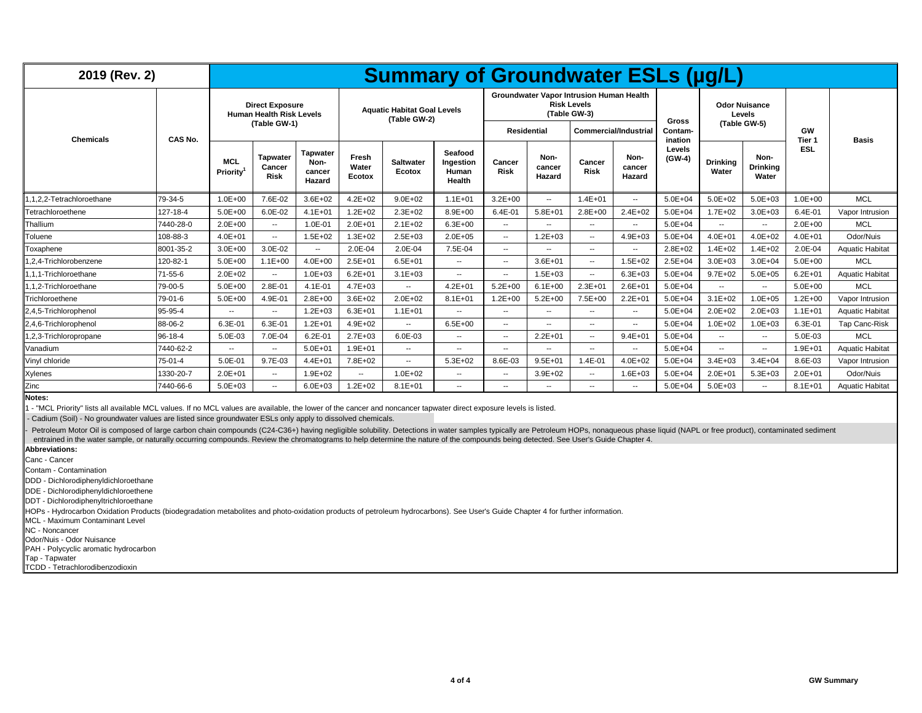| 2019 (Rev. 2) | | Summary of Groundwater ESLs (µg/L) | | | | | | | | | | | | | | |
|---|---|---|---|---|---|---|---|---|---|---|---|---|---|---|---|---|
| Chemicals | CAS No. | Direct Exposure Human Health Risk Levels (Table GW-1) | | | Aquatic Habitat Goal Levels (Table GW-2) | | | Groundwater Vapor Intrusion Human Health Risk Levels (Table GW-3) | | | | Gross Contamination Levels (GW-4) | Odor Nuisance Levels (Table GW-5) | | GW Tier 1 ESL | Basis |
| | | | | | | | | Residential | | Commercial/Industrial | | | | | | |
| | | MCL Priority[1] | Tapwater Cancer Risk | Tapwater Non-cancer Hazard | Fresh Water Ecotox | Saltwater Ecotox | Seafood Ingestion Human Health | Cancer Risk | Non-cancer Hazard | Cancer Risk | Non-cancer Hazard | | Drinking Water | Non-Drinking Water | | |
| 1,1,2,2-Tetrachloroethane | 79-34-5 | 1.0E+00 | 7.6E-02 | 3.6E+02 | 4.2E+02 | 9.0E+02 | 1.1E+01 | 3.2E+00 | -- | 1.4E+01 | -- | 5.0E+04 | 5.0E+02 | 5.0E+03 | 1.0E+00 | MCL |
| Tetrachloroethene | 127-18-4 | 5.0E+00 | 6.0E-02 | 4.1E+01 | 1.2E+02 | 2.3E+02 | 8.9E+00 | 6.4E-01 | 5.8E+01 | 2.8E+00 | 2.4E+02 | 5.0E+04 | 1.7E+02 | 3.0E+03 | 6.4E-01 | Vapor Intrusion |
| Thallium | 7440-28-0 | 2.0E+00 | -- | 1.0E-01 | 2.0E+01 | 2.1E+02 | 6.3E+00 | -- | -- | -- | -- | 5.0E+04 | -- | -- | 2.0E+00 | MCL |
| Toluene | 108-88-3 | 4.0E+01 | -- | 1.5E+02 | 1.3E+02 | 2.5E+03 | 2.0E+05 | -- | 1.2E+03 | -- | 4.9E+03 | 5.0E+04 | 4.0E+01 | 4.0E+02 | 4.0E+01 | Odor/Nuis |
| Toxaphene | 8001-35-2 | 3.0E+00 | 3.0E-02 | -- | 2.0E-04 | 2.0E-04 | 7.5E-04 | -- | -- | -- | -- | 2.8E+02 | 1.4E+02 | 1.4E+02 | 2.0E-04 | Aquatic Habitat |
| 1,2,4-Trichlorobenzene | 120-82-1 | 5.0E+00 | 1.1E+00 | 4.0E+00 | 2.5E+01 | 6.5E+01 | -- | -- | 3.6E+01 | -- | 1.5E+02 | 2.5E+04 | 3.0E+03 | 3.0E+04 | 5.0E+00 | MCL |
| 1,1,1-Trichloroethane | 71-55-6 | 2.0E+02 | -- | 1.0E+03 | 6.2E+01 | 3.1E+03 | -- | -- | 1.5E+03 | -- | 6.3E+03 | 5.0E+04 | 9.7E+02 | 5.0E+05 | 6.2E+01 | Aquatic Habitat |
| 1,1,2-Trichloroethane | 79-00-5 | 5.0E+00 | 2.8E-01 | 4.1E-01 | 4.7E+03 | -- | 4.2E+01 | 5.2E+00 | 6.1E+00 | 2.3E+01 | 2.6E+01 | 5.0E+04 | -- | -- | 5.0E+00 | MCL |
| Trichloroethene | 79-01-6 | 5.0E+00 | 4.9E-01 | 2.8E+00 | 3.6E+02 | 2.0E+02 | 8.1E+01 | 1.2E+00 | 5.2E+00 | 7.5E+00 | 2.2E+01 | 5.0E+04 | 3.1E+02 | 1.0E+05 | 1.2E+00 | Vapor Intrusion |
| 2,4,5-Trichlorophenol | 95-95-4 | -- | -- | 1.2E+03 | 6.3E+01 | 1.1E+01 | -- | -- | -- | -- | -- | 5.0E+04 | 2.0E+02 | 2.0E+03 | 1.1E+01 | Aquatic Habitat |
| 2,4,6-Trichlorophenol | 88-06-2 | 6.3E-01 | 6.3E-01 | 1.2E+01 | 4.9E+02 | -- | 6.5E+00 | -- | -- | -- | -- | 5.0E+04 | 1.0E+02 | 1.0E+03 | 6.3E-01 | Tap Canc-Risk |
| 1,2,3-Trichloropropane | 96-18-4 | 5.0E-03 | 7.0E-04 | 6.2E-01 | 2.7E+03 | 6.0E-03 | -- | -- | 2.2E+01 | -- | 9.4E+01 | 5.0E+04 | -- | -- | 5.0E-03 | MCL |
| Vanadium | 7440-62-2 | -- | -- | 5.0E+01 | 1.9E+01 | -- | -- | -- | -- | -- | -- | 5.0E+04 | -- | -- | 1.9E+01 | Aquatic Habitat |
| Vinyl chloride | 75-01-4 | 5.0E-01 | 9.7E-03 | 4.4E+01 | 7.8E+02 | -- | 5.3E+02 | 8.6E-03 | 9.5E+01 | 1.4E-01 | 4.0E+02 | 5.0E+04 | 3.4E+03 | 3.4E+04 | 8.6E-03 | Vapor Intrusion |
| Xylenes | 1330-20-7 | 2.0E+01 | -- | 1.9E+02 | -- | 1.0E+02 | -- | -- | 3.9E+02 | -- | 1.6E+03 | 5.0E+04 | 2.0E+01 | 5.3E+03 | 2.0E+01 | Odor/Nuis |
| Zinc | 7440-66-6 | 5.0E+03 | -- | 6.0E+03 | 1.2E+02 | 8.1E+01 | -- | -- | -- | -- | -- | 5.0E+04 | 5.0E+03 | -- | 8.1E+01 | Aquatic Habitat |

**Notes:**

1 - "MCL Priority" lists all available MCL values. If no MCL values are available, the lower of the cancer and noncancer tapwater direct exposure levels is listed.

- Cadium (Soil) - No groundwater values are listed since groundwater ESLs only apply to dissolved chemicals.

- Petroleum Motor Oil is composed of large carbon chain compounds (C24-C36+) having negligible solubility. Detections in water samples typically are Petroleum HOPs, nonaqueous phase liquid (NAPL or free product), contaminated sediment entrained in the water sample, or naturally occurring compounds. Review the chromatograms to help determine the nature of the compounds being detected. See User's Guide Chapter 4.

**Abbreviations:**

Canc - Cancer
Contam - Contamination
DDD - Dichlorodiphenyldichloroethane
DDE - Dichlorodiphenyldichloroethene
DDT - Dichlorodiphenyltrichloroethane
HOPs - Hydrocarbon Oxidation Products (biodegradation metabolites and photo-oxidation products of petroleum hydrocarbons). See User's Guide Chapter 4 for further information.
MCL - Maximum Contaminant Level
NC - Noncancer
Odor/Nuis - Odor Nuisance
PAH - Polycyclic aromatic hydrocarbon
Tap - Tapwater
TCDD - Tetrachlorodibenzodioxin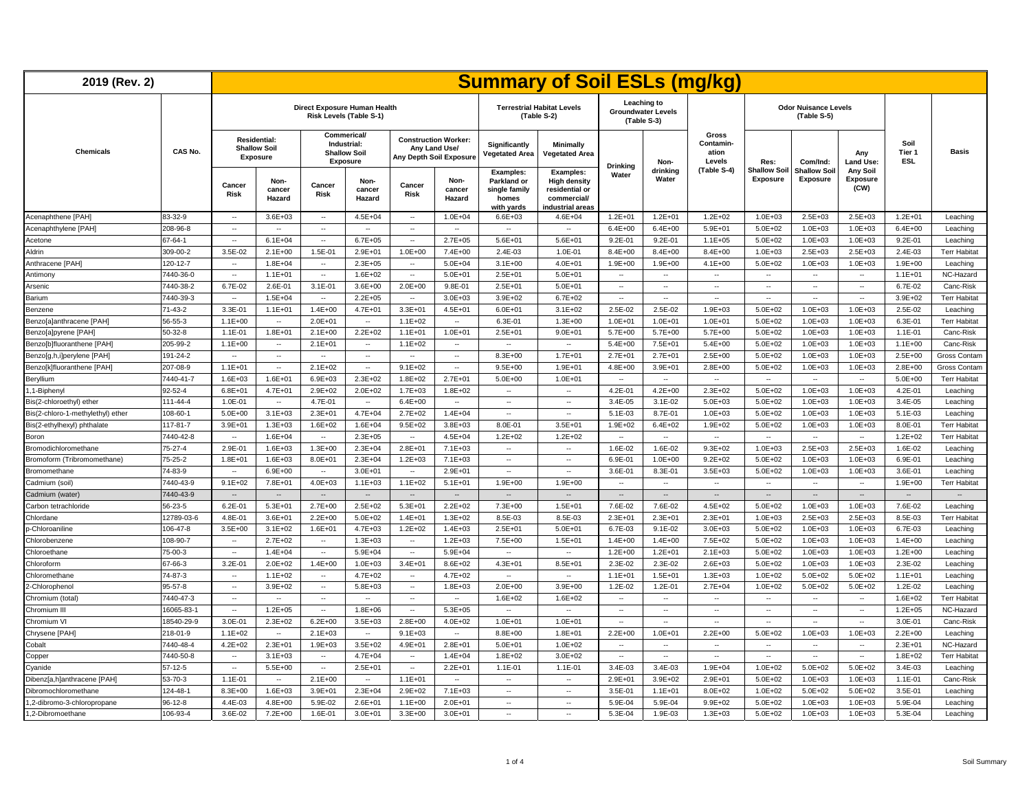# 2019 (Rev. 2) — Summary of Soil ESLs (mg/kg)

| Chemicals | CAS No. | Direct Exposure Human Health Risk Levels (Table S-1) | | | | | | Terrestrial Habitat Levels (Table S-2) | | Leaching to Groundwater Levels (Table S-3) | | Gross Contamination Levels (Table S-4) | Odor Nuisance Levels (Table S-5) | | | Soil Tier 1 ESL | Basis |
|---|---|---|---|---|---|---|---|---|---|---|---|---|---|---|---|---|---|
| | | Residential: Shallow Soil Exposure | | Commercial/ Industrial: Shallow Soil Exposure | | Construction Worker: Any Land Use/ Any Depth Soil Exposure | | Significantly Vegetated Area | Minimally Vegetated Area | Drinking Water | Non-drinking Water | | Res: Shallow Soil Exposure | Com/Ind: Shallow Soil Exposure | Any Land Use: Any Soil Exposure (CW) | | |
| | | Cancer Risk | Non-cancer Hazard | Cancer Risk | Non-cancer Hazard | Cancer Risk | Non-cancer Hazard | Examples: Parkland or single family homes with yards | Examples: High density residential or commercial/ industrial areas | | | | | | | | |
| Acenaphthene [PAH] | 83-32-9 | -- | 3.6E+03 | -- | 4.5E+04 | -- | 1.0E+04 | 6.6E+03 | 4.6E+04 | 1.2E+01 | 1.2E+01 | 1.2E+02 | 1.0E+03 | 2.5E+03 | 2.5E+03 | 1.2E+01 | Leaching |
| Acenaphthylene [PAH] | 208-96-8 | -- | -- | -- | -- | -- | -- | -- | -- | 6.4E+00 | 6.4E+00 | 5.9E+01 | 5.0E+02 | 1.0E+03 | 1.0E+03 | 6.4E+00 | Leaching |
| Acetone | 67-64-1 | -- | 6.1E+04 | -- | 6.7E+05 | -- | 2.7E+05 | 5.6E+01 | 5.6E+01 | 9.2E-01 | 9.2E-01 | 1.1E+05 | 5.0E+02 | 1.0E+03 | 1.0E+03 | 9.2E-01 | Leaching |
| Aldrin | 309-00-2 | 3.5E-02 | 2.1E+00 | 1.5E-01 | 2.9E+01 | 1.0E+00 | 7.4E+00 | 2.4E-03 | 1.0E-01 | 8.4E+00 | 8.4E+00 | 8.4E+00 | 1.0E+03 | 2.5E+03 | 2.5E+03 | 2.4E-03 | Terr Habitat |
| Anthracene [PAH] | 120-12-7 | -- | 1.8E+04 | -- | 2.3E+05 | -- | 5.0E+04 | 3.1E+00 | 4.0E+01 | 1.9E+00 | 1.9E+00 | 4.1E+00 | 5.0E+02 | 1.0E+03 | 1.0E+03 | 1.9E+00 | Leaching |
| Antimony | 7440-36-0 | -- | 1.1E+01 | -- | 1.6E+02 | -- | 5.0E+01 | 2.5E+01 | 5.0E+01 | -- | -- | -- | -- | -- | -- | 1.1E+01 | NC-Hazard |
| Arsenic | 7440-38-2 | 6.7E-02 | 2.6E-01 | 3.1E-01 | 3.6E+00 | 2.0E+00 | 9.8E-01 | 2.5E+01 | 5.0E+01 | -- | -- | -- | -- | -- | -- | 6.7E-02 | Canc-Risk |
| Barium | 7440-39-3 | -- | 1.5E+04 | -- | 2.2E+05 | -- | 3.0E+03 | 3.9E+02 | 6.7E+02 | -- | -- | -- | -- | -- | -- | 3.9E+02 | Terr Habitat |
| Benzene | 71-43-2 | 3.3E-01 | 1.1E+01 | 1.4E+00 | 4.7E+01 | 3.3E+01 | 4.5E+01 | 6.0E+01 | 3.1E+02 | 2.5E-02 | 2.5E-02 | 1.9E+03 | 5.0E+02 | 1.0E+03 | 1.0E+03 | 2.5E-02 | Leaching |
| Benzo[a]anthracene [PAH] | 56-55-3 | 1.1E+00 | -- | 2.0E+01 | -- | 1.1E+02 | -- | 6.3E-01 | 1.3E+00 | 1.0E+01 | 1.0E+01 | 1.0E+01 | 5.0E+02 | 1.0E+03 | 1.0E+03 | 6.3E-01 | Terr Habitat |
| Benzo[a]pyrene [PAH] | 50-32-8 | 1.1E-01 | 1.8E+01 | 2.1E+00 | 2.2E+02 | 1.1E+01 | 1.0E+01 | 2.5E+01 | 9.0E+01 | 5.7E+00 | 5.7E+00 | 5.7E+00 | 5.0E+02 | 1.0E+03 | 1.0E+03 | 1.1E-01 | Canc-Risk |
| Benzo[b]fluoranthene [PAH] | 205-99-2 | 1.1E+00 | -- | 2.1E+01 | -- | 1.1E+02 | -- | -- | -- | 5.4E+00 | 7.5E+01 | 5.4E+00 | 5.0E+02 | 1.0E+03 | 1.0E+03 | 1.1E+00 | Canc-Risk |
| Benzo[g,h,i]perylene [PAH] | 191-24-2 | -- | -- | -- | -- | -- | -- | 8.3E+00 | 1.7E+01 | 2.7E+01 | 2.7E+01 | 2.5E+00 | 5.0E+02 | 1.0E+03 | 1.0E+03 | 2.5E+00 | Gross Contam |
| Benzo[k]fluoranthene [PAH] | 207-08-9 | 1.1E+01 | -- | 2.1E+02 | -- | 9.1E+02 | -- | 9.5E+00 | 1.9E+01 | 4.8E+00 | 3.9E+01 | 2.8E+00 | 5.0E+02 | 1.0E+03 | 1.0E+03 | 2.8E+00 | Gross Contam |
| Beryllium | 7440-41-7 | 1.6E+03 | 1.6E+01 | 6.9E+03 | 2.3E+02 | 1.8E+02 | 2.7E+01 | 5.0E+00 | 1.0E+01 | -- | -- | -- | -- | -- | -- | 5.0E+00 | Terr Habitat |
| 1,1-Biphenyl | 92-52-4 | 6.8E+01 | 4.7E+01 | 2.9E+02 | 2.0E+02 | 1.7E+03 | 1.8E+02 | -- | -- | 4.2E-01 | 4.2E+00 | 2.3E+02 | 5.0E+02 | 1.0E+03 | 1.0E+03 | 4.2E-01 | Leaching |
| Bis(2-chloroethyl) ether | 111-44-4 | 1.0E-01 | -- | 4.7E-01 | -- | 6.4E+00 | -- | -- | -- | 3.4E-05 | 3.1E-02 | 5.0E+03 | 5.0E+02 | 1.0E+03 | 1.0E+03 | 3.4E-05 | Leaching |
| Bis(2-chloro-1-methylethyl) ether | 108-60-1 | 5.0E+00 | 3.1E+03 | 2.3E+01 | 4.7E+04 | 2.7E+02 | 1.4E+04 | -- | -- | 5.1E-03 | 8.7E-01 | 1.0E+03 | 5.0E+02 | 1.0E+03 | 1.0E+03 | 5.1E-03 | Leaching |
| Bis(2-ethylhexyl) phthalate | 117-81-7 | 3.9E+01 | 1.3E+03 | 1.6E+02 | 1.6E+04 | 9.5E+02 | 3.8E+03 | 8.0E-01 | 3.5E+01 | 1.9E+02 | 6.4E+02 | 1.9E+02 | 5.0E+02 | 1.0E+03 | 1.0E+03 | 8.0E-01 | Terr Habitat |
| Boron | 7440-42-8 | -- | 1.6E+04 | -- | 2.3E+05 | -- | 4.5E+04 | 1.2E+02 | 1.2E+02 | -- | -- | -- | -- | -- | -- | 1.2E+02 | Terr Habitat |
| Bromodichloromethane | 75-27-4 | 2.9E-01 | 1.6E+03 | 1.3E+00 | 2.3E+04 | 2.8E+01 | 7.1E+03 | -- | -- | 1.6E-02 | 1.6E-02 | 9.3E+02 | 1.0E+03 | 2.5E+03 | 2.5E+03 | 1.6E-02 | Leaching |
| Bromoform (Tribromomethane) | 75-25-2 | 1.8E+01 | 1.6E+03 | 8.0E+01 | 2.3E+04 | 1.2E+03 | 7.1E+03 | -- | -- | 6.9E-01 | 1.0E+00 | 9.2E+02 | 5.0E+02 | 1.0E+03 | 1.0E+03 | 6.9E-01 | Leaching |
| Bromomethane | 74-83-9 | -- | 6.9E+00 | -- | 3.0E+01 | -- | 2.9E+01 | -- | -- | 3.6E-01 | 8.3E-01 | 3.5E+03 | 5.0E+02 | 1.0E+03 | 1.0E+03 | 3.6E-01 | Leaching |
| Cadmium (soil) | 7440-43-9 | 9.1E+02 | 7.8E+01 | 4.0E+03 | 1.1E+03 | 1.1E+02 | 5.1E+01 | 1.9E+00 | 1.9E+00 | -- | -- | -- | -- | -- | -- | 1.9E+00 | Terr Habitat |
| Cadmium (water) | 7440-43-9 | -- | -- | -- | -- | -- | -- | -- | -- | -- | -- | -- | -- | -- | -- | -- | -- |
| Carbon tetrachloride | 56-23-5 | 6.2E-01 | 5.3E+01 | 2.7E+00 | 2.5E+02 | 5.3E+01 | 2.2E+02 | 7.3E+00 | 1.5E+01 | 7.6E-02 | 7.6E-02 | 4.5E+02 | 5.0E+02 | 1.0E+03 | 1.0E+03 | 7.6E-02 | Leaching |
| Chlordane | 12789-03-6 | 4.8E-01 | 3.6E+01 | 2.2E+00 | 5.0E+02 | 1.4E+01 | 1.3E+02 | 8.5E-03 | 8.5E-03 | 2.3E+01 | 2.3E+01 | 2.3E+01 | 1.0E+03 | 2.5E+03 | 2.5E+03 | 8.5E-03 | Terr Habitat |
| p-Chloroaniline | 106-47-8 | 3.5E+00 | 3.1E+02 | 1.6E+01 | 4.7E+03 | 1.2E+02 | 1.4E+03 | 2.5E+01 | 5.0E+01 | 6.7E-03 | 9.1E-02 | 3.0E+03 | 5.0E+02 | 1.0E+03 | 1.0E+03 | 6.7E-03 | Leaching |
| Chlorobenzene | 108-90-7 | -- | 2.7E+02 | -- | 1.3E+03 | -- | 1.2E+03 | 7.5E+00 | 1.5E+01 | 1.4E+00 | 1.4E+00 | 7.5E+02 | 5.0E+02 | 1.0E+03 | 1.0E+03 | 1.4E+00 | Leaching |
| Chloroethane | 75-00-3 | -- | 1.4E+04 | -- | 5.9E+04 | -- | 5.9E+04 | -- | -- | 1.2E+00 | 1.2E+01 | 2.1E+03 | 5.0E+02 | 1.0E+03 | 1.0E+03 | 1.2E+00 | Leaching |
| Chloroform | 67-66-3 | 3.2E-01 | 2.0E+02 | 1.4E+00 | 1.0E+03 | 3.4E+01 | 8.6E+02 | 4.3E+01 | 8.5E+01 | 2.3E-02 | 2.3E-02 | 2.6E+03 | 5.0E+02 | 1.0E+03 | 1.0E+03 | 2.3E-02 | Leaching |
| Chloromethane | 74-87-3 | -- | 1.1E+02 | -- | 4.7E+02 | -- | 4.7E+02 | -- | -- | 1.1E+01 | 1.5E+01 | 1.3E+03 | 1.0E+02 | 5.0E+02 | 5.0E+02 | 1.1E+01 | Leaching |
| 2-Chlorophenol | 95-57-8 | -- | 3.9E+02 | -- | 5.8E+03 | -- | 1.8E+03 | 2.0E+00 | 3.9E+00 | 1.2E-02 | 1.2E-01 | 2.7E+04 | 1.0E+02 | 5.0E+02 | 5.0E+02 | 1.2E-02 | Leaching |
| Chromium (total) | 7440-47-3 | -- | -- | -- | -- | -- | -- | 1.6E+02 | 1.6E+02 | -- | -- | -- | -- | -- | -- | 1.6E+02 | Terr Habitat |
| Chromium III | 16065-83-1 | -- | 1.2E+05 | -- | 1.8E+06 | -- | 5.3E+05 | -- | -- | -- | -- | -- | -- | -- | -- | 1.2E+05 | NC-Hazard |
| Chromium VI | 18540-29-9 | 3.0E-01 | 2.3E+02 | 6.2E+00 | 3.5E+03 | 2.8E+00 | 4.0E+02 | 1.0E+01 | 1.0E+01 | -- | -- | -- | -- | -- | -- | 3.0E-01 | Canc-Risk |
| Chrysene [PAH] | 218-01-9 | 1.1E+02 | -- | 2.1E+03 | -- | 9.1E+03 | -- | 8.8E+00 | 1.8E+01 | 2.2E+00 | 1.0E+01 | 2.2E+00 | 5.0E+02 | 1.0E+03 | 1.0E+03 | 2.2E+00 | Leaching |
| Cobalt | 7440-48-4 | 4.2E+02 | 2.3E+01 | 1.9E+03 | 3.5E+02 | 4.9E+01 | 2.8E+01 | 5.0E+01 | 1.0E+02 | -- | -- | -- | -- | -- | -- | 2.3E+01 | NC-Hazard |
| Copper | 7440-50-8 | -- | 3.1E+03 | -- | 4.7E+04 | -- | 1.4E+04 | 1.8E+02 | 3.0E+02 | -- | -- | -- | -- | -- | -- | 1.8E+02 | Terr Habitat |
| Cyanide | 57-12-5 | -- | 5.5E+00 | -- | 2.5E+01 | -- | 2.2E+01 | 1.1E-01 | 1.1E-01 | 3.4E-03 | 3.4E-03 | 1.9E+04 | 1.0E+02 | 5.0E+02 | 5.0E+02 | 3.4E-03 | Leaching |
| Dibenz[a,h]anthracene [PAH] | 53-70-3 | 1.1E-01 | -- | 2.1E+00 | -- | 1.1E+01 | -- | -- | -- | 2.9E+01 | 3.9E+02 | 2.9E+01 | 5.0E+02 | 1.0E+03 | 1.0E+03 | 1.1E-01 | Canc-Risk |
| Dibromochloromethane | 124-48-1 | 8.3E+00 | 1.6E+03 | 3.9E+01 | 2.3E+04 | 2.9E+02 | 7.1E+03 | -- | -- | 3.5E-01 | 1.1E+01 | 8.0E+02 | 1.0E+02 | 5.0E+02 | 5.0E+02 | 3.5E-01 | Leaching |
| 1,2-dibromo-3-chloropropane | 96-12-8 | 4.4E-03 | 4.8E+00 | 5.9E-02 | 2.6E+01 | 1.1E+00 | 2.0E+01 | -- | -- | 5.9E-04 | 5.9E-04 | 9.9E+02 | 5.0E+02 | 1.0E+03 | 1.0E+03 | 5.9E-04 | Leaching |
| 1,2-Dibromoethane | 106-93-4 | 3.6E-02 | 7.2E+00 | 1.6E-01 | 3.0E+01 | 3.3E+00 | 3.0E+01 | -- | -- | 5.3E-04 | 1.9E-03 | 1.3E+03 | 5.0E+02 | 1.0E+03 | 1.0E+03 | 5.3E-04 | Leaching |

Soil Summary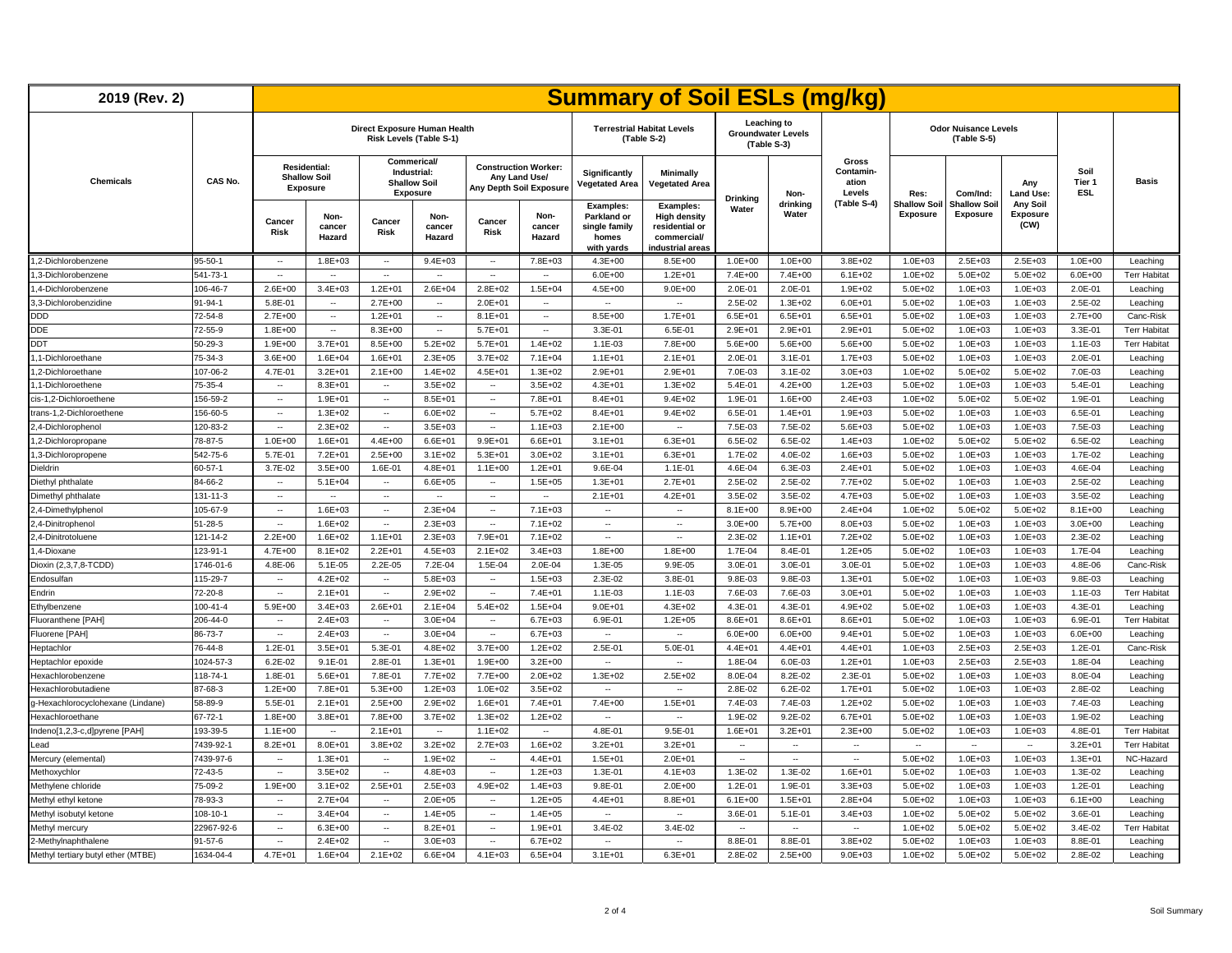# 2019 (Rev. 2) — Summary of Soil ESLs (mg/kg)

| Chemicals | CAS No. | Direct Exposure Human Health Risk Levels (Table S-1) | | | | | | Terrestrial Habitat Levels (Table S-2) | | Leaching to Groundwater Levels (Table S-3) | | Gross Contamination Levels (Table S-4) | Odor Nuisance Levels (Table S-5) | | | Soil Tier 1 ESL | Basis |
|---|---|---|---|---|---|---|---|---|---|---|---|---|---|---|---|---|---|
| | | Residential: Shallow Soil Exposure | | Commercial/ Industrial: Shallow Soil Exposure | | Construction Worker: Any Land Use/ Any Depth Soil Exposure | | Significantly Vegetated Area | Minimally Vegetated Area | Drinking Water | Non-drinking Water | | Res: Shallow Soil Exposure | Com/Ind: Shallow Soil Exposure | Any Land Use: Any Soil Exposure (CW) | | |
| | | Cancer Risk | Non-cancer Hazard | Cancer Risk | Non-cancer Hazard | Cancer Risk | Non-cancer Hazard | Examples: Parkland or single family homes with yards | Examples: High density residential or commercial/ industrial areas | | | | | | | | |
| 1,2-Dichlorobenzene | 95-50-1 | -- | 1.8E+03 | -- | 9.4E+03 | -- | 7.8E+03 | 4.3E+00 | 8.5E+00 | 1.0E+00 | 1.0E+00 | 3.8E+02 | 1.0E+03 | 2.5E+03 | 2.5E+03 | 1.0E+00 | Leaching |
| 1,3-Dichlorobenzene | 541-73-1 | -- | -- | -- | -- | -- | -- | 6.0E+00 | 1.2E+01 | 7.4E+00 | 7.4E+00 | 6.1E+02 | 1.0E+02 | 5.0E+02 | 5.0E+02 | 6.0E+00 | Terr Habitat |
| 1,4-Dichlorobenzene | 106-46-7 | 2.6E+00 | 3.4E+03 | 1.2E+01 | 2.6E+04 | 2.8E+02 | 1.5E+04 | 4.5E+00 | 9.0E+00 | 2.0E-01 | 2.0E-01 | 1.9E+02 | 5.0E+02 | 1.0E+03 | 1.0E+03 | 2.0E-01 | Leaching |
| 3,3-Dichlorobenzidine | 91-94-1 | 5.8E-01 | -- | 2.7E+00 | -- | 2.0E+01 | -- | -- | -- | 2.5E-02 | 1.3E+02 | 6.0E+01 | 5.0E+02 | 1.0E+03 | 1.0E+03 | 2.5E-02 | Leaching |
| DDD | 72-54-8 | 2.7E+00 | -- | 1.2E+01 | -- | 8.1E+01 | -- | 8.5E+00 | 1.7E+01 | 6.5E+01 | 6.5E+01 | 6.5E+01 | 5.0E+02 | 1.0E+03 | 1.0E+03 | 2.7E+00 | Canc-Risk |
| DDE | 72-55-9 | 1.8E+00 | -- | 8.3E+00 | -- | 5.7E+01 | -- | 3.3E-01 | 6.5E-01 | 2.9E+01 | 2.9E+01 | 2.9E+01 | 5.0E+02 | 1.0E+03 | 1.0E+03 | 3.3E-01 | Terr Habitat |
| DDT | 50-29-3 | 1.9E+00 | 3.7E+01 | 8.5E+00 | 5.2E+02 | 5.7E+01 | 1.4E+02 | 1.1E-03 | 7.8E+00 | 5.6E+00 | 5.6E+00 | 5.6E+00 | 5.0E+02 | 1.0E+03 | 1.0E+03 | 1.1E-03 | Terr Habitat |
| 1,1-Dichloroethane | 75-34-3 | 3.6E+00 | 1.6E+04 | 1.6E+01 | 2.3E+05 | 3.7E+02 | 7.1E+04 | 1.1E+01 | 2.1E+01 | 2.0E-01 | 3.1E-01 | 1.7E+03 | 5.0E+02 | 1.0E+03 | 1.0E+03 | 2.0E-01 | Leaching |
| 1,2-Dichloroethane | 107-06-2 | 4.7E-01 | 3.2E+01 | 2.1E+00 | 1.4E+02 | 4.5E+01 | 1.3E+02 | 2.9E+01 | 2.9E+01 | 7.0E-03 | 3.1E-02 | 3.0E+03 | 1.0E+02 | 5.0E+02 | 5.0E+02 | 7.0E-03 | Leaching |
| 1,1-Dichloroethene | 75-35-4 | -- | 8.3E+01 | -- | 3.5E+02 | -- | 3.5E+02 | 4.3E+01 | 1.3E+02 | 5.4E-01 | 4.2E+00 | 1.2E+03 | 5.0E+02 | 1.0E+03 | 1.0E+03 | 5.4E-01 | Leaching |
| cis-1,2-Dichloroethene | 156-59-2 | -- | 1.9E+01 | -- | 8.5E+01 | -- | 7.8E+01 | 8.4E+01 | 9.4E+02 | 1.9E-01 | 1.6E+00 | 2.4E+03 | 1.0E+02 | 5.0E+02 | 5.0E+02 | 1.9E-01 | Leaching |
| trans-1,2-Dichloroethene | 156-60-5 | -- | 1.3E+02 | -- | 6.0E+02 | -- | 5.7E+02 | 8.4E+01 | 9.4E+02 | 6.5E-01 | 1.4E+01 | 1.9E+03 | 5.0E+02 | 1.0E+03 | 1.0E+03 | 6.5E-01 | Leaching |
| 2,4-Dichlorophenol | 120-83-2 | -- | 2.3E+02 | -- | 3.5E+03 | -- | 1.1E+03 | 2.1E+00 | -- | 7.5E-03 | 7.5E-02 | 5.6E+03 | 5.0E+02 | 1.0E+03 | 1.0E+03 | 7.5E-03 | Leaching |
| 1,2-Dichloropropane | 78-87-5 | 1.0E+00 | 1.6E+01 | 4.4E+00 | 6.6E+01 | 9.9E+01 | 6.6E+01 | 3.1E+01 | 6.3E+01 | 6.5E-02 | 6.5E-02 | 1.4E+03 | 1.0E+02 | 5.0E+02 | 5.0E+02 | 6.5E-02 | Leaching |
| 1,3-Dichloropropene | 542-75-6 | 5.7E-01 | 7.2E+01 | 2.5E+00 | 3.1E+02 | 5.3E+01 | 3.0E+02 | 3.1E+01 | 6.3E+01 | 1.7E-02 | 4.0E-02 | 1.6E+03 | 5.0E+02 | 1.0E+03 | 1.0E+03 | 1.7E-02 | Leaching |
| Dieldrin | 60-57-1 | 3.7E-02 | 3.5E+00 | 1.6E-01 | 4.8E+01 | 1.1E+00 | 1.2E+01 | 9.6E-04 | 1.1E-01 | 4.6E-04 | 6.3E-03 | 2.4E+01 | 5.0E+02 | 1.0E+03 | 1.0E+03 | 4.6E-04 | Leaching |
| Diethyl phthalate | 84-66-2 | -- | 5.1E+04 | -- | 6.6E+05 | -- | 1.5E+05 | 1.3E+01 | 2.7E+01 | 2.5E-02 | 2.5E-02 | 7.7E+02 | 5.0E+02 | 1.0E+03 | 1.0E+03 | 2.5E-02 | Leaching |
| Dimethyl phthalate | 131-11-3 | -- | -- | -- | -- | -- | -- | 2.1E+01 | 4.2E+01 | 3.5E-02 | 3.5E-02 | 4.7E+03 | 5.0E+02 | 1.0E+03 | 1.0E+03 | 3.5E-02 | Leaching |
| 2,4-Dimethylphenol | 105-67-9 | -- | 1.6E+03 | -- | 2.3E+04 | -- | 7.1E+03 | -- | -- | 8.1E+00 | 8.9E+00 | 2.4E+04 | 1.0E+02 | 5.0E+02 | 5.0E+02 | 8.1E+00 | Leaching |
| 2,4-Dinitrophenol | 51-28-5 | -- | 1.6E+02 | -- | 2.3E+03 | -- | 7.1E+02 | -- | -- | 3.0E+00 | 5.7E+00 | 8.0E+03 | 5.0E+02 | 1.0E+03 | 1.0E+03 | 3.0E+00 | Leaching |
| 2,4-Dinitrotoluene | 121-14-2 | 2.2E+00 | 1.6E+02 | 1.1E+01 | 2.3E+03 | 7.9E+01 | 7.1E+02 | -- | -- | 2.3E-02 | 1.1E+01 | 7.2E+02 | 5.0E+02 | 1.0E+03 | 1.0E+03 | 2.3E-02 | Leaching |
| 1,4-Dioxane | 123-91-1 | 4.7E+00 | 8.1E+02 | 2.2E+01 | 4.5E+03 | 2.1E+02 | 3.4E+03 | 1.8E+00 | 1.8E+00 | 1.7E-04 | 8.4E-01 | 1.2E+05 | 5.0E+02 | 1.0E+03 | 1.0E+03 | 1.7E-04 | Leaching |
| Dioxin (2,3,7,8-TCDD) | 1746-01-6 | 4.8E-06 | 5.1E-05 | 2.2E-05 | 7.2E-04 | 1.5E-04 | 2.0E-04 | 1.3E-05 | 9.9E-05 | 3.0E-01 | 3.0E-01 | 3.0E-01 | 5.0E+02 | 1.0E+03 | 1.0E+03 | 4.8E-06 | Canc-Risk |
| Endosulfan | 115-29-7 | -- | 4.2E+02 | -- | 5.8E+03 | -- | 1.5E+03 | 2.3E-02 | 3.8E-01 | 9.8E-03 | 9.8E-03 | 1.3E+01 | 5.0E+02 | 1.0E+03 | 1.0E+03 | 9.8E-03 | Leaching |
| Endrin | 72-20-8 | -- | 2.1E+01 | -- | 2.9E+02 | -- | 7.4E+01 | 1.1E-03 | 1.1E-03 | 7.6E-03 | 7.6E-03 | 3.0E+01 | 5.0E+02 | 1.0E+03 | 1.0E+03 | 1.1E-03 | Terr Habitat |
| Ethylbenzene | 100-41-4 | 5.9E+00 | 3.4E+03 | 2.6E+01 | 2.1E+04 | 5.4E+02 | 1.5E+04 | 9.0E+01 | 4.3E+02 | 4.3E-01 | 4.3E-01 | 4.9E+02 | 5.0E+02 | 1.0E+03 | 1.0E+03 | 4.3E-01 | Leaching |
| Fluoranthene [PAH] | 206-44-0 | -- | 2.4E+03 | -- | 3.0E+04 | -- | 6.7E+03 | 6.9E-01 | 1.2E+05 | 8.6E+01 | 8.6E+01 | 8.6E+01 | 5.0E+02 | 1.0E+03 | 1.0E+03 | 6.9E-01 | Terr Habitat |
| Fluorene [PAH] | 86-73-7 | -- | 2.4E+03 | -- | 3.0E+04 | -- | 6.7E+03 | -- | -- | 6.0E+00 | 6.0E+00 | 9.4E+01 | 5.0E+02 | 1.0E+03 | 1.0E+03 | 6.0E+00 | Leaching |
| Heptachlor | 76-44-8 | 1.2E-01 | 3.5E+01 | 5.3E-01 | 4.8E+02 | 3.7E+00 | 1.2E+02 | 2.5E-01 | 5.0E-01 | 4.4E+01 | 4.4E+01 | 4.4E+01 | 1.0E+03 | 2.5E+03 | 2.5E+03 | 1.2E-01 | Canc-Risk |
| Heptachlor epoxide | 1024-57-3 | 6.2E-02 | 9.1E-01 | 2.8E-01 | 1.3E+01 | 1.9E+00 | 3.2E+00 | -- | -- | 1.8E-04 | 6.0E-03 | 1.2E+01 | 1.0E+03 | 2.5E+03 | 2.5E+03 | 1.8E-04 | Leaching |
| Hexachlorobenzene | 118-74-1 | 1.8E-01 | 5.6E+01 | 7.8E-01 | 7.7E+02 | 7.7E+00 | 2.0E+02 | 1.3E+02 | 2.5E+02 | 8.0E-04 | 8.2E-02 | 2.3E-01 | 5.0E+02 | 1.0E+03 | 1.0E+03 | 8.0E-04 | Leaching |
| Hexachlorobutadiene | 87-68-3 | 1.2E+00 | 7.8E+01 | 5.3E+00 | 1.2E+03 | 1.0E+02 | 3.5E+02 | -- | -- | 2.8E-02 | 6.2E-02 | 1.7E+01 | 5.0E+02 | 1.0E+03 | 1.0E+03 | 2.8E-02 | Leaching |
| g-Hexachlorocyclohexane (Lindane) | 58-89-9 | 5.5E-01 | 2.1E+01 | 2.5E+00 | 2.9E+02 | 1.6E+01 | 7.4E+01 | 7.4E+00 | 1.5E+01 | 7.4E-03 | 7.4E-03 | 1.2E+02 | 5.0E+02 | 1.0E+03 | 1.0E+03 | 7.4E-03 | Leaching |
| Hexachloroethane | 67-72-1 | 1.8E+00 | 3.8E+01 | 7.8E+00 | 3.7E+02 | 1.3E+02 | 1.2E+02 | -- | -- | 1.9E-02 | 9.2E-02 | 6.7E+01 | 5.0E+02 | 1.0E+03 | 1.0E+03 | 1.9E-02 | Leaching |
| Indeno[1,2,3-c,d]pyrene [PAH] | 193-39-5 | 1.1E+00 | -- | 2.1E+01 | -- | 1.1E+02 | -- | 4.8E-01 | 9.5E-01 | 1.6E+01 | 3.2E+01 | 2.3E+00 | 5.0E+02 | 1.0E+03 | 1.0E+03 | 4.8E-01 | Terr Habitat |
| Lead | 7439-92-1 | 8.2E+01 | 8.0E+01 | 3.8E+02 | 3.2E+02 | 2.7E+03 | 1.6E+02 | 3.2E+01 | 3.2E+01 | -- | -- | -- | -- | -- | -- | 3.2E+01 | Terr Habitat |
| Mercury (elemental) | 7439-97-6 | -- | 1.3E+01 | -- | 1.9E+02 | -- | 4.4E+01 | 1.5E+01 | 2.0E+01 | -- | -- | -- | 5.0E+02 | 1.0E+03 | 1.0E+03 | 1.3E+01 | NC-Hazard |
| Methoxychlor | 72-43-5 | -- | 3.5E+02 | -- | 4.8E+03 | -- | 1.2E+03 | 1.3E-01 | 4.1E+03 | 1.3E-02 | 1.3E-02 | 1.6E+01 | 5.0E+02 | 1.0E+03 | 1.0E+03 | 1.3E-02 | Leaching |
| Methylene chloride | 75-09-2 | 1.9E+00 | 3.1E+02 | 2.5E+01 | 2.5E+03 | 4.9E+02 | 1.4E+03 | 9.8E-01 | 2.0E+00 | 1.2E-01 | 1.9E-01 | 3.3E+03 | 5.0E+02 | 1.0E+03 | 1.0E+03 | 1.2E-01 | Leaching |
| Methyl ethyl ketone | 78-93-3 | -- | 2.7E+04 | -- | 2.0E+05 | -- | 1.2E+05 | 4.4E+01 | 8.8E+01 | 6.1E+00 | 1.5E+01 | 2.8E+04 | 5.0E+02 | 1.0E+03 | 1.0E+03 | 6.1E+00 | Leaching |
| Methyl isobutyl ketone | 108-10-1 | -- | 3.4E+04 | -- | 1.4E+05 | -- | 1.4E+05 | -- | -- | 3.6E-01 | 5.1E-01 | 3.4E+03 | 1.0E+02 | 5.0E+02 | 5.0E+02 | 3.6E-01 | Leaching |
| Methyl mercury | 22967-92-6 | -- | 6.3E+00 | -- | 8.2E+01 | -- | 1.9E+01 | 3.4E-02 | 3.4E-02 | -- | -- | -- | 1.0E+02 | 5.0E+02 | 5.0E+02 | 3.4E-02 | Terr Habitat |
| 2-Methylnaphthalene | 91-57-6 | -- | 2.4E+02 | -- | 3.0E+03 | -- | 6.7E+02 | -- | -- | 8.8E-01 | 8.8E-01 | 3.8E+02 | 5.0E+02 | 1.0E+03 | 1.0E+03 | 8.8E-01 | Leaching |
| Methyl tertiary butyl ether (MTBE) | 1634-04-4 | 4.7E+01 | 1.6E+04 | 2.1E+02 | 6.6E+04 | 4.1E+03 | 6.5E+04 | 3.1E+01 | 6.3E+01 | 2.8E-02 | 2.5E+00 | 9.0E+03 | 1.0E+02 | 5.0E+02 | 5.0E+02 | 2.8E-02 | Leaching |

Soil Summary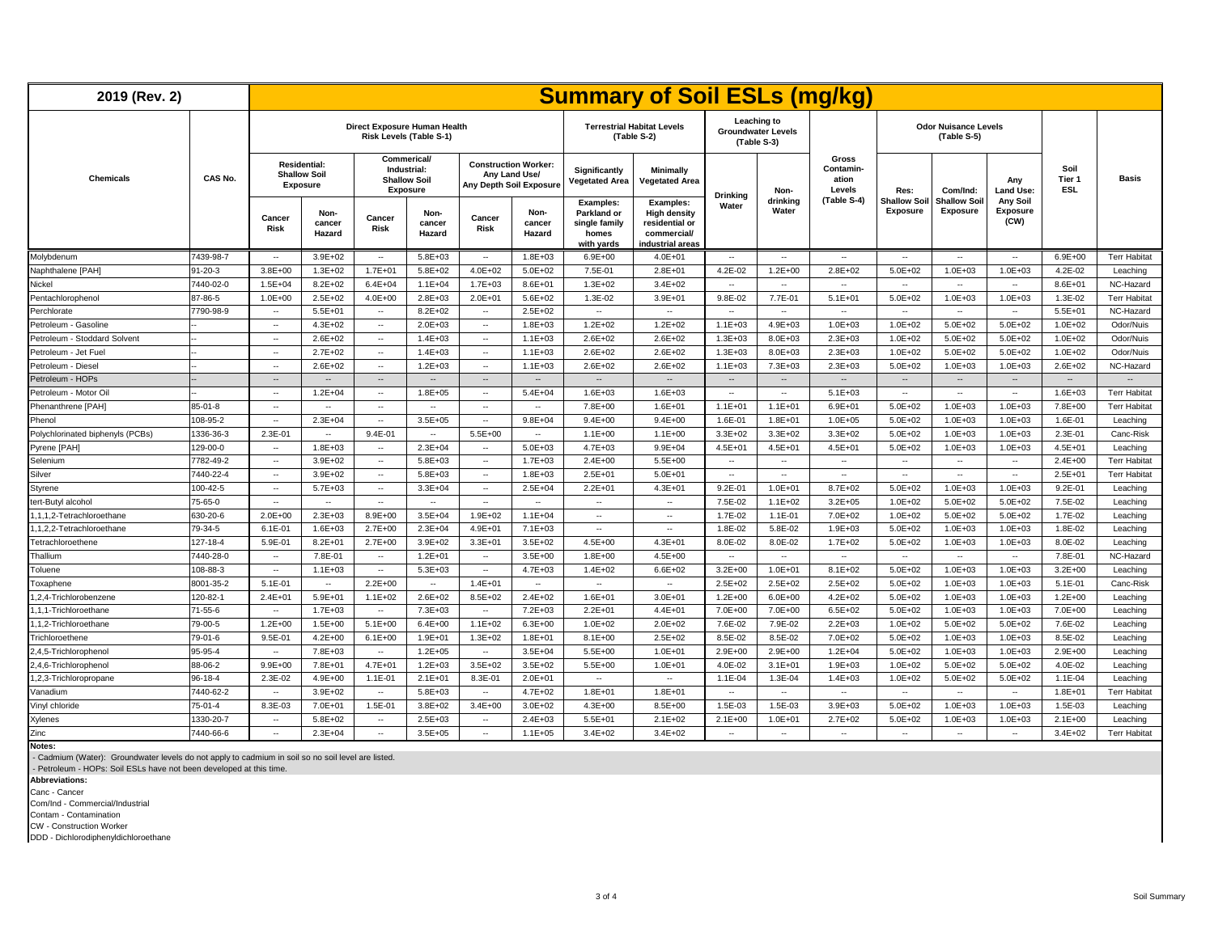| 2019 (Rev. 2) | | Summary of Soil ESLs (mg/kg) | | | | | | | | | | | | | | | | |
|---|---|---|---|---|---|---|---|---|---|---|---|---|---|---|---|---|---|---|
| | | Direct Exposure Human Health Risk Levels (Table S-1) | | | | | | Terrestrial Habitat Levels (Table S-2) | | Leaching to Groundwater Levels (Table S-3) | | | Odor Nuisance Levels (Table S-5) | | | | | |
| Chemicals | CAS No. | Residential: Shallow Soil Exposure | | Commercial/ Industrial: Shallow Soil Exposure | | Construction Worker: Any Land Use/ Any Depth Soil Exposure | | Significantly Vegetated Area | Minimally Vegetated Area | Drinking Water | Non-drinking Water | Gross Contamination Levels (Table S-4) | Res: Shallow Soil Exposure | Com/Ind: Shallow Soil Exposure | Any Land Use: Any Soil Exposure (CW) | Soil Tier 1 ESL | Basis |
| | | Cancer Risk | Non-cancer Hazard | Cancer Risk | Non-cancer Hazard | Cancer Risk | Non-cancer Hazard | Examples: Parkland or single family homes with yards | Examples: High density residential or commercial/ industrial areas | | | | | | | | |
| Molybdenum | 7439-98-7 | -- | 3.9E+02 | -- | 5.8E+03 | -- | 1.8E+03 | 6.9E+00 | 4.0E+01 | -- | -- | -- | -- | -- | -- | 6.9E+00 | Terr Habitat |
| Naphthalene [PAH] | 91-20-3 | 3.8E+00 | 1.3E+02 | 1.7E+01 | 5.8E+02 | 4.0E+02 | 5.0E+02 | 7.5E-01 | 2.8E+01 | 4.2E-02 | 1.2E+00 | 2.8E+02 | 5.0E+02 | 1.0E+03 | 1.0E+03 | 4.2E-02 | Leaching |
| Nickel | 7440-02-0 | 1.5E+04 | 8.2E+02 | 6.4E+04 | 1.1E+04 | 1.7E+03 | 8.6E+01 | 1.3E+02 | 3.4E+02 | -- | -- | -- | -- | -- | -- | 8.6E+01 | NC-Hazard |
| Pentachlorophenol | 87-86-5 | 1.0E+00 | 2.5E+02 | 4.0E+00 | 2.8E+03 | 2.0E+01 | 5.6E+02 | 1.3E-02 | 3.9E+01 | 9.8E-02 | 7.7E-01 | 5.1E+01 | 5.0E+02 | 1.0E+03 | 1.0E+03 | 1.3E-02 | Terr Habitat |
| Perchlorate | 7790-98-9 | -- | 5.5E+01 | -- | 8.2E+02 | -- | 2.5E+02 | -- | -- | -- | -- | -- | -- | -- | -- | 5.5E+01 | NC-Hazard |
| Petroleum - Gasoline | -- | -- | 4.3E+02 | -- | 2.0E+03 | -- | 1.8E+03 | 1.2E+02 | 1.2E+02 | 1.1E+03 | 4.9E+03 | 1.0E+03 | 1.0E+02 | 5.0E+02 | 5.0E+02 | 1.0E+02 | Odor/Nuis |
| Petroleum - Stoddard Solvent | -- | -- | 2.6E+02 | -- | 1.4E+03 | -- | 1.1E+03 | 2.6E+02 | 2.6E+02 | 1.3E+03 | 8.0E+03 | 2.3E+03 | 1.0E+02 | 5.0E+02 | 5.0E+02 | 1.0E+02 | Odor/Nuis |
| Petroleum - Jet Fuel | -- | -- | 2.7E+02 | -- | 1.4E+03 | -- | 1.1E+03 | 2.6E+02 | 2.6E+02 | 1.3E+03 | 8.0E+03 | 2.3E+03 | 1.0E+02 | 5.0E+02 | 5.0E+02 | 1.0E+02 | Odor/Nuis |
| Petroleum - Diesel | -- | -- | 2.6E+02 | -- | 1.2E+03 | -- | 1.1E+03 | 2.6E+02 | 2.6E+02 | 1.1E+03 | 7.3E+03 | 2.3E+03 | 5.0E+02 | 1.0E+03 | 1.0E+03 | 2.6E+02 | NC-Hazard |
| Petroleum - HOPs | -- | -- | -- | -- | -- | -- | -- | -- | -- | -- | -- | -- | -- | -- | -- | -- | -- |
| Petroleum - Motor Oil | -- | -- | 1.2E+04 | -- | 1.8E+05 | -- | 5.4E+04 | 1.6E+03 | 1.6E+03 | -- | -- | 5.1E+03 | -- | -- | -- | 1.6E+03 | Terr Habitat |
| Phenanthrene [PAH] | 85-01-8 | -- | -- | -- | -- | -- | -- | 7.8E+00 | 1.6E+01 | 1.1E+01 | 1.1E+01 | 6.9E+01 | 5.0E+02 | 1.0E+03 | 1.0E+03 | 7.8E+00 | Terr Habitat |
| Phenol | 108-95-2 | -- | 2.3E+04 | -- | 3.5E+05 | -- | 9.8E+04 | 9.4E+00 | 9.4E+00 | 1.6E-01 | 1.8E+01 | 1.0E+05 | 5.0E+02 | 1.0E+03 | 1.0E+03 | 1.6E-01 | Leaching |
| Polychlorinated biphenyls (PCBs) | 1336-36-3 | 2.3E-01 | -- | 9.4E-01 | -- | 5.5E+00 | -- | 1.1E+00 | 1.1E+00 | 3.3E+02 | 3.3E+02 | 3.3E+02 | 5.0E+02 | 1.0E+03 | 1.0E+03 | 2.3E-01 | Canc-Risk |
| Pyrene [PAH] | 129-00-0 | -- | 1.8E+03 | -- | 2.3E+04 | -- | 5.0E+03 | 4.7E+03 | 9.9E+04 | 4.5E+01 | 4.5E+01 | 4.5E+01 | 5.0E+02 | 1.0E+03 | 1.0E+03 | 4.5E+01 | Leaching |
| Selenium | 7782-49-2 | -- | 3.9E+02 | -- | 5.8E+03 | -- | 1.7E+03 | 2.4E+00 | 5.5E+00 | -- | -- | -- | -- | -- | -- | 2.4E+00 | Terr Habitat |
| Silver | 7440-22-4 | -- | 3.9E+02 | -- | 5.8E+03 | -- | 1.8E+03 | 2.5E+01 | 5.0E+01 | -- | -- | -- | -- | -- | -- | 2.5E+01 | Terr Habitat |
| Styrene | 100-42-5 | -- | 5.7E+03 | -- | 3.3E+04 | -- | 2.5E+04 | 2.2E+01 | 4.3E+01 | 9.2E-01 | 1.0E+01 | 8.7E+02 | 5.0E+02 | 1.0E+03 | 1.0E+03 | 9.2E-01 | Leaching |
| tert-Butyl alcohol | 75-65-0 | -- | -- | -- | -- | -- | -- | -- | -- | 7.5E-02 | 1.1E+02 | 3.2E+05 | 1.0E+02 | 5.0E+02 | 5.0E+02 | 7.5E-02 | Leaching |
| 1,1,1,2-Tetrachloroethane | 630-20-6 | 2.0E+00 | 2.3E+03 | 8.9E+00 | 3.5E+04 | 1.9E+02 | 1.1E+04 | -- | -- | 1.7E-02 | 1.1E-01 | 7.0E+02 | 1.0E+02 | 5.0E+02 | 5.0E+02 | 1.7E-02 | Leaching |
| 1,1,2,2-Tetrachloroethane | 79-34-5 | 6.1E-01 | 1.6E+03 | 2.7E+00 | 2.3E+04 | 4.9E+01 | 7.1E+03 | -- | -- | 1.8E-02 | 5.8E-02 | 1.9E+03 | 5.0E+02 | 1.0E+03 | 1.0E+03 | 1.8E-02 | Leaching |
| Tetrachloroethene | 127-18-4 | 5.9E-01 | 8.2E+01 | 2.7E+00 | 3.9E+02 | 3.3E+01 | 3.5E+02 | 4.5E+00 | 4.3E+01 | 8.0E-02 | 8.0E-02 | 1.7E+02 | 5.0E+02 | 1.0E+03 | 1.0E+03 | 8.0E-02 | Leaching |
| Thallium | 7440-28-0 | -- | 7.8E-01 | -- | 1.2E+01 | -- | 3.5E+00 | 1.8E+00 | 4.5E+00 | -- | -- | -- | -- | -- | -- | 7.8E-01 | NC-Hazard |
| Toluene | 108-88-3 | -- | 1.1E+03 | -- | 5.3E+03 | -- | 4.7E+03 | 1.4E+02 | 6.6E+02 | 3.2E+00 | 1.0E+01 | 8.1E+02 | 5.0E+02 | 1.0E+03 | 1.0E+03 | 3.2E+00 | Leaching |
| Toxaphene | 8001-35-2 | 5.1E-01 | -- | 2.2E+00 | -- | 1.4E+01 | -- | -- | -- | 2.5E+02 | 2.5E+02 | 2.5E+02 | 5.0E+02 | 1.0E+03 | 1.0E+03 | 5.1E-01 | Canc-Risk |
| 1,2,4-Trichlorobenzene | 120-82-1 | 2.4E+01 | 5.9E+01 | 1.1E+02 | 2.6E+02 | 8.5E+02 | 2.4E+02 | 1.6E+01 | 3.0E+01 | 1.2E+00 | 6.0E+00 | 4.2E+02 | 5.0E+02 | 1.0E+03 | 1.0E+03 | 1.2E+00 | Leaching |
| 1,1,1-Trichloroethane | 71-55-6 | -- | 1.7E+03 | -- | 7.3E+03 | -- | 7.2E+03 | 2.2E+01 | 4.4E+01 | 7.0E+00 | 7.0E+00 | 6.5E+02 | 5.0E+02 | 1.0E+03 | 1.0E+03 | 7.0E+00 | Leaching |
| 1,1,2-Trichloroethane | 79-00-5 | 1.2E+00 | 1.5E+00 | 5.1E+00 | 6.4E+00 | 1.1E+02 | 6.3E+00 | 1.0E+02 | 2.0E+02 | 7.6E-02 | 7.9E-02 | 2.2E+03 | 1.0E+02 | 5.0E+02 | 5.0E+02 | 7.6E-02 | Leaching |
| Trichloroethene | 79-01-6 | 9.5E-01 | 4.2E+00 | 6.1E+00 | 1.9E+01 | 1.3E+02 | 1.8E+01 | 8.1E+00 | 2.5E+02 | 8.5E-02 | 8.5E-02 | 7.0E+02 | 5.0E+02 | 1.0E+03 | 1.0E+03 | 8.5E-02 | Leaching |
| 2,4,5-Trichlorophenol | 95-95-4 | -- | 7.8E+03 | -- | 1.2E+05 | -- | 3.5E+04 | 5.5E+00 | 1.0E+01 | 2.9E+00 | 2.9E+00 | 1.2E+04 | 5.0E+02 | 1.0E+03 | 1.0E+03 | 2.9E+00 | Leaching |
| 2,4,6-Trichlorophenol | 88-06-2 | 9.9E+00 | 7.8E+01 | 4.7E+01 | 1.2E+03 | 3.5E+02 | 3.5E+02 | 5.5E+00 | 1.0E+01 | 4.0E-02 | 3.1E+01 | 1.9E+03 | 1.0E+02 | 5.0E+02 | 5.0E+02 | 4.0E-02 | Leaching |
| 1,2,3-Trichloropropane | 96-18-4 | 2.3E-02 | 4.9E+00 | 1.1E-01 | 2.1E+01 | 8.3E-01 | 2.0E+01 | -- | -- | 1.1E-04 | 1.3E-04 | 1.4E+03 | 1.0E+02 | 5.0E+02 | 5.0E+02 | 1.1E-04 | Leaching |
| Vanadium | 7440-62-2 | -- | 3.9E+02 | -- | 5.8E+03 | -- | 4.7E+02 | 1.8E+01 | 1.8E+01 | -- | -- | -- | -- | -- | -- | 1.8E+01 | Terr Habitat |
| Vinyl chloride | 75-01-4 | 8.3E-03 | 7.0E+01 | 1.5E-01 | 3.8E+02 | 3.4E+00 | 3.0E+02 | 4.3E+00 | 8.5E+00 | 1.5E-03 | 1.5E-03 | 3.9E+03 | 5.0E+02 | 1.0E+03 | 1.0E+03 | 1.5E-03 | Leaching |
| Xylenes | 1330-20-7 | -- | 5.8E+02 | -- | 2.5E+03 | -- | 2.4E+03 | 5.5E+01 | 2.1E+02 | 2.1E+00 | 1.0E+01 | 2.7E+02 | 5.0E+02 | 1.0E+03 | 1.0E+03 | 2.1E+00 | Leaching |
| Zinc | 7440-66-6 | -- | 2.3E+04 | -- | 3.5E+05 | -- | 1.1E+05 | 3.4E+02 | 3.4E+02 | -- | -- | -- | -- | -- | -- | 3.4E+02 | Terr Habitat |

**Notes:**

- Cadmium (Water): Groundwater levels do not apply to cadmium in soil so no soil level are listed.
- Petroleum - HOPs: Soil ESLs have not been developed at this time.

**Abbreviations:**

Canc - Cancer
Com/Ind - Commercial/Industrial
Contam - Contamination
CW - Construction Worker
DDD - Dichlorodiphenyldichloroethane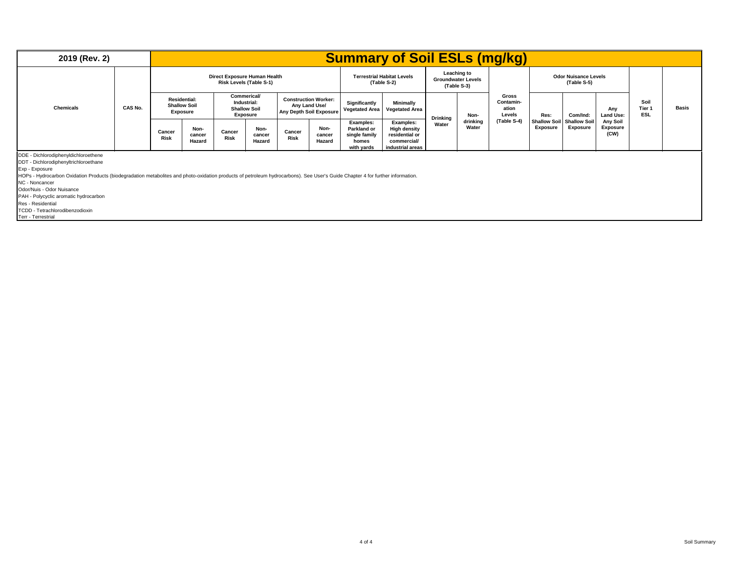| 2019 (Rev. 2) | | Summary of Soil ESLs (mg/kg) | | | | | | | | | | | | | | | |
|---|---|---|---|---|---|---|---|---|---|---|---|---|---|---|---|---|---|
| Chemicals | CAS No. | Direct Exposure Human Health Risk Levels (Table S-1) | | | | | | Terrestrial Habitat Levels (Table S-2) | | Leaching to Groundwater Levels (Table S-3) | | Gross Contamination Levels (Table S-4) | Odor Nuisance Levels (Table S-5) | | | Soil Tier 1 ESL | Basis |
| | | Residential: Shallow Soil Exposure | | Commerical/ Industrial: Shallow Soil Exposure | | Construction Worker: Any Land Use/ Any Depth Soil Exposure | | Significantly Vegetated Area | Minimally Vegetated Area | Drinking Water | Non-drinking Water | | Res: Shallow Soil Exposure | Com/Ind: Shallow Soil Exposure | Any Land Use: Any Soil Exposure (CW) | | |
| | | Cancer Risk | Non-cancer Hazard | Cancer Risk | Non-cancer Hazard | Cancer Risk | Non-cancer Hazard | Examples: Parkland or single family homes with yards | Examples: High density residential or commercial/ industrial areas | | | | | | | | |

DDE - Dichlorodiphenyldichloroethene
DDT - Dichlorodiphenyltrichloroethane
Exp - Exposure
HOPs - Hydrocarbon Oxidation Products (biodegradation metabolites and photo-oxidation products of petroleum hydrocarbons). See User's Guide Chapter 4 for further information.
NC - Noncancer
Odor/Nuis - Odor Nuisance
PAH - Polycyclic aromatic hydrocarbon
Res - Residential
TCDD - Tetrachlorodibenzodioxin
Terr - Terrestrial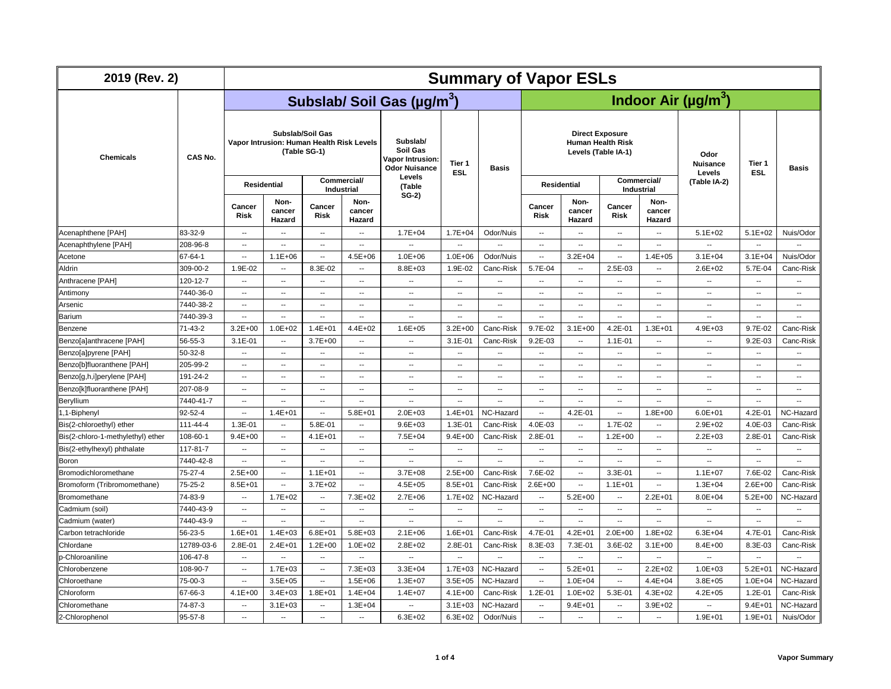| 2019 (Rev. 2) | | Summary of Vapor ESLs | | | | | | | | | | | | | | |
|---|---|---|---|---|---|---|---|---|---|---|---|---|---|---|---|---|
| | | Subslab/ Soil Gas (µg/m$^3$) | | | | | | | Indoor Air (µg/m$^3$) | | | | | | | |
| Chemicals | CAS No. | Subslab/Soil Gas Vapor Intrusion: Human Health Risk Levels (Table SG-1) | | | | Subslab/ Soil Gas Vapor Intrusion: Odor Nuisance Levels (Table SG-2) | Tier 1 ESL | Basis | Direct Exposure Human Health Risk Levels (Table IA-1) | | | | Odor Nuisance Levels (Table IA-2) | Tier 1 ESL | Basis |
| | | Residential | | Commercial/ Industrial | | | | | Residential | | Commercial/ Industrial | | | | |
| | | Cancer Risk | Non-cancer Hazard | Cancer Risk | Non-cancer Hazard | | | | Cancer Risk | Non-cancer Hazard | Cancer Risk | Non-cancer Hazard | | | |
| Acenaphthene [PAH] | 83-32-9 | -- | -- | -- | -- | 1.7E+04 | 1.7E+04 | Odor/Nuis | -- | -- | -- | -- | 5.1E+02 | 5.1E+02 | Nuis/Odor |
| Acenaphthylene [PAH] | 208-96-8 | -- | -- | -- | -- | -- | -- | -- | -- | -- | -- | -- | -- | -- | -- |
| Acetone | 67-64-1 | -- | 1.1E+06 | -- | 4.5E+06 | 1.0E+06 | 1.0E+06 | Odor/Nuis | -- | 3.2E+04 | -- | 1.4E+05 | 3.1E+04 | 3.1E+04 | Nuis/Odor |
| Aldrin | 309-00-2 | 1.9E-02 | -- | 8.3E-02 | -- | 8.8E+03 | 1.9E-02 | Canc-Risk | 5.7E-04 | -- | 2.5E-03 | -- | 2.6E+02 | 5.7E-04 | Canc-Risk |
| Anthracene [PAH] | 120-12-7 | -- | -- | -- | -- | -- | -- | -- | -- | -- | -- | -- | -- | -- | -- |
| Antimony | 7440-36-0 | -- | -- | -- | -- | -- | -- | -- | -- | -- | -- | -- | -- | -- | -- |
| Arsenic | 7440-38-2 | -- | -- | -- | -- | -- | -- | -- | -- | -- | -- | -- | -- | -- | -- |
| Barium | 7440-39-3 | -- | -- | -- | -- | -- | -- | -- | -- | -- | -- | -- | -- | -- | -- |
| Benzene | 71-43-2 | 3.2E+00 | 1.0E+02 | 1.4E+01 | 4.4E+02 | 1.6E+05 | 3.2E+00 | Canc-Risk | 9.7E-02 | 3.1E+00 | 4.2E-01 | 1.3E+01 | 4.9E+03 | 9.7E-02 | Canc-Risk |
| Benzo[a]anthracene [PAH] | 56-55-3 | 3.1E-01 | -- | 3.7E+00 | -- | -- | 3.1E-01 | Canc-Risk | 9.2E-03 | -- | 1.1E-01 | -- | -- | 9.2E-03 | Canc-Risk |
| Benzo[a]pyrene [PAH] | 50-32-8 | -- | -- | -- | -- | -- | -- | -- | -- | -- | -- | -- | -- | -- | -- |
| Benzo[b]fluoranthene [PAH] | 205-99-2 | -- | -- | -- | -- | -- | -- | -- | -- | -- | -- | -- | -- | -- | -- |
| Benzo[g,h,i]perylene [PAH] | 191-24-2 | -- | -- | -- | -- | -- | -- | -- | -- | -- | -- | -- | -- | -- | -- |
| Benzo[k]fluoranthene [PAH] | 207-08-9 | -- | -- | -- | -- | -- | -- | -- | -- | -- | -- | -- | -- | -- | -- |
| Beryllium | 7440-41-7 | -- | -- | -- | -- | -- | -- | -- | -- | -- | -- | -- | -- | -- | -- |
| 1,1-Biphenyl | 92-52-4 | -- | 1.4E+01 | -- | 5.8E+01 | 2.0E+03 | 1.4E+01 | NC-Hazard | -- | 4.2E-01 | -- | 1.8E+00 | 6.0E+01 | 4.2E-01 | NC-Hazard |
| Bis(2-chloroethyl) ether | 111-44-4 | 1.3E-01 | -- | 5.8E-01 | -- | 9.6E+03 | 1.3E-01 | Canc-Risk | 4.0E-03 | -- | 1.7E-02 | -- | 2.9E+02 | 4.0E-03 | Canc-Risk |
| Bis(2-chloro-1-methylethyl) ether | 108-60-1 | 9.4E+00 | -- | 4.1E+01 | -- | 7.5E+04 | 9.4E+00 | Canc-Risk | 2.8E-01 | -- | 1.2E+00 | -- | 2.2E+03 | 2.8E-01 | Canc-Risk |
| Bis(2-ethylhexyl) phthalate | 117-81-7 | -- | -- | -- | -- | -- | -- | -- | -- | -- | -- | -- | -- | -- | -- |
| Boron | 7440-42-8 | -- | -- | -- | -- | -- | -- | -- | -- | -- | -- | -- | -- | -- | -- |
| Bromodichloromethane | 75-27-4 | 2.5E+00 | -- | 1.1E+01 | -- | 3.7E+08 | 2.5E+00 | Canc-Risk | 7.6E-02 | -- | 3.3E-01 | -- | 1.1E+07 | 7.6E-02 | Canc-Risk |
| Bromoform (Tribromomethane) | 75-25-2 | 8.5E+01 | -- | 3.7E+02 | -- | 4.5E+05 | 8.5E+01 | Canc-Risk | 2.6E+00 | -- | 1.1E+01 | -- | 1.3E+04 | 2.6E+00 | Canc-Risk |
| Bromomethane | 74-83-9 | -- | 1.7E+02 | -- | 7.3E+02 | 2.7E+06 | 1.7E+02 | NC-Hazard | -- | 5.2E+00 | -- | 2.2E+01 | 8.0E+04 | 5.2E+00 | NC-Hazard |
| Cadmium (soil) | 7440-43-9 | -- | -- | -- | -- | -- | -- | -- | -- | -- | -- | -- | -- | -- | -- |
| Cadmium (water) | 7440-43-9 | -- | -- | -- | -- | -- | -- | -- | -- | -- | -- | -- | -- | -- | -- |
| Carbon tetrachloride | 56-23-5 | 1.6E+01 | 1.4E+03 | 6.8E+01 | 5.8E+03 | 2.1E+06 | 1.6E+01 | Canc-Risk | 4.7E-01 | 4.2E+01 | 2.0E+00 | 1.8E+02 | 6.3E+04 | 4.7E-01 | Canc-Risk |
| Chlordane | 12789-03-6 | 2.8E-01 | 2.4E+01 | 1.2E+00 | 1.0E+02 | 2.8E+02 | 2.8E-01 | Canc-Risk | 8.3E-03 | 7.3E-01 | 3.6E-02 | 3.1E+00 | 8.4E+00 | 8.3E-03 | Canc-Risk |
| p-Chloroaniline | 106-47-8 | -- | -- | -- | -- | -- | -- | -- | -- | -- | -- | -- | -- | -- | -- |
| Chlorobenzene | 108-90-7 | -- | 1.7E+03 | -- | 7.3E+03 | 3.3E+04 | 1.7E+03 | NC-Hazard | -- | 5.2E+01 | -- | 2.2E+02 | 1.0E+03 | 5.2E+01 | NC-Hazard |
| Chloroethane | 75-00-3 | -- | 3.5E+05 | -- | 1.5E+06 | 1.3E+07 | 3.5E+05 | NC-Hazard | -- | 1.0E+04 | -- | 4.4E+04 | 3.8E+05 | 1.0E+04 | NC-Hazard |
| Chloroform | 67-66-3 | 4.1E+00 | 3.4E+03 | 1.8E+01 | 1.4E+04 | 1.4E+07 | 4.1E+00 | Canc-Risk | 1.2E-01 | 1.0E+02 | 5.3E-01 | 4.3E+02 | 4.2E+05 | 1.2E-01 | Canc-Risk |
| Chloromethane | 74-87-3 | -- | 3.1E+03 | -- | 1.3E+04 | -- | 3.1E+03 | NC-Hazard | -- | 9.4E+01 | -- | 3.9E+02 | -- | 9.4E+01 | NC-Hazard |
| 2-Chlorophenol | 95-57-8 | -- | -- | -- | -- | 6.3E+02 | 6.3E+02 | Odor/Nuis | -- | -- | -- | -- | 1.9E+01 | 1.9E+01 | Nuis/Odor |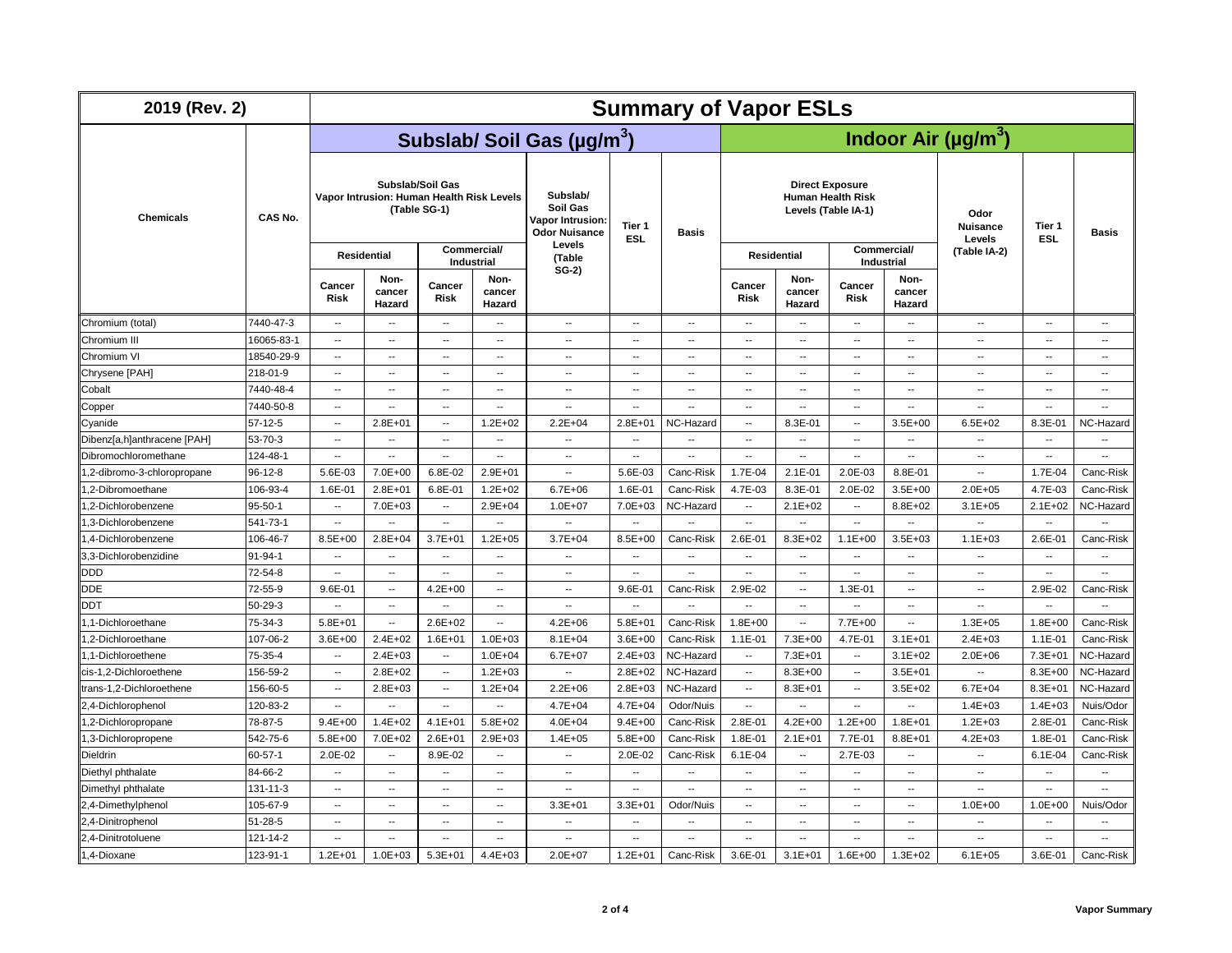# 2019 (Rev. 2)

## Summary of Vapor ESLs

| Chemicals | CAS No. | Subslab/ Soil Gas (µg/m$^3$) | | | | | | | Indoor Air (µg/m$^3$) | | | | | | |
|---|---|---|---|---|---|---|---|---|---|---|---|---|---|---|---|
| | | Subslab/Soil Gas Vapor Intrusion: Human Health Risk Levels (Table SG-1) | | | | Subslab/ Soil Gas Vapor Intrusion: Odor Nuisance Levels (Table SG-2) | Tier 1 ESL | Basis | Direct Exposure Human Health Risk Levels (Table IA-1) | | | | Odor Nuisance Levels (Table IA-2) | Tier 1 ESL | Basis |
| | | Residential | | Commercial/ Industrial | | | | | Residential | | Commercial/ Industrial | | | | |
| | | Cancer Risk | Non-cancer Hazard | Cancer Risk | Non-cancer Hazard | | | | Cancer Risk | Non-cancer Hazard | Cancer Risk | Non-cancer Hazard | | | |
| Chromium (total) | 7440-47-3 | -- | -- | -- | -- | -- | -- | -- | -- | -- | -- | -- | -- | -- | -- |
| Chromium III | 16065-83-1 | -- | -- | -- | -- | -- | -- | -- | -- | -- | -- | -- | -- | -- | -- |
| Chromium VI | 18540-29-9 | -- | -- | -- | -- | -- | -- | -- | -- | -- | -- | -- | -- | -- | -- |
| Chrysene [PAH] | 218-01-9 | -- | -- | -- | -- | -- | -- | -- | -- | -- | -- | -- | -- | -- | -- |
| Cobalt | 7440-48-4 | -- | -- | -- | -- | -- | -- | -- | -- | -- | -- | -- | -- | -- | -- |
| Copper | 7440-50-8 | -- | -- | -- | -- | -- | -- | -- | -- | -- | -- | -- | -- | -- | -- |
| Cyanide | 57-12-5 | -- | 2.8E+01 | -- | 1.2E+02 | 2.2E+04 | 2.8E+01 | NC-Hazard | -- | 8.3E-01 | -- | 3.5E+00 | 6.5E+02 | 8.3E-01 | NC-Hazard |
| Dibenz[a,h]anthracene [PAH] | 53-70-3 | -- | -- | -- | -- | -- | -- | -- | -- | -- | -- | -- | -- | -- | -- |
| Dibromochloromethane | 124-48-1 | -- | -- | -- | -- | -- | -- | -- | -- | -- | -- | -- | -- | -- | -- |
| 1,2-dibromo-3-chloropropane | 96-12-8 | 5.6E-03 | 7.0E+00 | 6.8E-02 | 2.9E+01 | -- | 5.6E-03 | Canc-Risk | 1.7E-04 | 2.1E-01 | 2.0E-03 | 8.8E-01 | -- | 1.7E-04 | Canc-Risk |
| 1,2-Dibromoethane | 106-93-4 | 1.6E-01 | 2.8E+01 | 6.8E-01 | 1.2E+02 | 6.7E+06 | 1.6E-01 | Canc-Risk | 4.7E-03 | 8.3E-01 | 2.0E-02 | 3.5E+00 | 2.0E+05 | 4.7E-03 | Canc-Risk |
| 1,2-Dichlorobenzene | 95-50-1 | -- | 7.0E+03 | -- | 2.9E+04 | 1.0E+07 | 7.0E+03 | NC-Hazard | -- | 2.1E+02 | -- | 8.8E+02 | 3.1E+05 | 2.1E+02 | NC-Hazard |
| 1,3-Dichlorobenzene | 541-73-1 | -- | -- | -- | -- | -- | -- | -- | -- | -- | -- | -- | -- | -- | -- |
| 1,4-Dichlorobenzene | 106-46-7 | 8.5E+00 | 2.8E+04 | 3.7E+01 | 1.2E+05 | 3.7E+04 | 8.5E+00 | Canc-Risk | 2.6E-01 | 8.3E+02 | 1.1E+00 | 3.5E+03 | 1.1E+03 | 2.6E-01 | Canc-Risk |
| 3,3-Dichlorobenzidine | 91-94-1 | -- | -- | -- | -- | -- | -- | -- | -- | -- | -- | -- | -- | -- | -- |
| DDD | 72-54-8 | -- | -- | -- | -- | -- | -- | -- | -- | -- | -- | -- | -- | -- | -- |
| DDE | 72-55-9 | 9.6E-01 | -- | 4.2E+00 | -- | -- | 9.6E-01 | Canc-Risk | 2.9E-02 | -- | 1.3E-01 | -- | -- | 2.9E-02 | Canc-Risk |
| DDT | 50-29-3 | -- | -- | -- | -- | -- | -- | -- | -- | -- | -- | -- | -- | -- | -- |
| 1,1-Dichloroethane | 75-34-3 | 5.8E+01 | -- | 2.6E+02 | -- | 4.2E+06 | 5.8E+01 | Canc-Risk | 1.8E+00 | -- | 7.7E+00 | -- | 1.3E+05 | 1.8E+00 | Canc-Risk |
| 1,2-Dichloroethane | 107-06-2 | 3.6E+00 | 2.4E+02 | 1.6E+01 | 1.0E+03 | 8.1E+04 | 3.6E+00 | Canc-Risk | 1.1E-01 | 7.3E+00 | 4.7E-01 | 3.1E+01 | 2.4E+03 | 1.1E-01 | Canc-Risk |
| 1,1-Dichloroethene | 75-35-4 | -- | 2.4E+03 | -- | 1.0E+04 | 6.7E+07 | 2.4E+03 | NC-Hazard | -- | 7.3E+01 | -- | 3.1E+02 | 2.0E+06 | 7.3E+01 | NC-Hazard |
| cis-1,2-Dichloroethene | 156-59-2 | -- | 2.8E+02 | -- | 1.2E+03 | -- | 2.8E+02 | NC-Hazard | -- | 8.3E+00 | -- | 3.5E+01 | -- | 8.3E+00 | NC-Hazard |
| trans-1,2-Dichloroethene | 156-60-5 | -- | 2.8E+03 | -- | 1.2E+04 | 2.2E+06 | 2.8E+03 | NC-Hazard | -- | 8.3E+01 | -- | 3.5E+02 | 6.7E+04 | 8.3E+01 | NC-Hazard |
| 2,4-Dichlorophenol | 120-83-2 | -- | -- | -- | -- | 4.7E+04 | 4.7E+04 | Odor/Nuis | -- | -- | -- | -- | 1.4E+03 | 1.4E+03 | Nuis/Odor |
| 1,2-Dichloropropane | 78-87-5 | 9.4E+00 | 1.4E+02 | 4.1E+01 | 5.8E+02 | 4.0E+04 | 9.4E+00 | Canc-Risk | 2.8E-01 | 4.2E+00 | 1.2E+00 | 1.8E+01 | 1.2E+03 | 2.8E-01 | Canc-Risk |
| 1,3-Dichloropropene | 542-75-6 | 5.8E+00 | 7.0E+02 | 2.6E+01 | 2.9E+03 | 1.4E+05 | 5.8E+00 | Canc-Risk | 1.8E-01 | 2.1E+01 | 7.7E-01 | 8.8E+01 | 4.2E+03 | 1.8E-01 | Canc-Risk |
| Dieldrin | 60-57-1 | 2.0E-02 | -- | 8.9E-02 | -- | -- | 2.0E-02 | Canc-Risk | 6.1E-04 | -- | 2.7E-03 | -- | -- | 6.1E-04 | Canc-Risk |
| Diethyl phthalate | 84-66-2 | -- | -- | -- | -- | -- | -- | -- | -- | -- | -- | -- | -- | -- | -- |
| Dimethyl phthalate | 131-11-3 | -- | -- | -- | -- | -- | -- | -- | -- | -- | -- | -- | -- | -- | -- |
| 2,4-Dimethylphenol | 105-67-9 | -- | -- | -- | -- | 3.3E+01 | 3.3E+01 | Odor/Nuis | -- | -- | -- | -- | 1.0E+00 | 1.0E+00 | Nuis/Odor |
| 2,4-Dinitrophenol | 51-28-5 | -- | -- | -- | -- | -- | -- | -- | -- | -- | -- | -- | -- | -- | -- |
| 2,4-Dinitrotoluene | 121-14-2 | -- | -- | -- | -- | -- | -- | -- | -- | -- | -- | -- | -- | -- | -- |
| 1,4-Dioxane | 123-91-1 | 1.2E+01 | 1.0E+03 | 5.3E+01 | 4.4E+03 | 2.0E+07 | 1.2E+01 | Canc-Risk | 3.6E-01 | 3.1E+01 | 1.6E+00 | 1.3E+02 | 6.1E+05 | 3.6E-01 | Canc-Risk |

Vapor Summary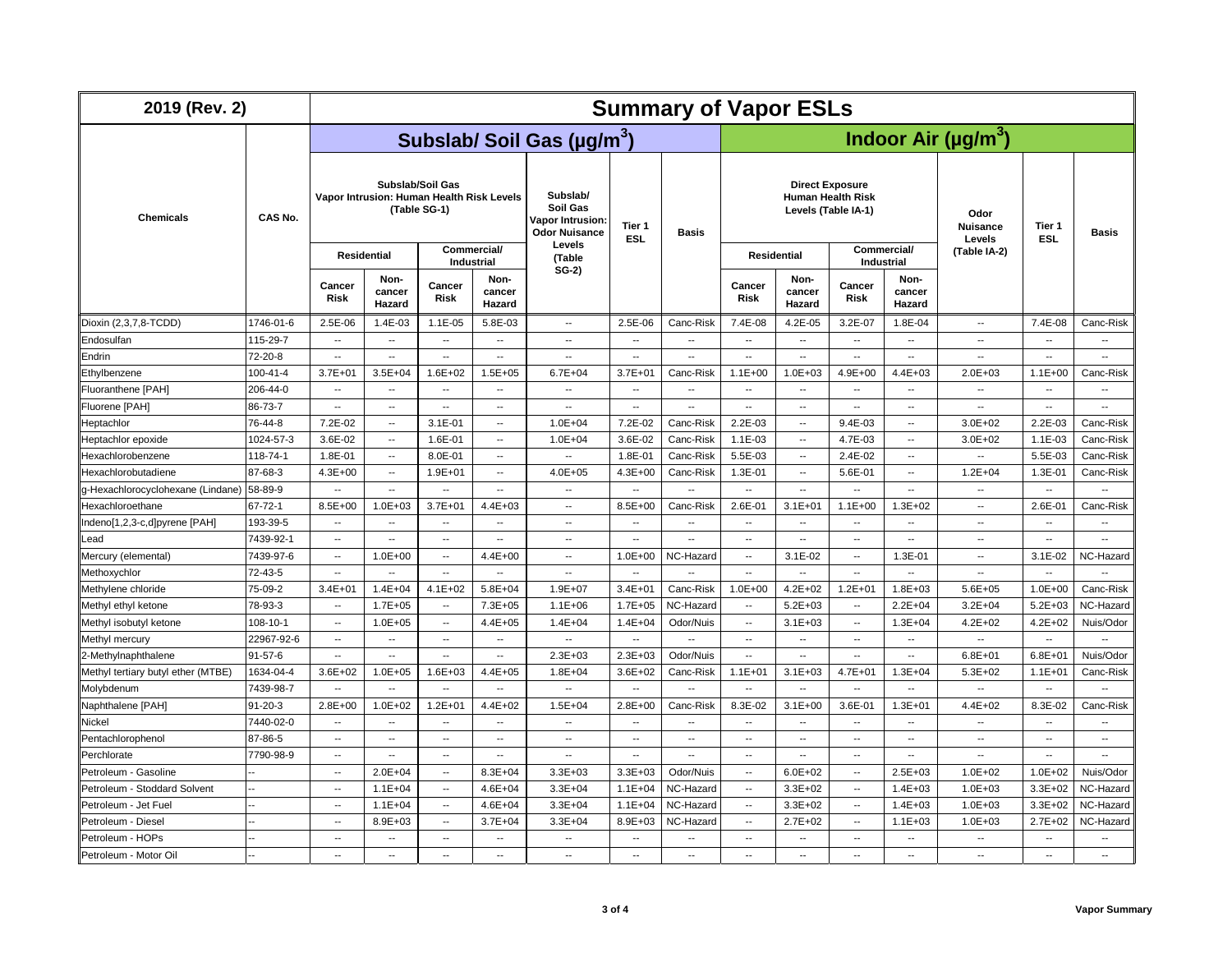| 2019 (Rev. 2) | | Summary of Vapor ESLs | | | | | | | | | | | | | | |
|---|---|---|---|---|---|---|---|---|---|---|---|---|---|---|---|---|
| | | Subslab/ Soil Gas (μg/m$^3$) | | | | | | | Indoor Air (μg/m$^3$) | | | | | | | |
| Chemicals | CAS No. | Subslab/Soil Gas Vapor Intrusion: Human Health Risk Levels (Table SG-1) | | | | Subslab/ Soil Gas Vapor Intrusion: Odor Nuisance Levels (Table SG-2) | Tier 1 ESL | Basis | Direct Exposure Human Health Risk Levels (Table IA-1) | | | | Odor Nuisance Levels (Table IA-2) | Tier 1 ESL | Basis |
| | | Residential | | Commercial/ Industrial | | | | | Residential | | Commercial/ Industrial | | | | |
| | | Cancer Risk | Non-cancer Hazard | Cancer Risk | Non-cancer Hazard | | | | Cancer Risk | Non-cancer Hazard | Cancer Risk | Non-cancer Hazard | | | |
| Dioxin (2,3,7,8-TCDD) | 1746-01-6 | 2.5E-06 | 1.4E-03 | 1.1E-05 | 5.8E-03 | -- | 2.5E-06 | Canc-Risk | 7.4E-08 | 4.2E-05 | 3.2E-07 | 1.8E-04 | -- | 7.4E-08 | Canc-Risk |
| Endosulfan | 115-29-7 | -- | -- | -- | -- | -- | -- | -- | -- | -- | -- | -- | -- | -- | -- |
| Endrin | 72-20-8 | -- | -- | -- | -- | -- | -- | -- | -- | -- | -- | -- | -- | -- | -- |
| Ethylbenzene | 100-41-4 | 3.7E+01 | 3.5E+04 | 1.6E+02 | 1.5E+05 | 6.7E+04 | 3.7E+01 | Canc-Risk | 1.1E+00 | 1.0E+03 | 4.9E+00 | 4.4E+03 | 2.0E+03 | 1.1E+00 | Canc-Risk |
| Fluoranthene [PAH] | 206-44-0 | -- | -- | -- | -- | -- | -- | -- | -- | -- | -- | -- | -- | -- | -- |
| Fluorene [PAH] | 86-73-7 | -- | -- | -- | -- | -- | -- | -- | -- | -- | -- | -- | -- | -- | -- |
| Heptachlor | 76-44-8 | 7.2E-02 | -- | 3.1E-01 | -- | 1.0E+04 | 7.2E-02 | Canc-Risk | 2.2E-03 | -- | 9.4E-03 | -- | 3.0E+02 | 2.2E-03 | Canc-Risk |
| Heptachlor epoxide | 1024-57-3 | 3.6E-02 | -- | 1.6E-01 | -- | 1.0E+04 | 3.6E-02 | Canc-Risk | 1.1E-03 | -- | 4.7E-03 | -- | 3.0E+02 | 1.1E-03 | Canc-Risk |
| Hexachlorobenzene | 118-74-1 | 1.8E-01 | -- | 8.0E-01 | -- | -- | 1.8E-01 | Canc-Risk | 5.5E-03 | -- | 2.4E-02 | -- | -- | 5.5E-03 | Canc-Risk |
| Hexachlorobutadiene | 87-68-3 | 4.3E+00 | -- | 1.9E+01 | -- | 4.0E+05 | 4.3E+00 | Canc-Risk | 1.3E-01 | -- | 5.6E-01 | -- | 1.2E+04 | 1.3E-01 | Canc-Risk |
| g-Hexachlorocyclohexane (Lindane) | 58-89-9 | -- | -- | -- | -- | -- | -- | -- | -- | -- | -- | -- | -- | -- | -- |
| Hexachloroethane | 67-72-1 | 8.5E+00 | 1.0E+03 | 3.7E+01 | 4.4E+03 | -- | 8.5E+00 | Canc-Risk | 2.6E-01 | 3.1E+01 | 1.1E+00 | 1.3E+02 | -- | 2.6E-01 | Canc-Risk |
| Indeno[1,2,3-c,d]pyrene [PAH] | 193-39-5 | -- | -- | -- | -- | -- | -- | -- | -- | -- | -- | -- | -- | -- | -- |
| Lead | 7439-92-1 | -- | -- | -- | -- | -- | -- | -- | -- | -- | -- | -- | -- | -- | -- |
| Mercury (elemental) | 7439-97-6 | -- | 1.0E+00 | -- | 4.4E+00 | -- | 1.0E+00 | NC-Hazard | -- | 3.1E-02 | -- | 1.3E-01 | -- | 3.1E-02 | NC-Hazard |
| Methoxychlor | 72-43-5 | -- | -- | -- | -- | -- | -- | -- | -- | -- | -- | -- | -- | -- | -- |
| Methylene chloride | 75-09-2 | 3.4E+01 | 1.4E+04 | 4.1E+02 | 5.8E+04 | 1.9E+07 | 3.4E+01 | Canc-Risk | 1.0E+00 | 4.2E+02 | 1.2E+01 | 1.8E+03 | 5.6E+05 | 1.0E+00 | Canc-Risk |
| Methyl ethyl ketone | 78-93-3 | -- | 1.7E+05 | -- | 7.3E+05 | 1.1E+06 | 1.7E+05 | NC-Hazard | -- | 5.2E+03 | -- | 2.2E+04 | 3.2E+04 | 5.2E+03 | NC-Hazard |
| Methyl isobutyl ketone | 108-10-1 | -- | 1.0E+05 | -- | 4.4E+05 | 1.4E+04 | 1.4E+04 | Odor/Nuis | -- | 3.1E+03 | -- | 1.3E+04 | 4.2E+02 | 4.2E+02 | Nuis/Odor |
| Methyl mercury | 22967-92-6 | -- | -- | -- | -- | -- | -- | -- | -- | -- | -- | -- | -- | -- | -- |
| 2-Methylnaphthalene | 91-57-6 | -- | -- | -- | -- | 2.3E+03 | 2.3E+03 | Odor/Nuis | -- | -- | -- | -- | 6.8E+01 | 6.8E+01 | Nuis/Odor |
| Methyl tertiary butyl ether (MTBE) | 1634-04-4 | 3.6E+02 | 1.0E+05 | 1.6E+03 | 4.4E+05 | 1.8E+04 | 3.6E+02 | Canc-Risk | 1.1E+01 | 3.1E+03 | 4.7E+01 | 1.3E+04 | 5.3E+02 | 1.1E+01 | Canc-Risk |
| Molybdenum | 7439-98-7 | -- | -- | -- | -- | -- | -- | -- | -- | -- | -- | -- | -- | -- | -- |
| Naphthalene [PAH] | 91-20-3 | 2.8E+00 | 1.0E+02 | 1.2E+01 | 4.4E+02 | 1.5E+04 | 2.8E+00 | Canc-Risk | 8.3E-02 | 3.1E+00 | 3.6E-01 | 1.3E+01 | 4.4E+02 | 8.3E-02 | Canc-Risk |
| Nickel | 7440-02-0 | -- | -- | -- | -- | -- | -- | -- | -- | -- | -- | -- | -- | -- | -- |
| Pentachlorophenol | 87-86-5 | -- | -- | -- | -- | -- | -- | -- | -- | -- | -- | -- | -- | -- | -- |
| Perchlorate | 7790-98-9 | -- | -- | -- | -- | -- | -- | -- | -- | -- | -- | -- | -- | -- | -- |
| Petroleum - Gasoline | -- | -- | 2.0E+04 | -- | 8.3E+04 | 3.3E+03 | 3.3E+03 | Odor/Nuis | -- | 6.0E+02 | -- | 2.5E+03 | 1.0E+02 | 1.0E+02 | Nuis/Odor |
| Petroleum - Stoddard Solvent | -- | -- | 1.1E+04 | -- | 4.6E+04 | 3.3E+04 | 1.1E+04 | NC-Hazard | -- | 3.3E+02 | -- | 1.4E+03 | 1.0E+03 | 3.3E+02 | NC-Hazard |
| Petroleum - Jet Fuel | -- | -- | 1.1E+04 | -- | 4.6E+04 | 3.3E+04 | 1.1E+04 | NC-Hazard | -- | 3.3E+02 | -- | 1.4E+03 | 1.0E+03 | 3.3E+02 | NC-Hazard |
| Petroleum - Diesel | -- | -- | 8.9E+03 | -- | 3.7E+04 | 3.3E+04 | 8.9E+03 | NC-Hazard | -- | 2.7E+02 | -- | 1.1E+03 | 1.0E+03 | 2.7E+02 | NC-Hazard |
| Petroleum - HOPs | -- | -- | -- | -- | -- | -- | -- | -- | -- | -- | -- | -- | -- | -- | -- |
| Petroleum - Motor Oil | -- | -- | -- | -- | -- | -- | -- | -- | -- | -- | -- | -- | -- | -- | -- |

Vapor Summary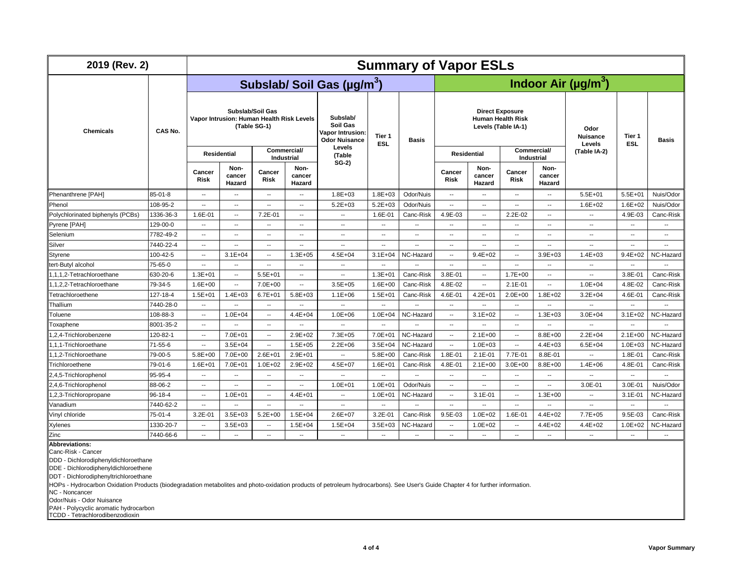| 2019 (Rev. 2) | | Summary of Vapor ESLs | | | | | | | | | | | | | | |
|---|---|---|---|---|---|---|---|---|---|---|---|---|---|---|---|---|
| | | Subslab/ Soil Gas (µg/m$^3$) | | | | | | | Indoor Air (µg/m$^3$) | | | | | | | |
| Chemicals | CAS No. | Subslab/Soil Gas Vapor Intrusion: Human Health Risk Levels (Table SG-1) | | | | Subslab/ Soil Gas Vapor Intrusion: Odor Nuisance Levels (Table SG-2) | Tier 1 ESL | Basis | Direct Exposure Human Health Risk Levels (Table IA-1) | | | | Odor Nuisance Levels (Table IA-2) | Tier 1 ESL | Basis |
| | | Residential | | Commercial/ Industrial | | | | | Residential | | Commercial/ Industrial | | | | |
| | | Cancer Risk | Non-cancer Hazard | Cancer Risk | Non-cancer Hazard | | | | Cancer Risk | Non-cancer Hazard | Cancer Risk | Non-cancer Hazard | | | |
| Phenanthrene [PAH] | 85-01-8 | -- | -- | -- | -- | 1.8E+03 | 1.8E+03 | Odor/Nuis | -- | -- | -- | -- | 5.5E+01 | 5.5E+01 | Nuis/Odor |
| Phenol | 108-95-2 | -- | -- | -- | -- | 5.2E+03 | 5.2E+03 | Odor/Nuis | -- | -- | -- | -- | 1.6E+02 | 1.6E+02 | Nuis/Odor |
| Polychlorinated biphenyls (PCBs) | 1336-36-3 | 1.6E-01 | -- | 7.2E-01 | -- | -- | 1.6E-01 | Canc-Risk | 4.9E-03 | -- | 2.2E-02 | -- | -- | 4.9E-03 | Canc-Risk |
| Pyrene [PAH] | 129-00-0 | -- | -- | -- | -- | -- | -- | -- | -- | -- | -- | -- | -- | -- | -- |
| Selenium | 7782-49-2 | -- | -- | -- | -- | -- | -- | -- | -- | -- | -- | -- | -- | -- | -- |
| Silver | 7440-22-4 | -- | -- | -- | -- | -- | -- | -- | -- | -- | -- | -- | -- | -- | -- |
| Styrene | 100-42-5 | -- | 3.1E+04 | -- | 1.3E+05 | 4.5E+04 | 3.1E+04 | NC-Hazard | -- | 9.4E+02 | -- | 3.9E+03 | 1.4E+03 | 9.4E+02 | NC-Hazard |
| tert-Butyl alcohol | 75-65-0 | -- | -- | -- | -- | -- | -- | -- | -- | -- | -- | -- | -- | -- | -- |
| 1,1,1,2-Tetrachloroethane | 630-20-6 | 1.3E+01 | -- | 5.5E+01 | -- | -- | 1.3E+01 | Canc-Risk | 3.8E-01 | -- | 1.7E+00 | -- | -- | 3.8E-01 | Canc-Risk |
| 1,1,2,2-Tetrachloroethane | 79-34-5 | 1.6E+00 | -- | 7.0E+00 | -- | 3.5E+05 | 1.6E+00 | Canc-Risk | 4.8E-02 | -- | 2.1E-01 | -- | 1.0E+04 | 4.8E-02 | Canc-Risk |
| Tetrachloroethene | 127-18-4 | 1.5E+01 | 1.4E+03 | 6.7E+01 | 5.8E+03 | 1.1E+06 | 1.5E+01 | Canc-Risk | 4.6E-01 | 4.2E+01 | 2.0E+00 | 1.8E+02 | 3.2E+04 | 4.6E-01 | Canc-Risk |
| Thallium | 7440-28-0 | -- | -- | -- | -- | -- | -- | -- | -- | -- | -- | -- | -- | -- | -- |
| Toluene | 108-88-3 | -- | 1.0E+04 | -- | 4.4E+04 | 1.0E+06 | 1.0E+04 | NC-Hazard | -- | 3.1E+02 | -- | 1.3E+03 | 3.0E+04 | 3.1E+02 | NC-Hazard |
| Toxaphene | 8001-35-2 | -- | -- | -- | -- | -- | -- | -- | -- | -- | -- | -- | -- | -- | -- |
| 1,2,4-Trichlorobenzene | 120-82-1 | -- | 7.0E+01 | -- | 2.9E+02 | 7.3E+05 | 7.0E+01 | NC-Hazard | -- | 2.1E+00 | -- | 8.8E+00 | 2.2E+04 | 2.1E+00 | NC-Hazard |
| 1,1,1-Trichloroethane | 71-55-6 | -- | 3.5E+04 | -- | 1.5E+05 | 2.2E+06 | 3.5E+04 | NC-Hazard | -- | 1.0E+03 | -- | 4.4E+03 | 6.5E+04 | 1.0E+03 | NC-Hazard |
| 1,1,2-Trichloroethane | 79-00-5 | 5.8E+00 | 7.0E+00 | 2.6E+01 | 2.9E+01 | -- | 5.8E+00 | Canc-Risk | 1.8E-01 | 2.1E-01 | 7.7E-01 | 8.8E-01 | -- | 1.8E-01 | Canc-Risk |
| Trichloroethene | 79-01-6 | 1.6E+01 | 7.0E+01 | 1.0E+02 | 2.9E+02 | 4.5E+07 | 1.6E+01 | Canc-Risk | 4.8E-01 | 2.1E+00 | 3.0E+00 | 8.8E+00 | 1.4E+06 | 4.8E-01 | Canc-Risk |
| 2,4,5-Trichlorophenol | 95-95-4 | -- | -- | -- | -- | -- | -- | -- | -- | -- | -- | -- | -- | -- | -- |
| 2,4,6-Trichlorophenol | 88-06-2 | -- | -- | -- | -- | 1.0E+01 | 1.0E+01 | Odor/Nuis | -- | -- | -- | -- | 3.0E-01 | 3.0E-01 | Nuis/Odor |
| 1,2,3-Trichloropropane | 96-18-4 | -- | 1.0E+01 | -- | 4.4E+01 | -- | 1.0E+01 | NC-Hazard | -- | 3.1E-01 | -- | 1.3E+00 | -- | 3.1E-01 | NC-Hazard |
| Vanadium | 7440-62-2 | -- | -- | -- | -- | -- | -- | -- | -- | -- | -- | -- | -- | -- | -- |
| Vinyl chloride | 75-01-4 | 3.2E-01 | 3.5E+03 | 5.2E+00 | 1.5E+04 | 2.6E+07 | 3.2E-01 | Canc-Risk | 9.5E-03 | 1.0E+02 | 1.6E-01 | 4.4E+02 | 7.7E+05 | 9.5E-03 | Canc-Risk |
| Xylenes | 1330-20-7 | -- | 3.5E+03 | -- | 1.5E+04 | 1.5E+04 | 3.5E+03 | NC-Hazard | -- | 1.0E+02 | -- | 4.4E+02 | 4.4E+02 | 1.0E+02 | NC-Hazard |
| Zinc | 7440-66-6 | -- | -- | -- | -- | -- | -- | -- | -- | -- | -- | -- | -- | -- | -- |

**Abbreviations:**

Canc-Risk - Cancer
DDD - Dichlorodiphenyldichloroethane
DDE - Dichlorodiphenyldichloroethene
DDT - Dichlorodiphenyltrichloroethane
HOPs - Hydrocarbon Oxidation Products (biodegradation metabolites and photo-oxidation products of petroleum hydrocarbons). See User's Guide Chapter 4 for further information.
NC - Noncancer
Odor/Nuis - Odor Nuisance
PAH - Polycyclic aromatic hydrocarbon
TCDD - Tetrachlorodibenzodioxin

Vapor Summary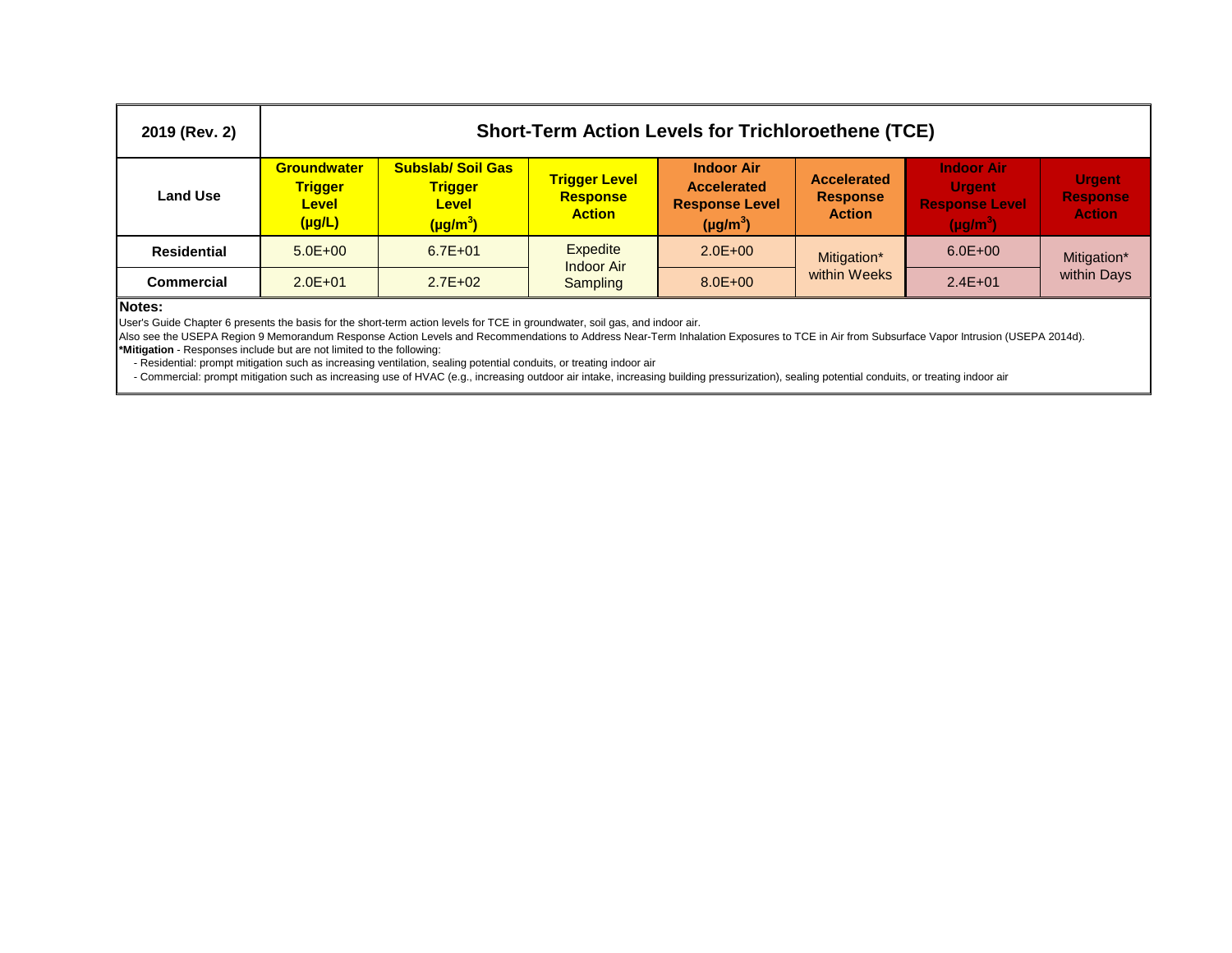| 2019 (Rev. 2) | Short-Term Action Levels for Trichloroethene (TCE) | | | | | | |
|---|---|---|---|---|---|---|---|
| **Land Use** | **Groundwater Trigger Level (µg/L)** | **Subslab/ Soil Gas Trigger Level (µg/m$^3$)** | **Trigger Level Response Action** | **Indoor Air Accelerated Response Level (µg/m$^3$)** | **Accelerated Response Action** | **Indoor Air Urgent Response Level (µg/m$^3$)** | **Urgent Response Action** |
| **Residential** | 5.0E+00 | 6.7E+01 | Expedite Indoor Air Sampling | 2.0E+00 | Mitigation* within Weeks | 6.0E+00 | Mitigation* within Days |
| **Commercial** | 2.0E+01 | 2.7E+02 | | 8.0E+00 | | 2.4E+01 | |

**Notes:**

User's Guide Chapter 6 presents the basis for the short-term action levels for TCE in groundwater, soil gas, and indoor air.

Also see the USEPA Region 9 Memorandum Response Action Levels and Recommendations to Address Near-Term Inhalation Exposures to TCE in Air from Subsurface Vapor Intrusion (USEPA 2014d).

***Mitigation** - Responses include but are not limited to the following:

- Residential: prompt mitigation such as increasing ventilation, sealing potential conduits, or treating indoor air
- Commercial: prompt mitigation such as increasing use of HVAC (e.g., increasing outdoor air intake, increasing building pressurization), sealing potential conduits, or treating indoor air